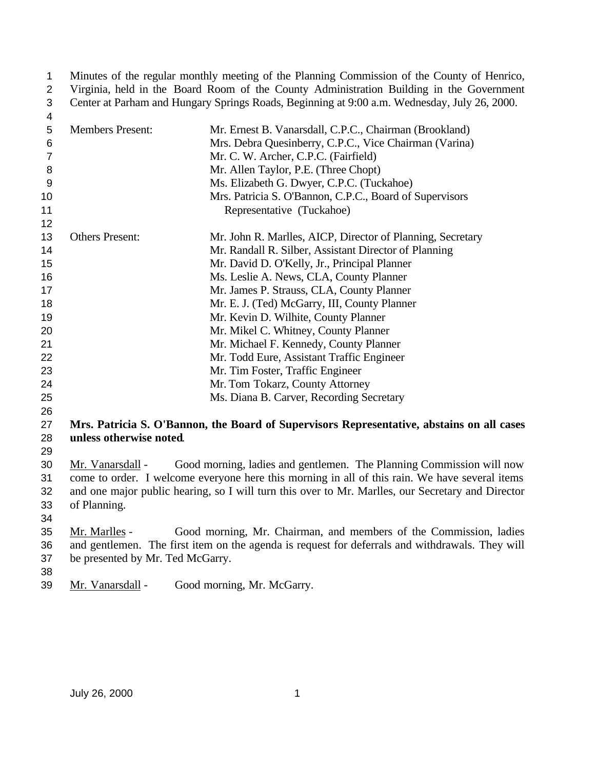Minutes of the regular monthly meeting of the Planning Commission of the County of Henrico, Virginia, held in the Board Room of the County Administration Building in the Government Center at Parham and Hungary Springs Roads, Beginning at 9:00 a.m. Wednesday, July 26, 2000.

| | |
|---|---|
| Members Present: | Mr. Ernest B. Vanarsdall, C.P.C., Chairman (Brookland) |
| | Mrs. Debra Quesinberry, C.P.C., Vice Chairman (Varina) |
| | Mr. C. W. Archer, C.P.C. (Fairfield) |
| | Mr. Allen Taylor, P.E. (Three Chopt) |
| | Ms. Elizabeth G. Dwyer, C.P.C. (Tuckahoe) |
| | Mrs. Patricia S. O'Bannon, C.P.C., Board of Supervisors Representative (Tuckahoe) |
| Others Present: | Mr. John R. Marlles, AICP, Director of Planning, Secretary |
| | Mr. Randall R. Silber, Assistant Director of Planning |
| | Mr. David D. O'Kelly, Jr., Principal Planner |
| | Ms. Leslie A. News, CLA, County Planner |
| | Mr. James P. Strauss, CLA, County Planner |
| | Mr. E. J. (Ted) McGarry, III, County Planner |
| | Mr. Kevin D. Wilhite, County Planner |
| | Mr. Mikel C. Whitney, County Planner |
| | Mr. Michael F. Kennedy, County Planner |
| | Mr. Todd Eure, Assistant Traffic Engineer |
| | Mr. Tim Foster, Traffic Engineer |
| | Mr. Tom Tokarz, County Attorney |
| | Ms. Diana B. Carver, Recording Secretary |

**Mrs. Patricia S. O'Bannon, the Board of Supervisors Representative, abstains on all cases unless otherwise noted.**

Mr. Vanarsdall - Good morning, ladies and gentlemen. The Planning Commission will now come to order. I welcome everyone here this morning in all of this rain. We have several items and one major public hearing, so I will turn this over to Mr. Marlles, our Secretary and Director of Planning.

Mr. Marlles - Good morning, Mr. Chairman, and members of the Commission, ladies and gentlemen. The first item on the agenda is request for deferrals and withdrawals. They will be presented by Mr. Ted McGarry.

Mr. Vanarsdall - Good morning, Mr. McGarry.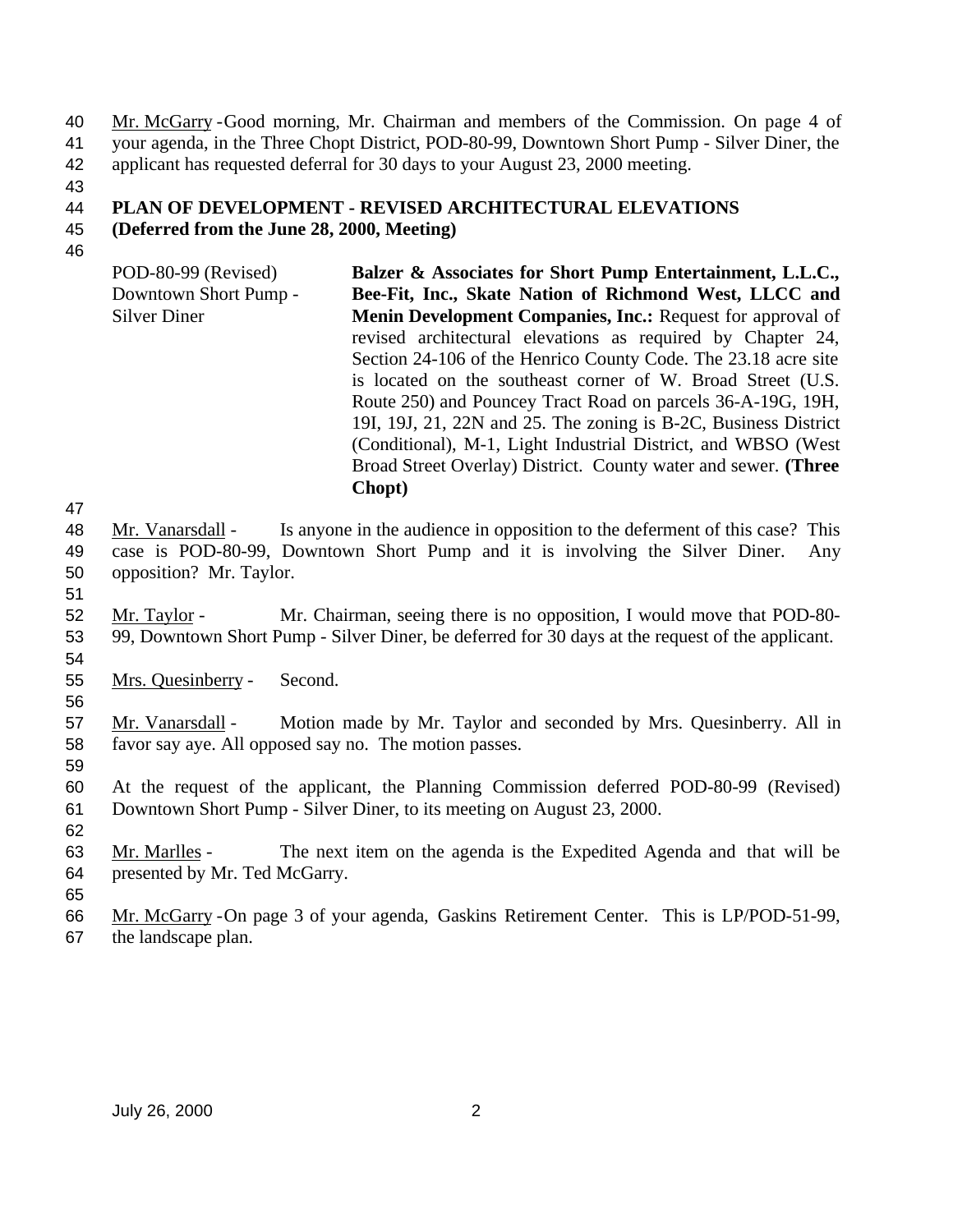Mr. McGarry - Good morning, Mr. Chairman and members of the Commission. On page 4 of your agenda, in the Three Chopt District, POD-80-99, Downtown Short Pump - Silver Diner, the applicant has requested deferral for 30 days to your August 23, 2000 meeting.

**PLAN OF DEVELOPMENT - REVISED ARCHITECTURAL ELEVATIONS**
**(Deferred from the June 28, 2000, Meeting)**

| | |
|---|---|
| POD-80-99 (Revised) Downtown Short Pump - Silver Diner | **Balzer & Associates for Short Pump Entertainment, L.L.C., Bee-Fit, Inc., Skate Nation of Richmond West, LLCC and Menin Development Companies, Inc.:** Request for approval of revised architectural elevations as required by Chapter 24, Section 24-106 of the Henrico County Code. The 23.18 acre site is located on the southeast corner of W. Broad Street (U.S. Route 250) and Pouncey Tract Road on parcels 36-A-19G, 19H, 19I, 19J, 21, 22N and 25. The zoning is B-2C, Business District (Conditional), M-1, Light Industrial District, and WBSO (West Broad Street Overlay) District. County water and sewer. **(Three Chopt)** |

Mr. Vanarsdall - Is anyone in the audience in opposition to the deferment of this case? This case is POD-80-99, Downtown Short Pump and it is involving the Silver Diner. Any opposition? Mr. Taylor.

Mr. Taylor - Mr. Chairman, seeing there is no opposition, I would move that POD-80-99, Downtown Short Pump - Silver Diner, be deferred for 30 days at the request of the applicant.

Mrs. Quesinberry - Second.

Mr. Vanarsdall - Motion made by Mr. Taylor and seconded by Mrs. Quesinberry. All in favor say aye. All opposed say no. The motion passes.

At the request of the applicant, the Planning Commission deferred POD-80-99 (Revised) Downtown Short Pump - Silver Diner, to its meeting on August 23, 2000.

Mr. Marlles - The next item on the agenda is the Expedited Agenda and that will be presented by Mr. Ted McGarry.

Mr. McGarry - On page 3 of your agenda, Gaskins Retirement Center. This is LP/POD-51-99, the landscape plan.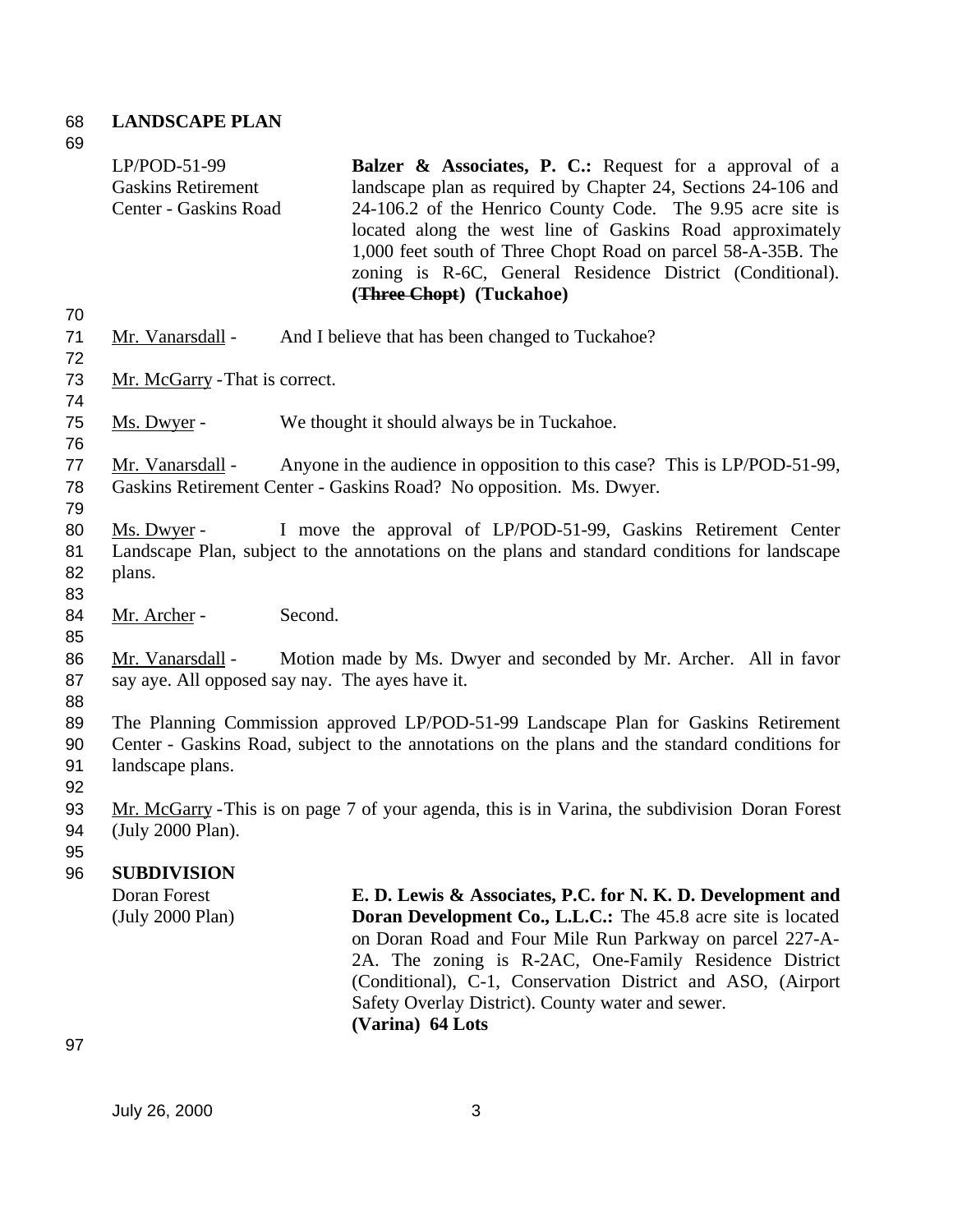## LANDSCAPE PLAN

| | |
|---|---|
| LP/POD-51-99<br>Gaskins Retirement Center - Gaskins Road | **Balzer & Associates, P. C.:** Request for a approval of a landscape plan as required by Chapter 24, Sections 24-106 and 24-106.2 of the Henrico County Code. The 9.95 acre site is located along the west line of Gaskins Road approximately 1,000 feet south of Three Chopt Road on parcel 58-A-35B. The zoning is R-6C, General Residence District (Conditional). **(~~Three Chopt~~) (Tuckahoe)** |

Mr. Vanarsdall - And I believe that has been changed to Tuckahoe?

Mr. McGarry - That is correct.

Ms. Dwyer - We thought it should always be in Tuckahoe.

Mr. Vanarsdall - Anyone in the audience in opposition to this case? This is LP/POD-51-99, Gaskins Retirement Center - Gaskins Road? No opposition. Ms. Dwyer.

Ms. Dwyer - I move the approval of LP/POD-51-99, Gaskins Retirement Center Landscape Plan, subject to the annotations on the plans and standard conditions for landscape plans.

Mr. Archer - Second.

Mr. Vanarsdall - Motion made by Ms. Dwyer and seconded by Mr. Archer. All in favor say aye. All opposed say nay. The ayes have it.

The Planning Commission approved LP/POD-51-99 Landscape Plan for Gaskins Retirement Center - Gaskins Road, subject to the annotations on the plans and the standard conditions for landscape plans.

Mr. McGarry - This is on page 7 of your agenda, this is in Varina, the subdivision Doran Forest (July 2000 Plan).

## SUBDIVISION

| | |
|---|---|
| Doran Forest<br>(July 2000 Plan) | **E. D. Lewis & Associates, P.C. for N. K. D. Development and Doran Development Co., L.L.C.:** The 45.8 acre site is located on Doran Road and Four Mile Run Parkway on parcel 227-A-2A. The zoning is R-2AC, One-Family Residence District (Conditional), C-1, Conservation District and ASO, (Airport Safety Overlay District). County water and sewer.<br>**(Varina) 64 Lots** |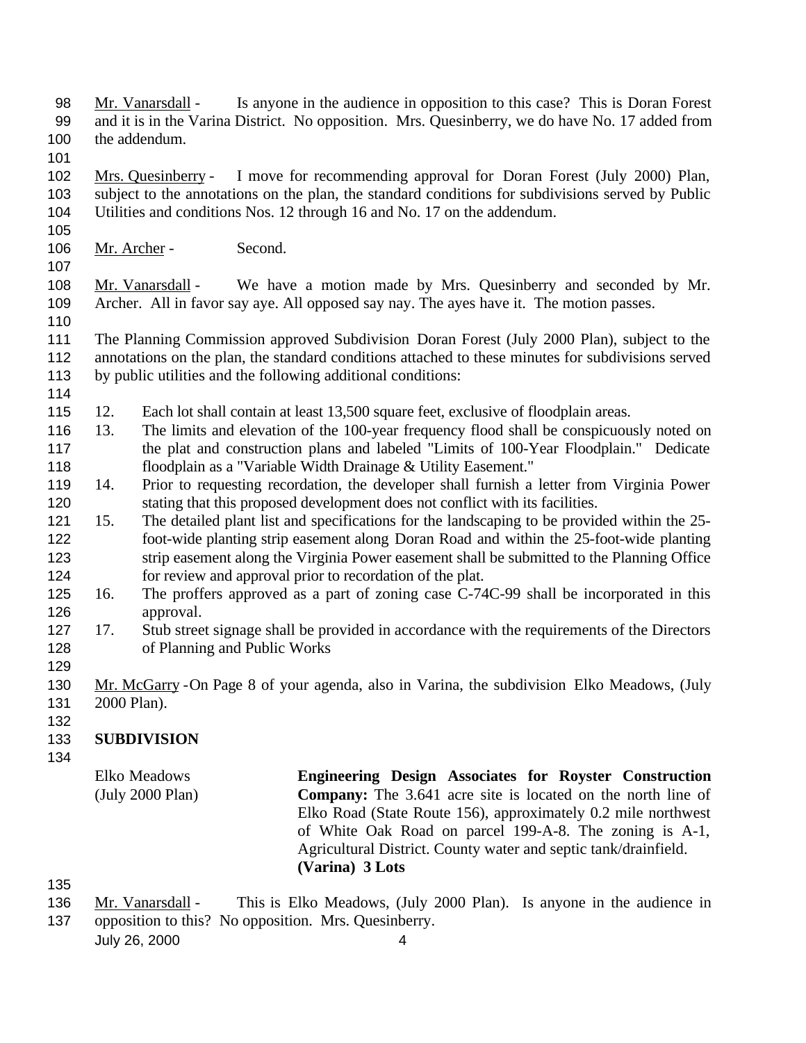Mr. Vanarsdall - Is anyone in the audience in opposition to this case? This is Doran Forest and it is in the Varina District. No opposition. Mrs. Quesinberry, we do have No. 17 added from the addendum.

Mrs. Quesinberry - I move for recommending approval for Doran Forest (July 2000) Plan, subject to the annotations on the plan, the standard conditions for subdivisions served by Public Utilities and conditions Nos. 12 through 16 and No. 17 on the addendum.

Mr. Archer - Second.

Mr. Vanarsdall - We have a motion made by Mrs. Quesinberry and seconded by Mr. Archer. All in favor say aye. All opposed say nay. The ayes have it. The motion passes.

The Planning Commission approved Subdivision Doran Forest (July 2000 Plan), subject to the annotations on the plan, the standard conditions attached to these minutes for subdivisions served by public utilities and the following additional conditions:

12. Each lot shall contain at least 13,500 square feet, exclusive of floodplain areas.
13. The limits and elevation of the 100-year frequency flood shall be conspicuously noted on the plat and construction plans and labeled "Limits of 100-Year Floodplain." Dedicate floodplain as a "Variable Width Drainage & Utility Easement."
14. Prior to requesting recordation, the developer shall furnish a letter from Virginia Power stating that this proposed development does not conflict with its facilities.
15. The detailed plant list and specifications for the landscaping to be provided within the 25-foot-wide planting strip easement along Doran Road and within the 25-foot-wide planting strip easement along the Virginia Power easement shall be submitted to the Planning Office for review and approval prior to recordation of the plat.
16. The proffers approved as a part of zoning case C-74C-99 shall be incorporated in this approval.
17. Stub street signage shall be provided in accordance with the requirements of the Directors of Planning and Public Works

Mr. McGarry - On Page 8 of your agenda, also in Varina, the subdivision Elko Meadows, (July 2000 Plan).

**SUBDIVISION**

| | |
|---|---|
| Elko Meadows (July 2000 Plan) | **Engineering Design Associates for Royster Construction Company:** The 3.641 acre site is located on the north line of Elko Road (State Route 156), approximately 0.2 mile northwest of White Oak Road on parcel 199-A-8. The zoning is A-1, Agricultural District. County water and septic tank/drainfield. **(Varina) 3 Lots** |

Mr. Vanarsdall - This is Elko Meadows, (July 2000 Plan). Is anyone in the audience in opposition to this? No opposition. Mrs. Quesinberry.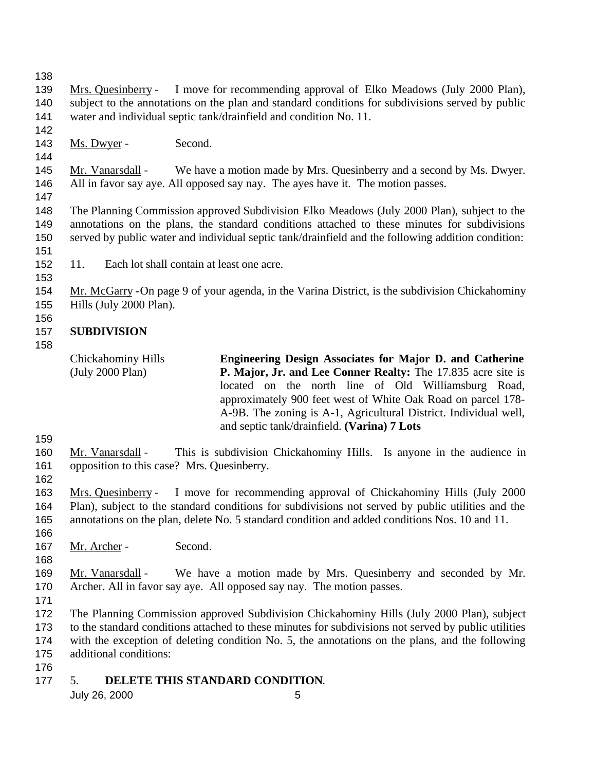Mrs. Quesinberry - I move for recommending approval of Elko Meadows (July 2000 Plan), subject to the annotations on the plan and standard conditions for subdivisions served by public water and individual septic tank/drainfield and condition No. 11.

Ms. Dwyer - Second.

Mr. Vanarsdall - We have a motion made by Mrs. Quesinberry and a second by Ms. Dwyer. All in favor say aye. All opposed say nay. The ayes have it. The motion passes.

The Planning Commission approved Subdivision Elko Meadows (July 2000 Plan), subject to the annotations on the plans, the standard conditions attached to these minutes for subdivisions served by public water and individual septic tank/drainfield and the following addition condition:

11. Each lot shall contain at least one acre.

Mr. McGarry -On page 9 of your agenda, in the Varina District, is the subdivision Chickahominy Hills (July 2000 Plan).

**SUBDIVISION**

| | |
|---|---|
| Chickahominy Hills (July 2000 Plan) | **Engineering Design Associates for Major D. and Catherine P. Major, Jr. and Lee Conner Realty:** The 17.835 acre site is located on the north line of Old Williamsburg Road, approximately 900 feet west of White Oak Road on parcel 178-A-9B. The zoning is A-1, Agricultural District. Individual well, and septic tank/drainfield. **(Varina) 7 Lots** |

Mr. Vanarsdall - This is subdivision Chickahominy Hills. Is anyone in the audience in opposition to this case? Mrs. Quesinberry.

Mrs. Quesinberry - I move for recommending approval of Chickahominy Hills (July 2000 Plan), subject to the standard conditions for subdivisions not served by public utilities and the annotations on the plan, delete No. 5 standard condition and added conditions Nos. 10 and 11.

Mr. Archer - Second.

Mr. Vanarsdall - We have a motion made by Mrs. Quesinberry and seconded by Mr. Archer. All in favor say aye. All opposed say nay. The motion passes.

The Planning Commission approved Subdivision Chickahominy Hills (July 2000 Plan), subject to the standard conditions attached to these minutes for subdivisions not served by public utilities with the exception of deleting condition No. 5, the annotations on the plans, and the following additional conditions:

5. **DELETE THIS STANDARD CONDITION**.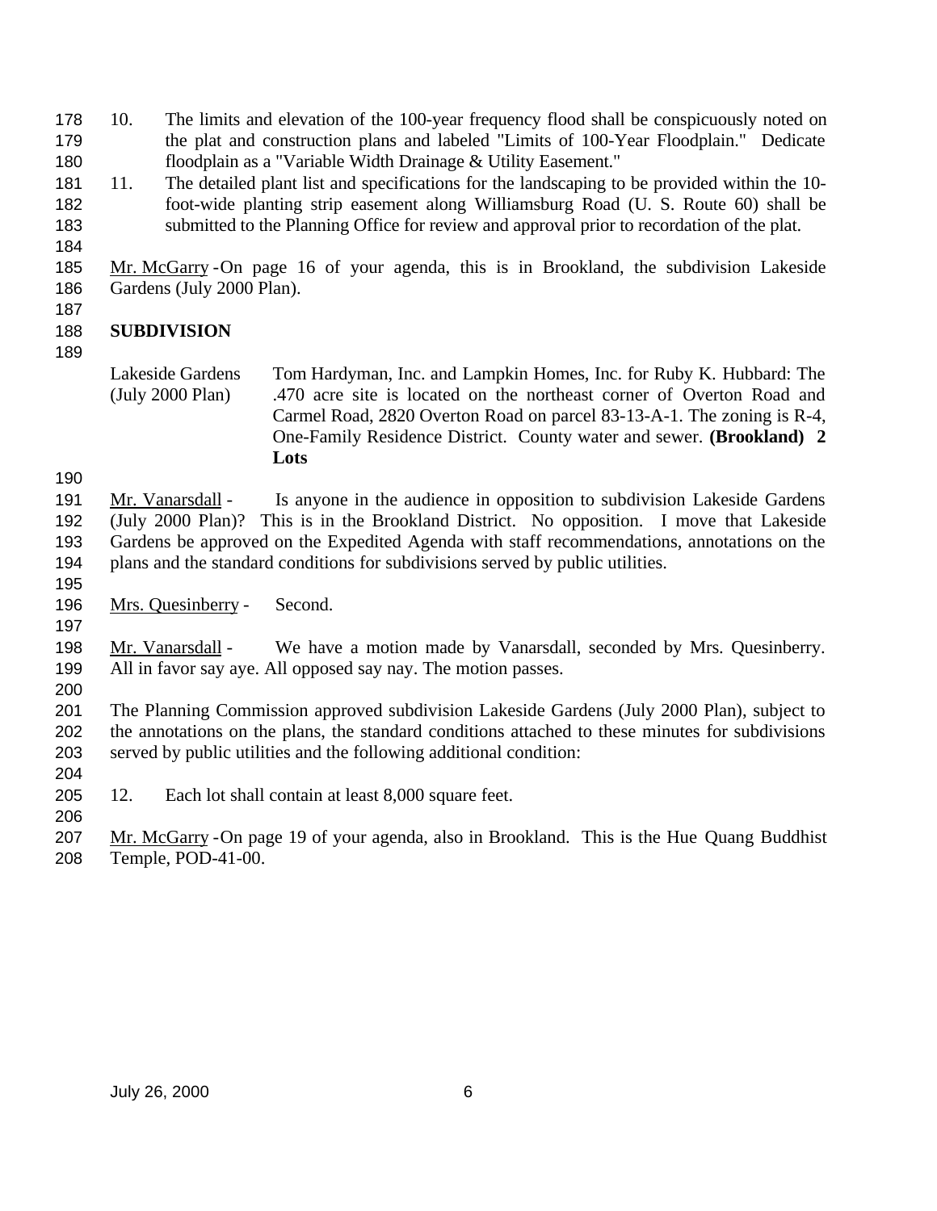10. The limits and elevation of the 100-year frequency flood shall be conspicuously noted on the plat and construction plans and labeled "Limits of 100-Year Floodplain." Dedicate floodplain as a "Variable Width Drainage & Utility Easement."
11. The detailed plant list and specifications for the landscaping to be provided within the 10-foot-wide planting strip easement along Williamsburg Road (U. S. Route 60) shall be submitted to the Planning Office for review and approval prior to recordation of the plat.

Mr. McGarry - On page 16 of your agenda, this is in Brookland, the subdivision Lakeside Gardens (July 2000 Plan).

**SUBDIVISION**

| | |
|---|---|
| Lakeside Gardens (July 2000 Plan) | Tom Hardyman, Inc. and Lampkin Homes, Inc. for Ruby K. Hubbard: The .470 acre site is located on the northeast corner of Overton Road and Carmel Road, 2820 Overton Road on parcel 83-13-A-1. The zoning is R-4, One-Family Residence District. County water and sewer. **(Brookland) 2 Lots** |

Mr. Vanarsdall - Is anyone in the audience in opposition to subdivision Lakeside Gardens (July 2000 Plan)? This is in the Brookland District. No opposition. I move that Lakeside Gardens be approved on the Expedited Agenda with staff recommendations, annotations on the plans and the standard conditions for subdivisions served by public utilities.

Mrs. Quesinberry - Second.

Mr. Vanarsdall - We have a motion made by Vanarsdall, seconded by Mrs. Quesinberry. All in favor say aye. All opposed say nay. The motion passes.

The Planning Commission approved subdivision Lakeside Gardens (July 2000 Plan), subject to the annotations on the plans, the standard conditions attached to these minutes for subdivisions served by public utilities and the following additional condition:

12. Each lot shall contain at least 8,000 square feet.

Mr. McGarry - On page 19 of your agenda, also in Brookland. This is the Hue Quang Buddhist Temple, POD-41-00.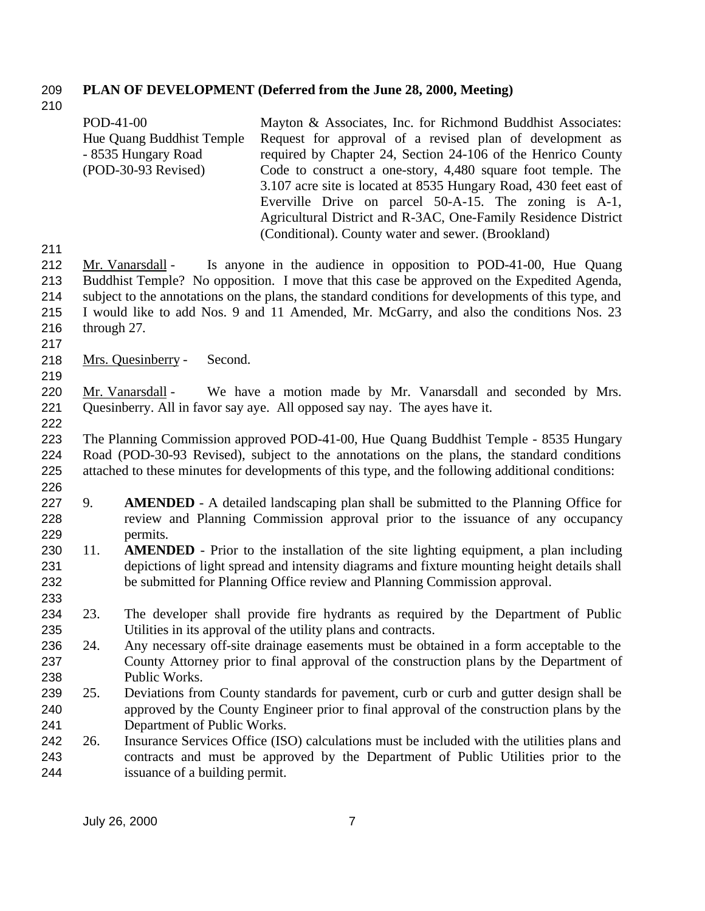**PLAN OF DEVELOPMENT (Deferred from the June 28, 2000, Meeting)**

| | |
|---|---|
| POD-41-00<br>Hue Quang Buddhist Temple - 8535 Hungary Road<br>(POD-30-93 Revised) | Mayton & Associates, Inc. for Richmond Buddhist Associates: Request for approval of a revised plan of development as required by Chapter 24, Section 24-106 of the Henrico County Code to construct a one-story, 4,480 square foot temple. The 3.107 acre site is located at 8535 Hungary Road, 430 feet east of Everville Drive on parcel 50-A-15. The zoning is A-1, Agricultural District and R-3AC, One-Family Residence District (Conditional). County water and sewer. (Brookland) |

Mr. Vanarsdall - Is anyone in the audience in opposition to POD-41-00, Hue Quang Buddhist Temple? No opposition. I move that this case be approved on the Expedited Agenda, subject to the annotations on the plans, the standard conditions for developments of this type, and I would like to add Nos. 9 and 11 Amended, Mr. McGarry, and also the conditions Nos. 23 through 27.

Mrs. Quesinberry - Second.

Mr. Vanarsdall - We have a motion made by Mr. Vanarsdall and seconded by Mrs. Quesinberry. All in favor say aye. All opposed say nay. The ayes have it.

The Planning Commission approved POD-41-00, Hue Quang Buddhist Temple - 8535 Hungary Road (POD-30-93 Revised), subject to the annotations on the plans, the standard conditions attached to these minutes for developments of this type, and the following additional conditions:

9. **AMENDED** - A detailed landscaping plan shall be submitted to the Planning Office for review and Planning Commission approval prior to the issuance of any occupancy permits.
11. **AMENDED** - Prior to the installation of the site lighting equipment, a plan including depictions of light spread and intensity diagrams and fixture mounting height details shall be submitted for Planning Office review and Planning Commission approval.

23. The developer shall provide fire hydrants as required by the Department of Public Utilities in its approval of the utility plans and contracts.
24. Any necessary off-site drainage easements must be obtained in a form acceptable to the County Attorney prior to final approval of the construction plans by the Department of Public Works.
25. Deviations from County standards for pavement, curb or curb and gutter design shall be approved by the County Engineer prior to final approval of the construction plans by the Department of Public Works.
26. Insurance Services Office (ISO) calculations must be included with the utilities plans and contracts and must be approved by the Department of Public Utilities prior to the issuance of a building permit.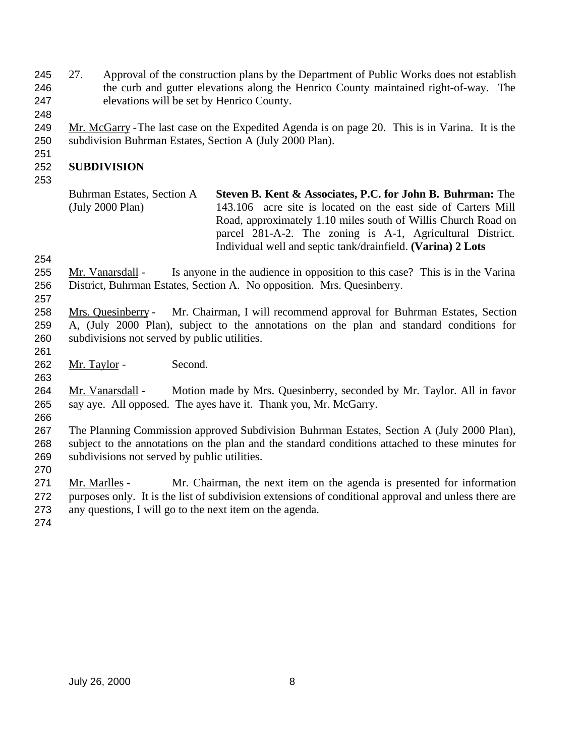27. Approval of the construction plans by the Department of Public Works does not establish the curb and gutter elevations along the Henrico County maintained right-of-way. The elevations will be set by Henrico County.

Mr. McGarry - The last case on the Expedited Agenda is on page 20. This is in Varina. It is the subdivision Buhrman Estates, Section A (July 2000 Plan).

**SUBDIVISION**

| | |
|---|---|
| Buhrman Estates, Section A (July 2000 Plan) | **Steven B. Kent & Associates, P.C. for John B. Buhrman:** The 143.106 acre site is located on the east side of Carters Mill Road, approximately 1.10 miles south of Willis Church Road on parcel 281-A-2. The zoning is A-1, Agricultural District. Individual well and septic tank/drainfield. **(Varina) 2 Lots** |

Mr. Vanarsdall - Is anyone in the audience in opposition to this case? This is in the Varina District, Buhrman Estates, Section A. No opposition. Mrs. Quesinberry.

Mrs. Quesinberry - Mr. Chairman, I will recommend approval for Buhrman Estates, Section A, (July 2000 Plan), subject to the annotations on the plan and standard conditions for subdivisions not served by public utilities.

Mr. Taylor - Second.

Mr. Vanarsdall - Motion made by Mrs. Quesinberry, seconded by Mr. Taylor. All in favor say aye. All opposed. The ayes have it. Thank you, Mr. McGarry.

The Planning Commission approved Subdivision Buhrman Estates, Section A (July 2000 Plan), subject to the annotations on the plan and the standard conditions attached to these minutes for subdivisions not served by public utilities.

Mr. Marlles - Mr. Chairman, the next item on the agenda is presented for information purposes only. It is the list of subdivision extensions of conditional approval and unless there are any questions, I will go to the next item on the agenda.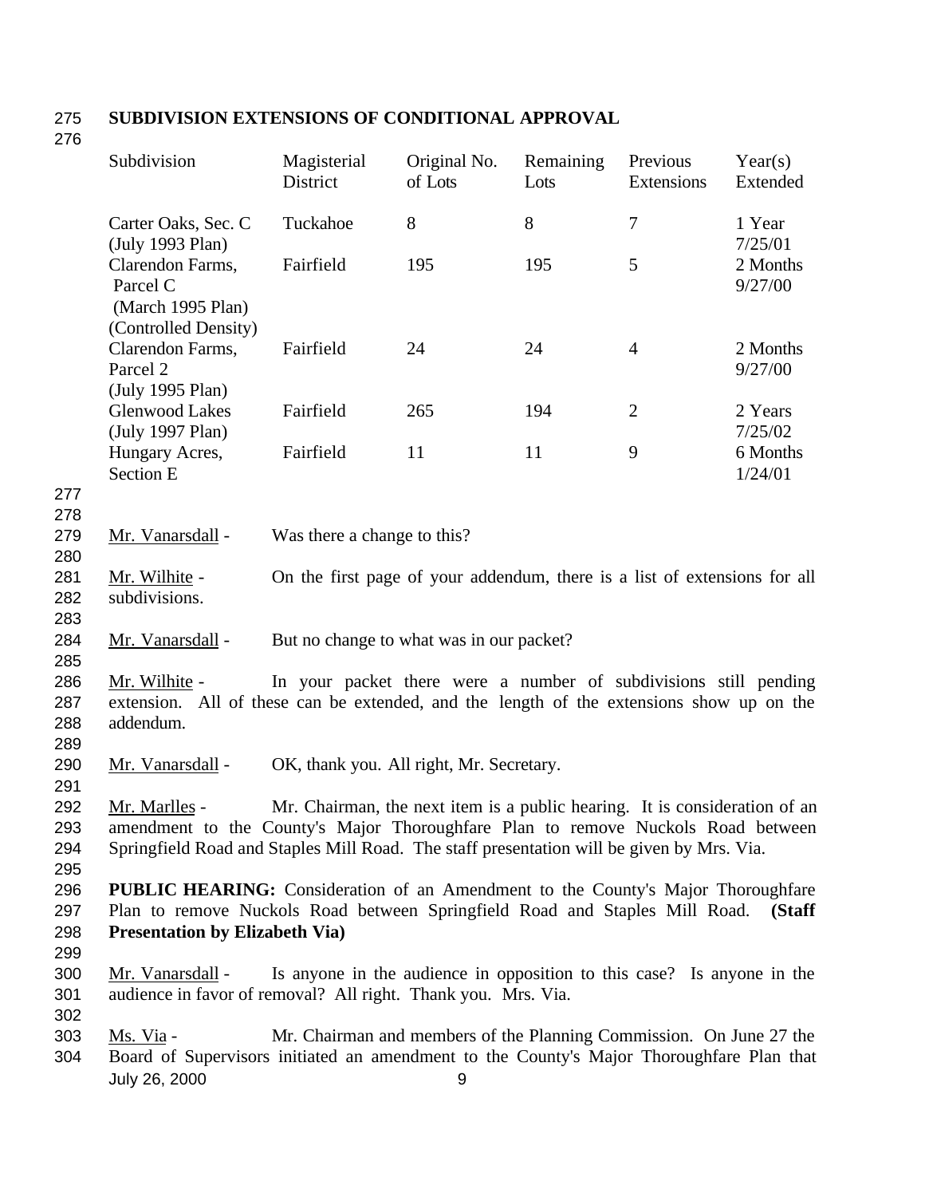## SUBDIVISION EXTENSIONS OF CONDITIONAL APPROVAL

| Subdivision | Magisterial District | Original No. of Lots | Remaining Lots | Previous Extensions | Year(s) Extended |
|---|---|---|---|---|---|
| Carter Oaks, Sec. C (July 1993 Plan) | Tuckahoe | 8 | 8 | 7 | 1 Year 7/25/01 |
| Clarendon Farms, Parcel C (March 1995 Plan) (Controlled Density) | Fairfield | 195 | 195 | 5 | 2 Months 9/27/00 |
| Clarendon Farms, Parcel 2 (July 1995 Plan) | Fairfield | 24 | 24 | 4 | 2 Months 9/27/00 |
| Glenwood Lakes (July 1997 Plan) | Fairfield | 265 | 194 | 2 | 2 Years 7/25/02 |
| Hungary Acres, Section E | Fairfield | 11 | 11 | 9 | 6 Months 1/24/01 |

Mr. Vanarsdall - Was there a change to this?

Mr. Wilhite - On the first page of your addendum, there is a list of extensions for all subdivisions.

Mr. Vanarsdall - But no change to what was in our packet?

Mr. Wilhite - In your packet there were a number of subdivisions still pending extension. All of these can be extended, and the length of the extensions show up on the addendum.

Mr. Vanarsdall - OK, thank you. All right, Mr. Secretary.

Mr. Marlles - Mr. Chairman, the next item is a public hearing. It is consideration of an amendment to the County's Major Thoroughfare Plan to remove Nuckols Road between Springfield Road and Staples Mill Road. The staff presentation will be given by Mrs. Via.

**PUBLIC HEARING:** Consideration of an Amendment to the County's Major Thoroughfare Plan to remove Nuckols Road between Springfield Road and Staples Mill Road. **(Staff Presentation by Elizabeth Via)**

Mr. Vanarsdall - Is anyone in the audience in opposition to this case? Is anyone in the audience in favor of removal? All right. Thank you. Mrs. Via.

Ms. Via - Mr. Chairman and members of the Planning Commission. On June 27 the Board of Supervisors initiated an amendment to the County's Major Thoroughfare Plan that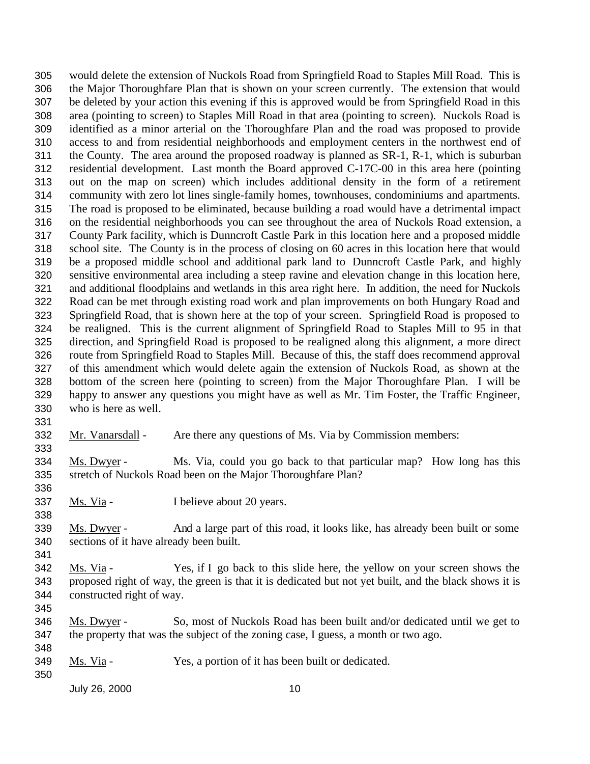would delete the extension of Nuckols Road from Springfield Road to Staples Mill Road. This is the Major Thoroughfare Plan that is shown on your screen currently. The extension that would be deleted by your action this evening if this is approved would be from Springfield Road in this area (pointing to screen) to Staples Mill Road in that area (pointing to screen). Nuckols Road is identified as a minor arterial on the Thoroughfare Plan and the road was proposed to provide access to and from residential neighborhoods and employment centers in the northwest end of the County. The area around the proposed roadway is planned as SR-1, R-1, which is suburban residential development. Last month the Board approved C-17C-00 in this area here (pointing out on the map on screen) which includes additional density in the form of a retirement community with zero lot lines single-family homes, townhouses, condominiums and apartments. The road is proposed to be eliminated, because building a road would have a detrimental impact on the residential neighborhoods you can see throughout the area of Nuckols Road extension, a County Park facility, which is Dunncroft Castle Park in this location here and a proposed middle school site. The County is in the process of closing on 60 acres in this location here that would be a proposed middle school and additional park land to Dunncroft Castle Park, and highly sensitive environmental area including a steep ravine and elevation change in this location here, and additional floodplains and wetlands in this area right here. In addition, the need for Nuckols Road can be met through existing road work and plan improvements on both Hungary Road and Springfield Road, that is shown here at the top of your screen. Springfield Road is proposed to be realigned. This is the current alignment of Springfield Road to Staples Mill to 95 in that direction, and Springfield Road is proposed to be realigned along this alignment, a more direct route from Springfield Road to Staples Mill. Because of this, the staff does recommend approval of this amendment which would delete again the extension of Nuckols Road, as shown at the bottom of the screen here (pointing to screen) from the Major Thoroughfare Plan. I will be happy to answer any questions you might have as well as Mr. Tim Foster, the Traffic Engineer, who is here as well.

Mr. Vanarsdall - Are there any questions of Ms. Via by Commission members:

Ms. Dwyer - Ms. Via, could you go back to that particular map? How long has this stretch of Nuckols Road been on the Major Thoroughfare Plan?

Ms. Via - I believe about 20 years.

Ms. Dwyer - And a large part of this road, it looks like, has already been built or some sections of it have already been built.

Ms. Via - Yes, if I go back to this slide here, the yellow on your screen shows the proposed right of way, the green is that it is dedicated but not yet built, and the black shows it is constructed right of way.

Ms. Dwyer - So, most of Nuckols Road has been built and/or dedicated until we get to the property that was the subject of the zoning case, I guess, a month or two ago.

Ms. Via - Yes, a portion of it has been built or dedicated.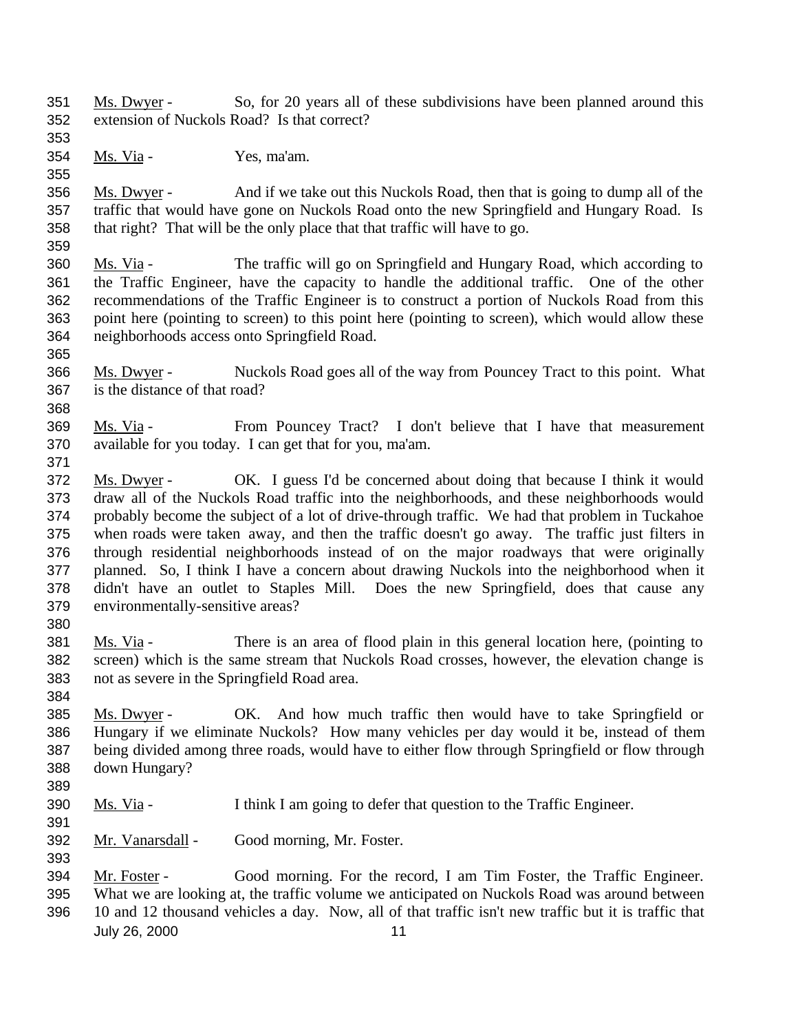Ms. Dwyer - So, for 20 years all of these subdivisions have been planned around this extension of Nuckols Road? Is that correct?

Ms. Via - Yes, ma'am.

Ms. Dwyer - And if we take out this Nuckols Road, then that is going to dump all of the traffic that would have gone on Nuckols Road onto the new Springfield and Hungary Road. Is that right? That will be the only place that that traffic will have to go.

Ms. Via - The traffic will go on Springfield and Hungary Road, which according to the Traffic Engineer, have the capacity to handle the additional traffic. One of the other recommendations of the Traffic Engineer is to construct a portion of Nuckols Road from this point here (pointing to screen) to this point here (pointing to screen), which would allow these neighborhoods access onto Springfield Road.

Ms. Dwyer - Nuckols Road goes all of the way from Pouncey Tract to this point. What is the distance of that road?

Ms. Via - From Pouncey Tract? I don't believe that I have that measurement available for you today. I can get that for you, ma'am.

Ms. Dwyer - OK. I guess I'd be concerned about doing that because I think it would draw all of the Nuckols Road traffic into the neighborhoods, and these neighborhoods would probably become the subject of a lot of drive-through traffic. We had that problem in Tuckahoe when roads were taken away, and then the traffic doesn't go away. The traffic just filters in through residential neighborhoods instead of on the major roadways that were originally planned. So, I think I have a concern about drawing Nuckols into the neighborhood when it didn't have an outlet to Staples Mill. Does the new Springfield, does that cause any environmentally-sensitive areas?

Ms. Via - There is an area of flood plain in this general location here, (pointing to screen) which is the same stream that Nuckols Road crosses, however, the elevation change is not as severe in the Springfield Road area.

Ms. Dwyer - OK. And how much traffic then would have to take Springfield or Hungary if we eliminate Nuckols? How many vehicles per day would it be, instead of them being divided among three roads, would have to either flow through Springfield or flow through down Hungary?

Ms. Via - I think I am going to defer that question to the Traffic Engineer.

Mr. Vanarsdall - Good morning, Mr. Foster.

Mr. Foster - Good morning. For the record, I am Tim Foster, the Traffic Engineer. What we are looking at, the traffic volume we anticipated on Nuckols Road was around between 10 and 12 thousand vehicles a day. Now, all of that traffic isn't new traffic but it is traffic that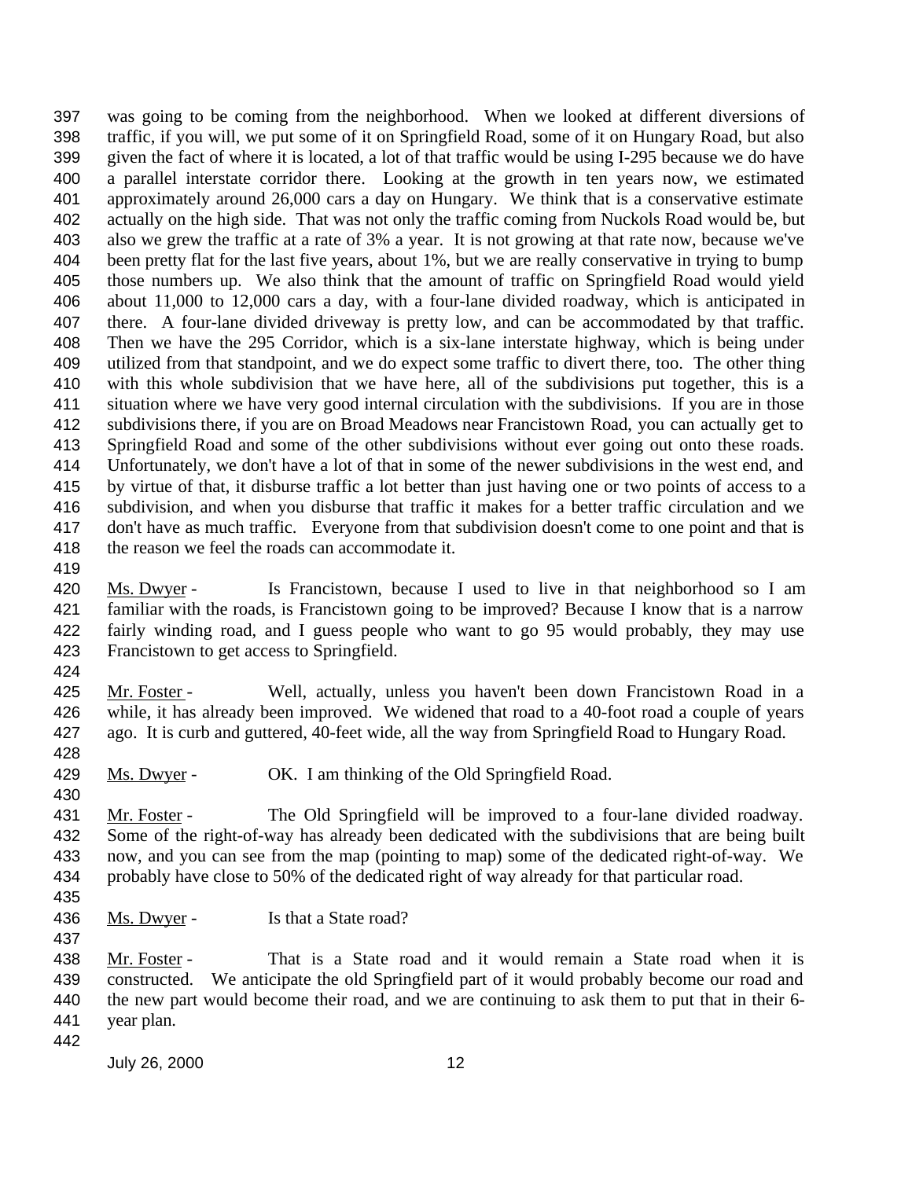was going to be coming from the neighborhood. When we looked at different diversions of traffic, if you will, we put some of it on Springfield Road, some of it on Hungary Road, but also given the fact of where it is located, a lot of that traffic would be using I-295 because we do have a parallel interstate corridor there. Looking at the growth in ten years now, we estimated approximately around 26,000 cars a day on Hungary. We think that is a conservative estimate actually on the high side. That was not only the traffic coming from Nuckols Road would be, but also we grew the traffic at a rate of 3% a year. It is not growing at that rate now, because we've been pretty flat for the last five years, about 1%, but we are really conservative in trying to bump those numbers up. We also think that the amount of traffic on Springfield Road would yield about 11,000 to 12,000 cars a day, with a four-lane divided roadway, which is anticipated in there. A four-lane divided driveway is pretty low, and can be accommodated by that traffic. Then we have the 295 Corridor, which is a six-lane interstate highway, which is being under utilized from that standpoint, and we do expect some traffic to divert there, too. The other thing with this whole subdivision that we have here, all of the subdivisions put together, this is a situation where we have very good internal circulation with the subdivisions. If you are in those subdivisions there, if you are on Broad Meadows near Francistown Road, you can actually get to Springfield Road and some of the other subdivisions without ever going out onto these roads. Unfortunately, we don't have a lot of that in some of the newer subdivisions in the west end, and by virtue of that, it disburse traffic a lot better than just having one or two points of access to a subdivision, and when you disburse that traffic it makes for a better traffic circulation and we don't have as much traffic. Everyone from that subdivision doesn't come to one point and that is the reason we feel the roads can accommodate it.

Ms. Dwyer - Is Francistown, because I used to live in that neighborhood so I am familiar with the roads, is Francistown going to be improved? Because I know that is a narrow fairly winding road, and I guess people who want to go 95 would probably, they may use Francistown to get access to Springfield.

Mr. Foster - Well, actually, unless you haven't been down Francistown Road in a while, it has already been improved. We widened that road to a 40-foot road a couple of years ago. It is curb and guttered, 40-feet wide, all the way from Springfield Road to Hungary Road.

Ms. Dwyer - OK. I am thinking of the Old Springfield Road.

Mr. Foster - The Old Springfield will be improved to a four-lane divided roadway. Some of the right-of-way has already been dedicated with the subdivisions that are being built now, and you can see from the map (pointing to map) some of the dedicated right-of-way. We probably have close to 50% of the dedicated right of way already for that particular road.

Ms. Dwyer - Is that a State road?

Mr. Foster - That is a State road and it would remain a State road when it is constructed. We anticipate the old Springfield part of it would probably become our road and the new part would become their road, and we are continuing to ask them to put that in their 6-year plan.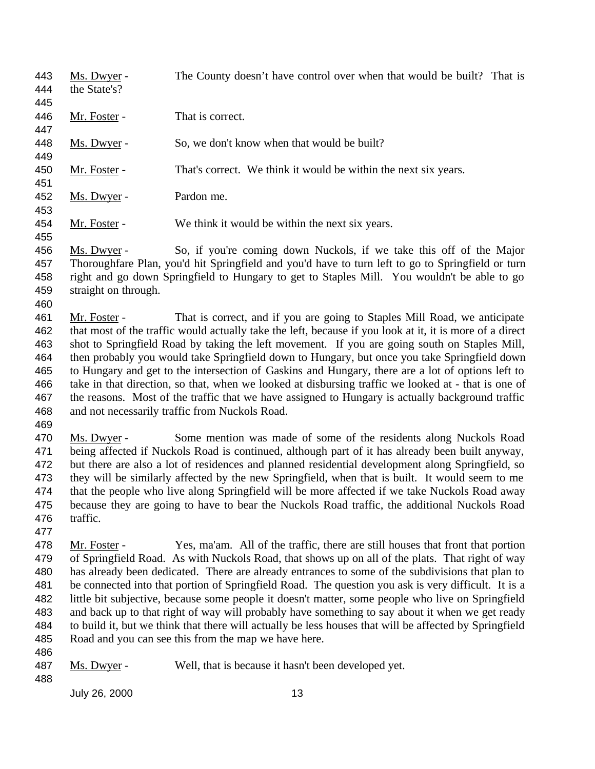Ms. Dwyer - The County doesn't have control over when that would be built? That is the State's?

Mr. Foster - That is correct.

Ms. Dwyer - So, we don't know when that would be built?

Mr. Foster - That's correct. We think it would be within the next six years.

Ms. Dwyer - Pardon me.

Mr. Foster - We think it would be within the next six years.

Ms. Dwyer - So, if you're coming down Nuckols, if we take this off of the Major Thoroughfare Plan, you'd hit Springfield and you'd have to turn left to go to Springfield or turn right and go down Springfield to Hungary to get to Staples Mill. You wouldn't be able to go straight on through.

Mr. Foster - That is correct, and if you are going to Staples Mill Road, we anticipate that most of the traffic would actually take the left, because if you look at it, it is more of a direct shot to Springfield Road by taking the left movement. If you are going south on Staples Mill, then probably you would take Springfield down to Hungary, but once you take Springfield down to Hungary and get to the intersection of Gaskins and Hungary, there are a lot of options left to take in that direction, so that, when we looked at disbursing traffic we looked at - that is one of the reasons. Most of the traffic that we have assigned to Hungary is actually background traffic and not necessarily traffic from Nuckols Road.

Ms. Dwyer - Some mention was made of some of the residents along Nuckols Road being affected if Nuckols Road is continued, although part of it has already been built anyway, but there are also a lot of residences and planned residential development along Springfield, so they will be similarly affected by the new Springfield, when that is built. It would seem to me that the people who live along Springfield will be more affected if we take Nuckols Road away because they are going to have to bear the Nuckols Road traffic, the additional Nuckols Road traffic.

Mr. Foster - Yes, ma'am. All of the traffic, there are still houses that front that portion of Springfield Road. As with Nuckols Road, that shows up on all of the plats. That right of way has already been dedicated. There are already entrances to some of the subdivisions that plan to be connected into that portion of Springfield Road. The question you ask is very difficult. It is a little bit subjective, because some people it doesn't matter, some people who live on Springfield and back up to that right of way will probably have something to say about it when we get ready to build it, but we think that there will actually be less houses that will be affected by Springfield Road and you can see this from the map we have here.

Ms. Dwyer - Well, that is because it hasn't been developed yet.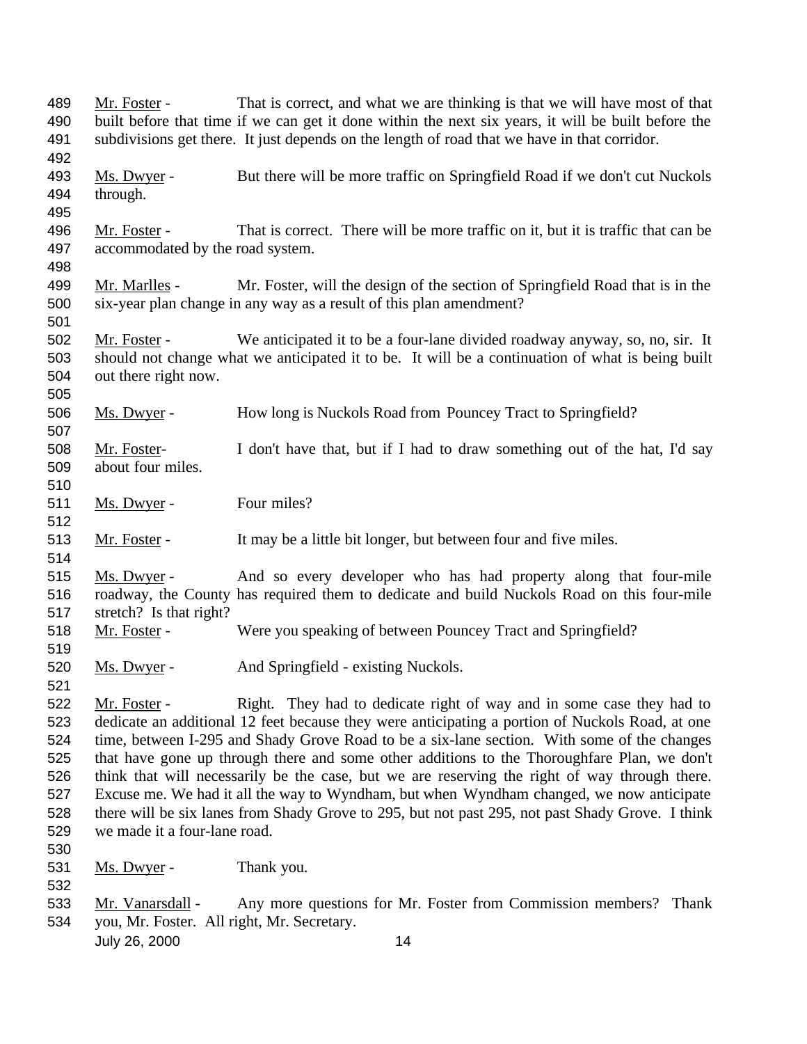Mr. Foster - That is correct, and what we are thinking is that we will have most of that built before that time if we can get it done within the next six years, it will be built before the subdivisions get there. It just depends on the length of road that we have in that corridor.

Ms. Dwyer - But there will be more traffic on Springfield Road if we don't cut Nuckols through.

Mr. Foster - That is correct. There will be more traffic on it, but it is traffic that can be accommodated by the road system.

Mr. Marlles - Mr. Foster, will the design of the section of Springfield Road that is in the six-year plan change in any way as a result of this plan amendment?

Mr. Foster - We anticipated it to be a four-lane divided roadway anyway, so, no, sir. It should not change what we anticipated it to be. It will be a continuation of what is being built out there right now.

Ms. Dwyer - How long is Nuckols Road from Pouncey Tract to Springfield?

Mr. Foster- I don't have that, but if I had to draw something out of the hat, I'd say about four miles.

Ms. Dwyer - Four miles?

Mr. Foster - It may be a little bit longer, but between four and five miles.

Ms. Dwyer - And so every developer who has had property along that four-mile roadway, the County has required them to dedicate and build Nuckols Road on this four-mile stretch? Is that right?

Mr. Foster - Were you speaking of between Pouncey Tract and Springfield?

Ms. Dwyer - And Springfield - existing Nuckols.

Mr. Foster - Right. They had to dedicate right of way and in some case they had to dedicate an additional 12 feet because they were anticipating a portion of Nuckols Road, at one time, between I-295 and Shady Grove Road to be a six-lane section. With some of the changes that have gone up through there and some other additions to the Thoroughfare Plan, we don't think that will necessarily be the case, but we are reserving the right of way through there. Excuse me. We had it all the way to Wyndham, but when Wyndham changed, we now anticipate there will be six lanes from Shady Grove to 295, but not past 295, not past Shady Grove. I think we made it a four-lane road.

Ms. Dwyer - Thank you.

Mr. Vanarsdall - Any more questions for Mr. Foster from Commission members? Thank you, Mr. Foster. All right, Mr. Secretary.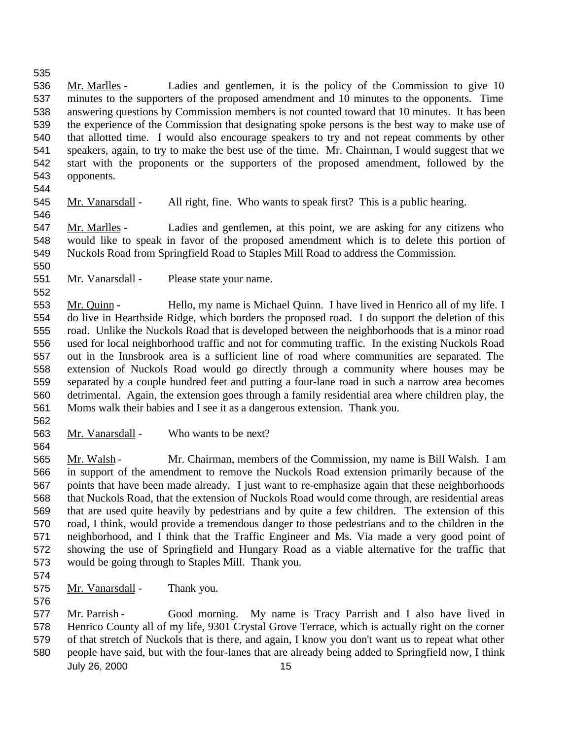Mr. Marlles - Ladies and gentlemen, it is the policy of the Commission to give 10 minutes to the supporters of the proposed amendment and 10 minutes to the opponents. Time answering questions by Commission members is not counted toward that 10 minutes. It has been the experience of the Commission that designating spoke persons is the best way to make use of that allotted time. I would also encourage speakers to try and not repeat comments by other speakers, again, to try to make the best use of the time. Mr. Chairman, I would suggest that we start with the proponents or the supporters of the proposed amendment, followed by the opponents.

Mr. Vanarsdall - All right, fine. Who wants to speak first? This is a public hearing.

Mr. Marlles - Ladies and gentlemen, at this point, we are asking for any citizens who would like to speak in favor of the proposed amendment which is to delete this portion of Nuckols Road from Springfield Road to Staples Mill Road to address the Commission.

Mr. Vanarsdall - Please state your name.

Mr. Quinn - Hello, my name is Michael Quinn. I have lived in Henrico all of my life. I do live in Hearthside Ridge, which borders the proposed road. I do support the deletion of this road. Unlike the Nuckols Road that is developed between the neighborhoods that is a minor road used for local neighborhood traffic and not for commuting traffic. In the existing Nuckols Road out in the Innsbrook area is a sufficient line of road where communities are separated. The extension of Nuckols Road would go directly through a community where houses may be separated by a couple hundred feet and putting a four-lane road in such a narrow area becomes detrimental. Again, the extension goes through a family residential area where children play, the Moms walk their babies and I see it as a dangerous extension. Thank you.

Mr. Vanarsdall - Who wants to be next?

Mr. Walsh - Mr. Chairman, members of the Commission, my name is Bill Walsh. I am in support of the amendment to remove the Nuckols Road extension primarily because of the points that have been made already. I just want to re-emphasize again that these neighborhoods that Nuckols Road, that the extension of Nuckols Road would come through, are residential areas that are used quite heavily by pedestrians and by quite a few children. The extension of this road, I think, would provide a tremendous danger to those pedestrians and to the children in the neighborhood, and I think that the Traffic Engineer and Ms. Via made a very good point of showing the use of Springfield and Hungary Road as a viable alternative for the traffic that would be going through to Staples Mill. Thank you.

Mr. Vanarsdall - Thank you.

Mr. Parrish - Good morning. My name is Tracy Parrish and I also have lived in Henrico County all of my life, 9301 Crystal Grove Terrace, which is actually right on the corner of that stretch of Nuckols that is there, and again, I know you don't want us to repeat what other people have said, but with the four-lanes that are already being added to Springfield now, I think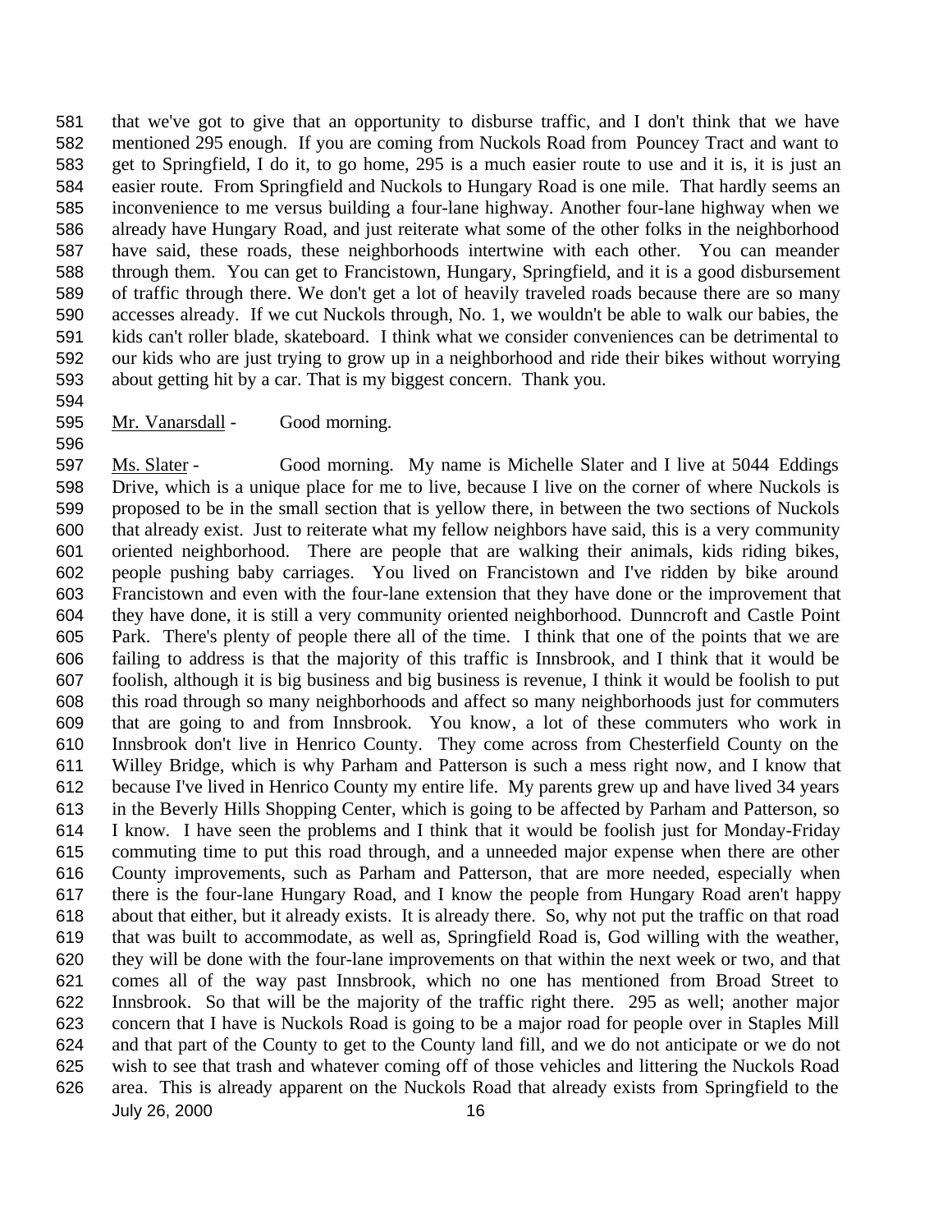that we've got to give that an opportunity to disburse traffic, and I don't think that we have mentioned 295 enough. If you are coming from Nuckols Road from Pouncey Tract and want to get to Springfield, I do it, to go home, 295 is a much easier route to use and it is, it is just an easier route. From Springfield and Nuckols to Hungary Road is one mile. That hardly seems an inconvenience to me versus building a four-lane highway. Another four-lane highway when we already have Hungary Road, and just reiterate what some of the other folks in the neighborhood have said, these roads, these neighborhoods intertwine with each other. You can meander through them. You can get to Francistown, Hungary, Springfield, and it is a good disbursement of traffic through there. We don't get a lot of heavily traveled roads because there are so many accesses already. If we cut Nuckols through, No. 1, we wouldn't be able to walk our babies, the kids can't roller blade, skateboard. I think what we consider conveniences can be detrimental to our kids who are just trying to grow up in a neighborhood and ride their bikes without worrying about getting hit by a car. That is my biggest concern. Thank you.

Mr. Vanarsdall - Good morning.

Ms. Slater - Good morning. My name is Michelle Slater and I live at 5044 Eddings Drive, which is a unique place for me to live, because I live on the corner of where Nuckols is proposed to be in the small section that is yellow there, in between the two sections of Nuckols that already exist. Just to reiterate what my fellow neighbors have said, this is a very community oriented neighborhood. There are people that are walking their animals, kids riding bikes, people pushing baby carriages. You lived on Francistown and I've ridden by bike around Francistown and even with the four-lane extension that they have done or the improvement that they have done, it is still a very community oriented neighborhood. Dunncroft and Castle Point Park. There's plenty of people there all of the time. I think that one of the points that we are failing to address is that the majority of this traffic is Innsbrook, and I think that it would be foolish, although it is big business and big business is revenue, I think it would be foolish to put this road through so many neighborhoods and affect so many neighborhoods just for commuters that are going to and from Innsbrook. You know, a lot of these commuters who work in Innsbrook don't live in Henrico County. They come across from Chesterfield County on the Willey Bridge, which is why Parham and Patterson is such a mess right now, and I know that because I've lived in Henrico County my entire life. My parents grew up and have lived 34 years in the Beverly Hills Shopping Center, which is going to be affected by Parham and Patterson, so I know. I have seen the problems and I think that it would be foolish just for Monday-Friday commuting time to put this road through, and a unneeded major expense when there are other County improvements, such as Parham and Patterson, that are more needed, especially when there is the four-lane Hungary Road, and I know the people from Hungary Road aren't happy about that either, but it already exists. It is already there. So, why not put the traffic on that road that was built to accommodate, as well as, Springfield Road is, God willing with the weather, they will be done with the four-lane improvements on that within the next week or two, and that comes all of the way past Innsbrook, which no one has mentioned from Broad Street to Innsbrook. So that will be the majority of the traffic right there. 295 as well; another major concern that I have is Nuckols Road is going to be a major road for people over in Staples Mill and that part of the County to get to the County land fill, and we do not anticipate or we do not wish to see that trash and whatever coming off of those vehicles and littering the Nuckols Road area. This is already apparent on the Nuckols Road that already exists from Springfield to the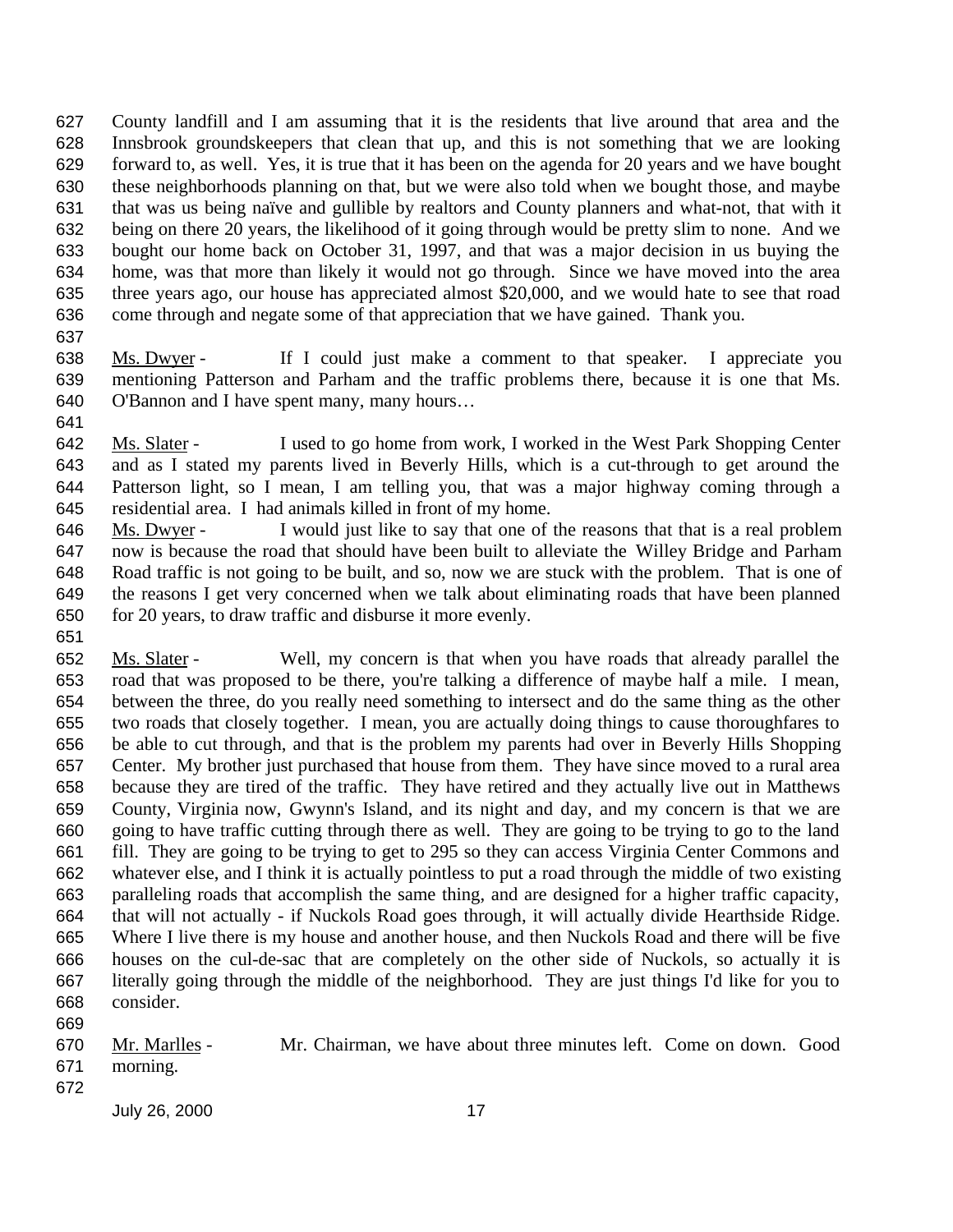County landfill and I am assuming that it is the residents that live around that area and the Innsbrook groundskeepers that clean that up, and this is not something that we are looking forward to, as well. Yes, it is true that it has been on the agenda for 20 years and we have bought these neighborhoods planning on that, but we were also told when we bought those, and maybe that was us being naïve and gullible by realtors and County planners and what-not, that with it being on there 20 years, the likelihood of it going through would be pretty slim to none. And we bought our home back on October 31, 1997, and that was a major decision in us buying the home, was that more than likely it would not go through. Since we have moved into the area three years ago, our house has appreciated almost $20,000, and we would hate to see that road come through and negate some of that appreciation that we have gained. Thank you.

Ms. Dwyer - If I could just make a comment to that speaker. I appreciate you mentioning Patterson and Parham and the traffic problems there, because it is one that Ms. O'Bannon and I have spent many, many hours…

Ms. Slater - I used to go home from work, I worked in the West Park Shopping Center and as I stated my parents lived in Beverly Hills, which is a cut-through to get around the Patterson light, so I mean, I am telling you, that was a major highway coming through a residential area. I had animals killed in front of my home.

Ms. Dwyer - I would just like to say that one of the reasons that that is a real problem now is because the road that should have been built to alleviate the Willey Bridge and Parham Road traffic is not going to be built, and so, now we are stuck with the problem. That is one of the reasons I get very concerned when we talk about eliminating roads that have been planned for 20 years, to draw traffic and disburse it more evenly.

Ms. Slater - Well, my concern is that when you have roads that already parallel the road that was proposed to be there, you're talking a difference of maybe half a mile. I mean, between the three, do you really need something to intersect and do the same thing as the other two roads that closely together. I mean, you are actually doing things to cause thoroughfares to be able to cut through, and that is the problem my parents had over in Beverly Hills Shopping Center. My brother just purchased that house from them. They have since moved to a rural area because they are tired of the traffic. They have retired and they actually live out in Matthews County, Virginia now, Gwynn's Island, and its night and day, and my concern is that we are going to have traffic cutting through there as well. They are going to be trying to go to the land fill. They are going to be trying to get to 295 so they can access Virginia Center Commons and whatever else, and I think it is actually pointless to put a road through the middle of two existing paralleling roads that accomplish the same thing, and are designed for a higher traffic capacity, that will not actually - if Nuckols Road goes through, it will actually divide Hearthside Ridge. Where I live there is my house and another house, and then Nuckols Road and there will be five houses on the cul-de-sac that are completely on the other side of Nuckols, so actually it is literally going through the middle of the neighborhood. They are just things I'd like for you to consider.

Mr. Marlles - Mr. Chairman, we have about three minutes left. Come on down. Good morning.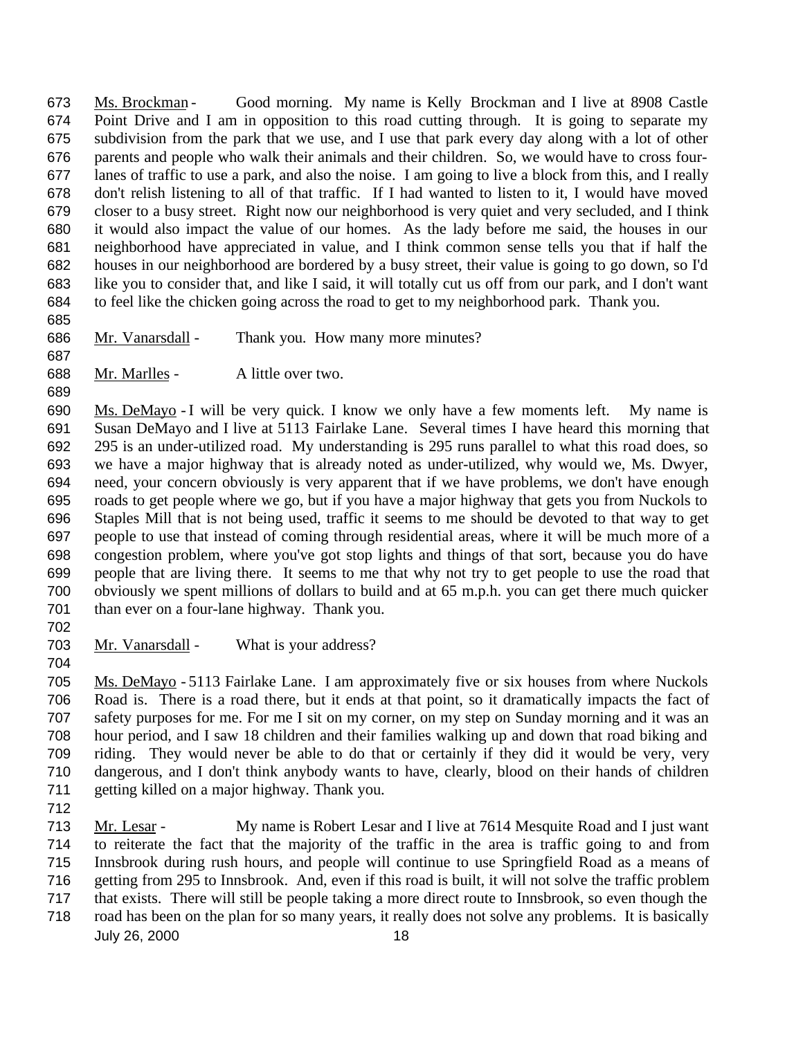Ms. Brockman - Good morning. My name is Kelly Brockman and I live at 8908 Castle Point Drive and I am in opposition to this road cutting through. It is going to separate my subdivision from the park that we use, and I use that park every day along with a lot of other parents and people who walk their animals and their children. So, we would have to cross four-lanes of traffic to use a park, and also the noise. I am going to live a block from this, and I really don't relish listening to all of that traffic. If I had wanted to listen to it, I would have moved closer to a busy street. Right now our neighborhood is very quiet and very secluded, and I think it would also impact the value of our homes. As the lady before me said, the houses in our neighborhood have appreciated in value, and I think common sense tells you that if half the houses in our neighborhood are bordered by a busy street, their value is going to go down, so I'd like you to consider that, and like I said, it will totally cut us off from our park, and I don't want to feel like the chicken going across the road to get to my neighborhood park. Thank you.

Mr. Vanarsdall - Thank you. How many more minutes?

Mr. Marlles - A little over two.

Ms. DeMayo - I will be very quick. I know we only have a few moments left. My name is Susan DeMayo and I live at 5113 Fairlake Lane. Several times I have heard this morning that 295 is an under-utilized road. My understanding is 295 runs parallel to what this road does, so we have a major highway that is already noted as under-utilized, why would we, Ms. Dwyer, need, your concern obviously is very apparent that if we have problems, we don't have enough roads to get people where we go, but if you have a major highway that gets you from Nuckols to Staples Mill that is not being used, traffic it seems to me should be devoted to that way to get people to use that instead of coming through residential areas, where it will be much more of a congestion problem, where you've got stop lights and things of that sort, because you do have people that are living there. It seems to me that why not try to get people to use the road that obviously we spent millions of dollars to build and at 65 m.p.h. you can get there much quicker than ever on a four-lane highway. Thank you.

Mr. Vanarsdall - What is your address?

Ms. DeMayo - 5113 Fairlake Lane. I am approximately five or six houses from where Nuckols Road is. There is a road there, but it ends at that point, so it dramatically impacts the fact of safety purposes for me. For me I sit on my corner, on my step on Sunday morning and it was an hour period, and I saw 18 children and their families walking up and down that road biking and riding. They would never be able to do that or certainly if they did it would be very, very dangerous, and I don't think anybody wants to have, clearly, blood on their hands of children getting killed on a major highway. Thank you.

Mr. Lesar - My name is Robert Lesar and I live at 7614 Mesquite Road and I just want to reiterate the fact that the majority of the traffic in the area is traffic going to and from Innsbrook during rush hours, and people will continue to use Springfield Road as a means of getting from 295 to Innsbrook. And, even if this road is built, it will not solve the traffic problem that exists. There will still be people taking a more direct route to Innsbrook, so even though the road has been on the plan for so many years, it really does not solve any problems. It is basically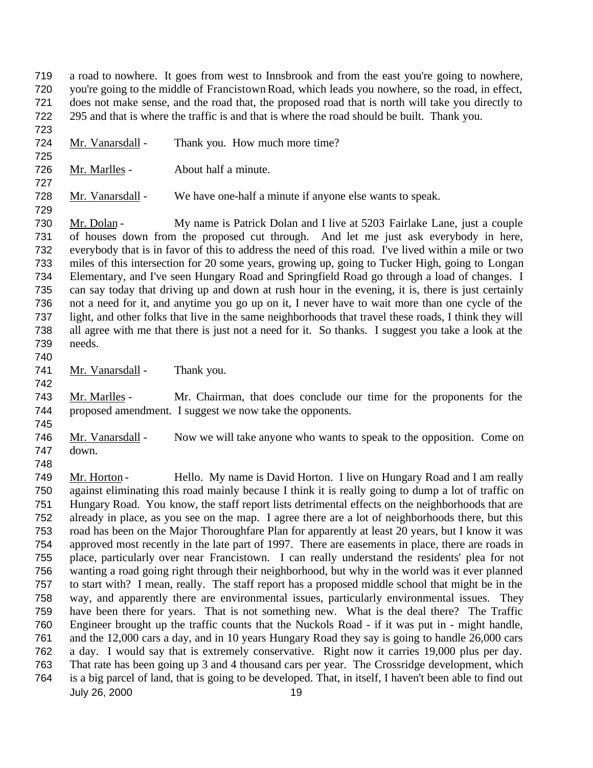a road to nowhere. It goes from west to Innsbrook and from the east you're going to nowhere, you're going to the middle of Francistown Road, which leads you nowhere, so the road, in effect, does not make sense, and the road that, the proposed road that is north will take you directly to 295 and that is where the traffic is and that is where the road should be built. Thank you.

Mr. Vanarsdall - Thank you. How much more time?

Mr. Marlles - About half a minute.

Mr. Vanarsdall - We have one-half a minute if anyone else wants to speak.

Mr. Dolan - My name is Patrick Dolan and I live at 5203 Fairlake Lane, just a couple of houses down from the proposed cut through. And let me just ask everybody in here, everybody that is in favor of this to address the need of this road. I've lived within a mile or two miles of this intersection for 20 some years, growing up, going to Tucker High, going to Longan Elementary, and I've seen Hungary Road and Springfield Road go through a load of changes. I can say today that driving up and down at rush hour in the evening, it is, there is just certainly not a need for it, and anytime you go up on it, I never have to wait more than one cycle of the light, and other folks that live in the same neighborhoods that travel these roads, I think they will all agree with me that there is just not a need for it. So thanks. I suggest you take a look at the needs.

Mr. Vanarsdall - Thank you.

Mr. Marlles - Mr. Chairman, that does conclude our time for the proponents for the proposed amendment. I suggest we now take the opponents.

Mr. Vanarsdall - Now we will take anyone who wants to speak to the opposition. Come on down.

Mr. Horton - Hello. My name is David Horton. I live on Hungary Road and I am really against eliminating this road mainly because I think it is really going to dump a lot of traffic on Hungary Road. You know, the staff report lists detrimental effects on the neighborhoods that are already in place, as you see on the map. I agree there are a lot of neighborhoods there, but this road has been on the Major Thoroughfare Plan for apparently at least 20 years, but I know it was approved most recently in the late part of 1997. There are easements in place, there are roads in place, particularly over near Francistown. I can really understand the residents' plea for not wanting a road going right through their neighborhood, but why in the world was it ever planned to start with? I mean, really. The staff report has a proposed middle school that might be in the way, and apparently there are environmental issues, particularly environmental issues. They have been there for years. That is not something new. What is the deal there? The Traffic Engineer brought up the traffic counts that the Nuckols Road - if it was put in - might handle, and the 12,000 cars a day, and in 10 years Hungary Road they say is going to handle 26,000 cars a day. I would say that is extremely conservative. Right now it carries 19,000 plus per day. That rate has been going up 3 and 4 thousand cars per year. The Crossridge development, which is a big parcel of land, that is going to be developed. That, in itself, I haven't been able to find out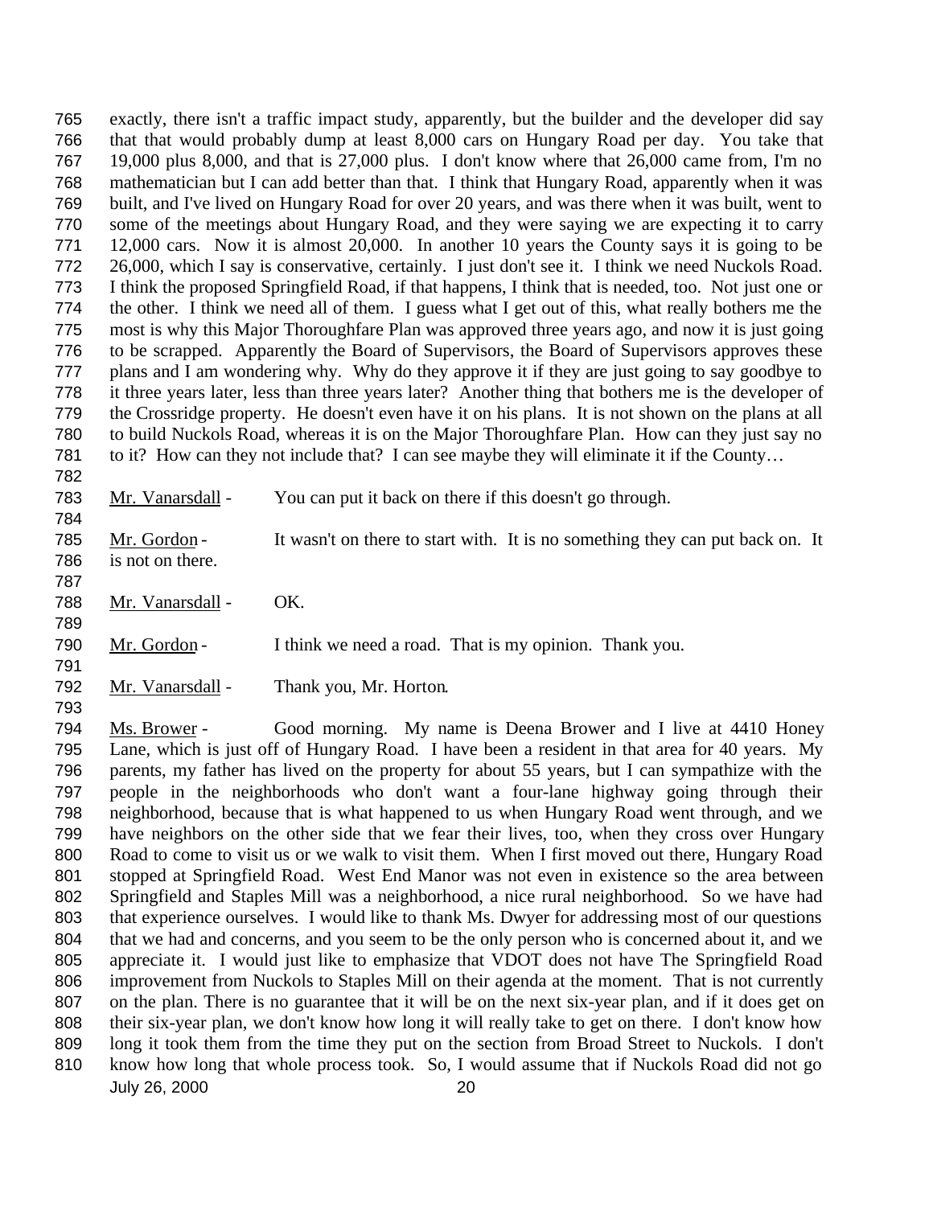exactly, there isn't a traffic impact study, apparently, but the builder and the developer did say that that would probably dump at least 8,000 cars on Hungary Road per day. You take that 19,000 plus 8,000, and that is 27,000 plus. I don't know where that 26,000 came from, I'm no mathematician but I can add better than that. I think that Hungary Road, apparently when it was built, and I've lived on Hungary Road for over 20 years, and was there when it was built, went to some of the meetings about Hungary Road, and they were saying we are expecting it to carry 12,000 cars. Now it is almost 20,000. In another 10 years the County says it is going to be 26,000, which I say is conservative, certainly. I just don't see it. I think we need Nuckols Road. I think the proposed Springfield Road, if that happens, I think that is needed, too. Not just one or the other. I think we need all of them. I guess what I get out of this, what really bothers me the most is why this Major Thoroughfare Plan was approved three years ago, and now it is just going to be scrapped. Apparently the Board of Supervisors, the Board of Supervisors approves these plans and I am wondering why. Why do they approve it if they are just going to say goodbye to it three years later, less than three years later? Another thing that bothers me is the developer of the Crossridge property. He doesn't even have it on his plans. It is not shown on the plans at all to build Nuckols Road, whereas it is on the Major Thoroughfare Plan. How can they just say no to it? How can they not include that? I can see maybe they will eliminate it if the County…

Mr. Vanarsdall - You can put it back on there if this doesn't go through.

Mr. Gordon - It wasn't on there to start with. It is no something they can put back on. It is not on there.

Mr. Vanarsdall - OK.

Mr. Gordon - I think we need a road. That is my opinion. Thank you.

Mr. Vanarsdall - Thank you, Mr. Horton.

Ms. Brower - Good morning. My name is Deena Brower and I live at 4410 Honey Lane, which is just off of Hungary Road. I have been a resident in that area for 40 years. My parents, my father has lived on the property for about 55 years, but I can sympathize with the people in the neighborhoods who don't want a four-lane highway going through their neighborhood, because that is what happened to us when Hungary Road went through, and we have neighbors on the other side that we fear their lives, too, when they cross over Hungary Road to come to visit us or we walk to visit them. When I first moved out there, Hungary Road stopped at Springfield Road. West End Manor was not even in existence so the area between Springfield and Staples Mill was a neighborhood, a nice rural neighborhood. So we have had that experience ourselves. I would like to thank Ms. Dwyer for addressing most of our questions that we had and concerns, and you seem to be the only person who is concerned about it, and we appreciate it. I would just like to emphasize that VDOT does not have The Springfield Road improvement from Nuckols to Staples Mill on their agenda at the moment. That is not currently on the plan. There is no guarantee that it will be on the next six-year plan, and if it does get on their six-year plan, we don't know how long it will really take to get on there. I don't know how long it took them from the time they put on the section from Broad Street to Nuckols. I don't know how long that whole process took. So, I would assume that if Nuckols Road did not go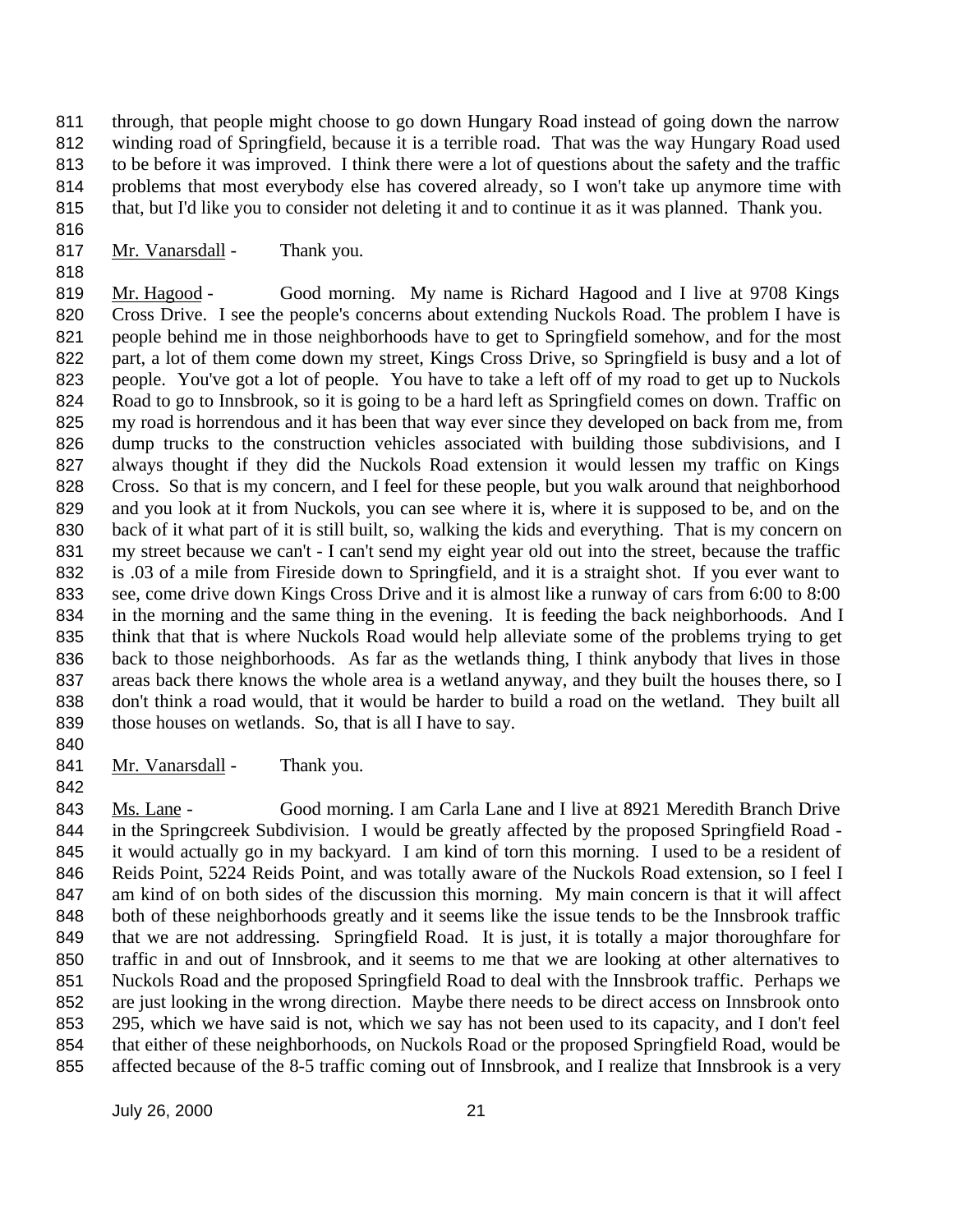through, that people might choose to go down Hungary Road instead of going down the narrow winding road of Springfield, because it is a terrible road. That was the way Hungary Road used to be before it was improved. I think there were a lot of questions about the safety and the traffic problems that most everybody else has covered already, so I won't take up anymore time with that, but I'd like you to consider not deleting it and to continue it as it was planned. Thank you.

Mr. Vanarsdall - Thank you.

Mr. Hagood - Good morning. My name is Richard Hagood and I live at 9708 Kings Cross Drive. I see the people's concerns about extending Nuckols Road. The problem I have is people behind me in those neighborhoods have to get to Springfield somehow, and for the most part, a lot of them come down my street, Kings Cross Drive, so Springfield is busy and a lot of people. You've got a lot of people. You have to take a left off of my road to get up to Nuckols Road to go to Innsbrook, so it is going to be a hard left as Springfield comes on down. Traffic on my road is horrendous and it has been that way ever since they developed on back from me, from dump trucks to the construction vehicles associated with building those subdivisions, and I always thought if they did the Nuckols Road extension it would lessen my traffic on Kings Cross. So that is my concern, and I feel for these people, but you walk around that neighborhood and you look at it from Nuckols, you can see where it is, where it is supposed to be, and on the back of it what part of it is still built, so, walking the kids and everything. That is my concern on my street because we can't - I can't send my eight year old out into the street, because the traffic is .03 of a mile from Fireside down to Springfield, and it is a straight shot. If you ever want to see, come drive down Kings Cross Drive and it is almost like a runway of cars from 6:00 to 8:00 in the morning and the same thing in the evening. It is feeding the back neighborhoods. And I think that that is where Nuckols Road would help alleviate some of the problems trying to get back to those neighborhoods. As far as the wetlands thing, I think anybody that lives in those areas back there knows the whole area is a wetland anyway, and they built the houses there, so I don't think a road would, that it would be harder to build a road on the wetland. They built all those houses on wetlands. So, that is all I have to say.

Mr. Vanarsdall - Thank you.

Ms. Lane - Good morning. I am Carla Lane and I live at 8921 Meredith Branch Drive in the Springcreek Subdivision. I would be greatly affected by the proposed Springfield Road - it would actually go in my backyard. I am kind of torn this morning. I used to be a resident of Reids Point, 5224 Reids Point, and was totally aware of the Nuckols Road extension, so I feel I am kind of on both sides of the discussion this morning. My main concern is that it will affect both of these neighborhoods greatly and it seems like the issue tends to be the Innsbrook traffic that we are not addressing. Springfield Road. It is just, it is totally a major thoroughfare for traffic in and out of Innsbrook, and it seems to me that we are looking at other alternatives to Nuckols Road and the proposed Springfield Road to deal with the Innsbrook traffic. Perhaps we are just looking in the wrong direction. Maybe there needs to be direct access on Innsbrook onto 295, which we have said is not, which we say has not been used to its capacity, and I don't feel that either of these neighborhoods, on Nuckols Road or the proposed Springfield Road, would be affected because of the 8-5 traffic coming out of Innsbrook, and I realize that Innsbrook is a very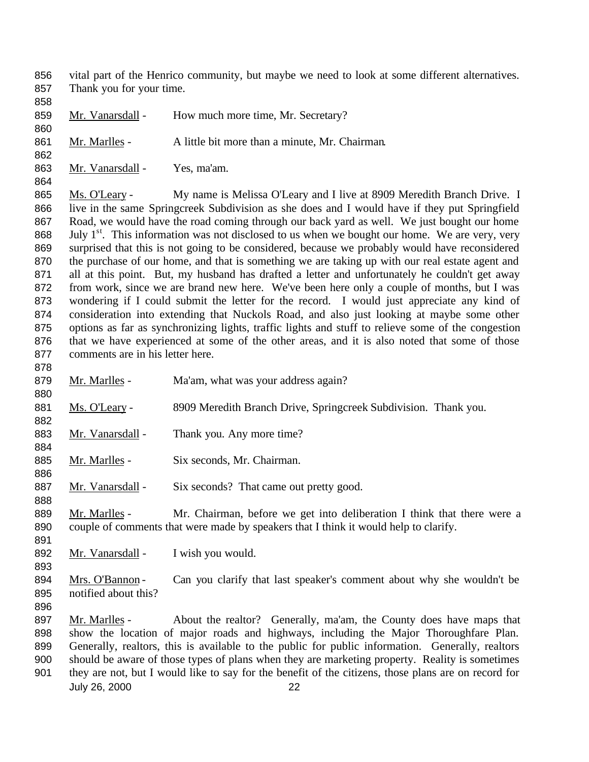vital part of the Henrico community, but maybe we need to look at some different alternatives. Thank you for your time.

Mr. Vanarsdall - How much more time, Mr. Secretary?

Mr. Marlles - A little bit more than a minute, Mr. Chairman.

Mr. Vanarsdall - Yes, ma'am.

Ms. O'Leary - My name is Melissa O'Leary and I live at 8909 Meredith Branch Drive. I live in the same Springcreek Subdivision as she does and I would have if they put Springfield Road, we would have the road coming through our back yard as well. We just bought our home July 1st. This information was not disclosed to us when we bought our home. We are very, very surprised that this is not going to be considered, because we probably would have reconsidered the purchase of our home, and that is something we are taking up with our real estate agent and all at this point. But, my husband has drafted a letter and unfortunately he couldn't get away from work, since we are brand new here. We've been here only a couple of months, but I was wondering if I could submit the letter for the record. I would just appreciate any kind of consideration into extending that Nuckols Road, and also just looking at maybe some other options as far as synchronizing lights, traffic lights and stuff to relieve some of the congestion that we have experienced at some of the other areas, and it is also noted that some of those comments are in his letter here.

Mr. Marlles - Ma'am, what was your address again?

Ms. O'Leary - 8909 Meredith Branch Drive, Springcreek Subdivision. Thank you.

Mr. Vanarsdall - Thank you. Any more time?

Mr. Marlles - Six seconds, Mr. Chairman.

Mr. Vanarsdall - Six seconds? That came out pretty good.

Mr. Marlles - Mr. Chairman, before we get into deliberation I think that there were a couple of comments that were made by speakers that I think it would help to clarify.

Mr. Vanarsdall - I wish you would.

Mrs. O'Bannon - Can you clarify that last speaker's comment about why she wouldn't be notified about this?

Mr. Marlles - About the realtor? Generally, ma'am, the County does have maps that show the location of major roads and highways, including the Major Thoroughfare Plan. Generally, realtors, this is available to the public for public information. Generally, realtors should be aware of those types of plans when they are marketing property. Reality is sometimes they are not, but I would like to say for the benefit of the citizens, those plans are on record for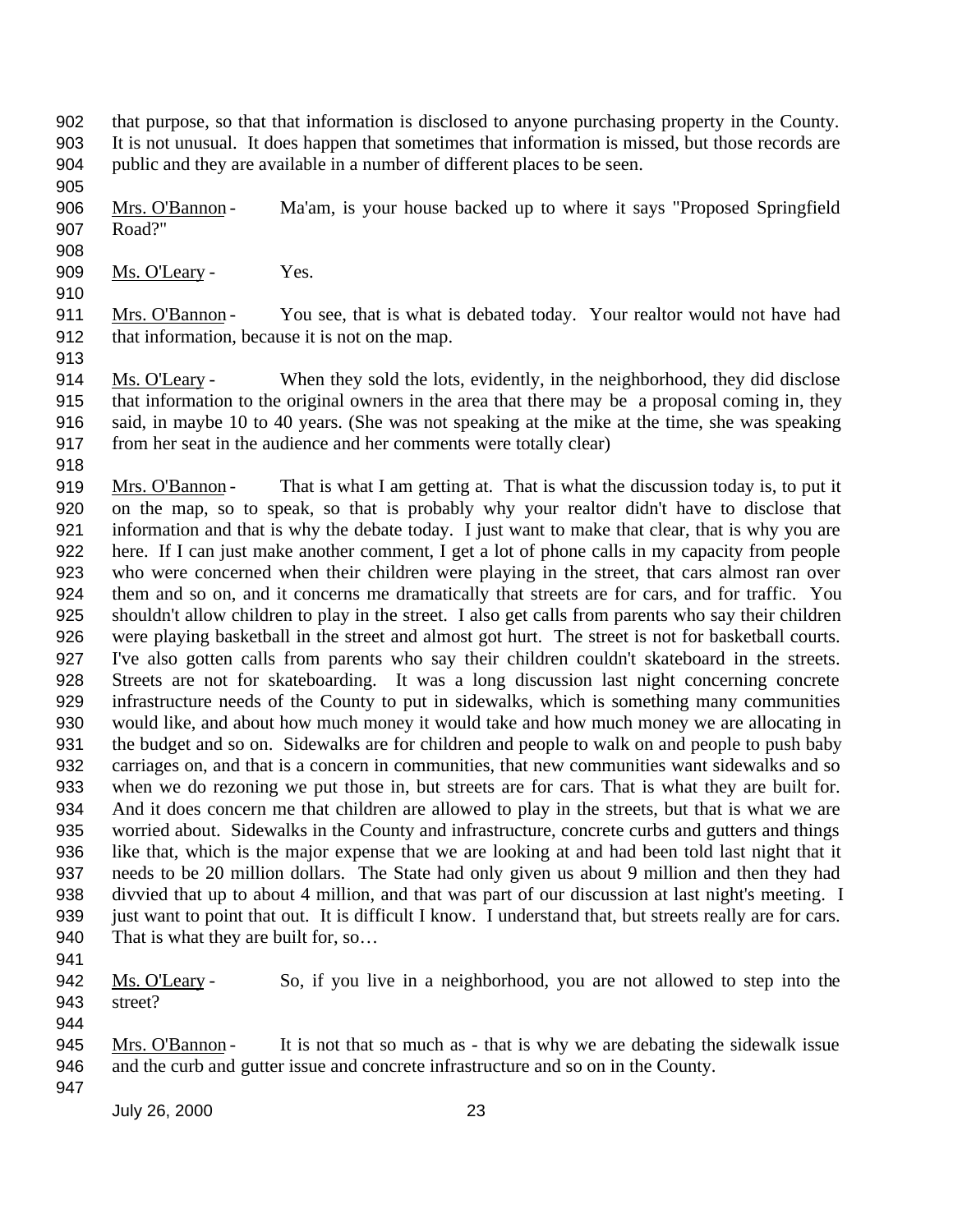that purpose, so that that information is disclosed to anyone purchasing property in the County. It is not unusual. It does happen that sometimes that information is missed, but those records are public and they are available in a number of different places to be seen.

Mrs. O'Bannon - Ma'am, is your house backed up to where it says "Proposed Springfield Road?"

Ms. O'Leary - Yes.

Mrs. O'Bannon - You see, that is what is debated today. Your realtor would not have had that information, because it is not on the map.

Ms. O'Leary - When they sold the lots, evidently, in the neighborhood, they did disclose that information to the original owners in the area that there may be a proposal coming in, they said, in maybe 10 to 40 years. (She was not speaking at the mike at the time, she was speaking from her seat in the audience and her comments were totally clear)

Mrs. O'Bannon - That is what I am getting at. That is what the discussion today is, to put it on the map, so to speak, so that is probably why your realtor didn't have to disclose that information and that is why the debate today. I just want to make that clear, that is why you are here. If I can just make another comment, I get a lot of phone calls in my capacity from people who were concerned when their children were playing in the street, that cars almost ran over them and so on, and it concerns me dramatically that streets are for cars, and for traffic. You shouldn't allow children to play in the street. I also get calls from parents who say their children were playing basketball in the street and almost got hurt. The street is not for basketball courts. I've also gotten calls from parents who say their children couldn't skateboard in the streets. Streets are not for skateboarding. It was a long discussion last night concerning concrete infrastructure needs of the County to put in sidewalks, which is something many communities would like, and about how much money it would take and how much money we are allocating in the budget and so on. Sidewalks are for children and people to walk on and people to push baby carriages on, and that is a concern in communities, that new communities want sidewalks and so when we do rezoning we put those in, but streets are for cars. That is what they are built for. And it does concern me that children are allowed to play in the streets, but that is what we are worried about. Sidewalks in the County and infrastructure, concrete curbs and gutters and things like that, which is the major expense that we are looking at and had been told last night that it needs to be 20 million dollars. The State had only given us about 9 million and then they had divvied that up to about 4 million, and that was part of our discussion at last night's meeting. I just want to point that out. It is difficult I know. I understand that, but streets really are for cars. That is what they are built for, so…

Ms. O'Leary - So, if you live in a neighborhood, you are not allowed to step into the street?

Mrs. O'Bannon - It is not that so much as - that is why we are debating the sidewalk issue and the curb and gutter issue and concrete infrastructure and so on in the County.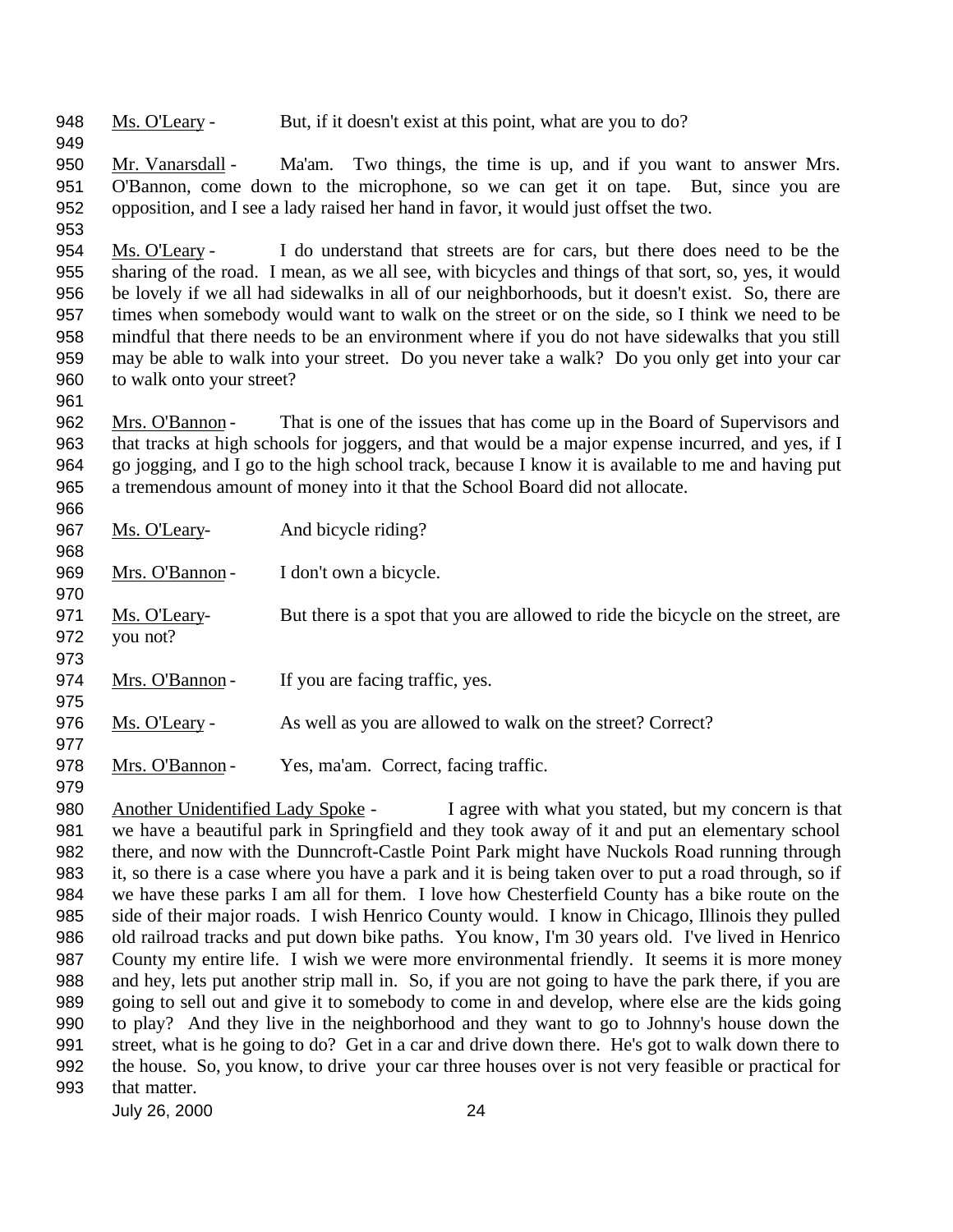948 <u>Ms. O'Leary</u> - But, if it doesn't exist at this point, what are you to do?

950 <u>Mr. Vanarsdall</u> - Ma'am. Two things, the time is up, and if you want to answer Mrs. O'Bannon, come down to the microphone, so we can get it on tape. But, since you are opposition, and I see a lady raised her hand in favor, it would just offset the two.

954 <u>Ms. O'Leary</u> - I do understand that streets are for cars, but there does need to be the sharing of the road. I mean, as we all see, with bicycles and things of that sort, so, yes, it would be lovely if we all had sidewalks in all of our neighborhoods, but it doesn't exist. So, there are times when somebody would want to walk on the street or on the side, so I think we need to be mindful that there needs to be an environment where if you do not have sidewalks that you still may be able to walk into your street. Do you never take a walk? Do you only get into your car to walk onto your street?

962 <u>Mrs. O'Bannon</u> - That is one of the issues that has come up in the Board of Supervisors and that tracks at high schools for joggers, and that would be a major expense incurred, and yes, if I go jogging, and I go to the high school track, because I know it is available to me and having put a tremendous amount of money into it that the School Board did not allocate.

967 <u>Ms. O'Leary</u>- And bicycle riding?

969 <u>Mrs. O'Bannon</u> - I don't own a bicycle.

971 <u>Ms. O'Leary</u>- But there is a spot that you are allowed to ride the bicycle on the street, are you not?

974 <u>Mrs. O'Bannon</u> - If you are facing traffic, yes.

976 <u>Ms. O'Leary</u> - As well as you are allowed to walk on the street? Correct?

978 <u>Mrs. O'Bannon</u> - Yes, ma'am. Correct, facing traffic.

980 <u>Another Unidentified Lady Spoke</u> - I agree with what you stated, but my concern is that we have a beautiful park in Springfield and they took away of it and put an elementary school there, and now with the Dunncroft-Castle Point Park might have Nuckols Road running through it, so there is a case where you have a park and it is being taken over to put a road through, so if we have these parks I am all for them. I love how Chesterfield County has a bike route on the side of their major roads. I wish Henrico County would. I know in Chicago, Illinois they pulled old railroad tracks and put down bike paths. You know, I'm 30 years old. I've lived in Henrico County my entire life. I wish we were more environmental friendly. It seems it is more money and hey, lets put another strip mall in. So, if you are not going to have the park there, if you are going to sell out and give it to somebody to come in and develop, where else are the kids going to play? And they live in the neighborhood and they want to go to Johnny's house down the street, what is he going to do? Get in a car and drive down there. He's got to walk down there to the house. So, you know, to drive your car three houses over is not very feasible or practical for that matter.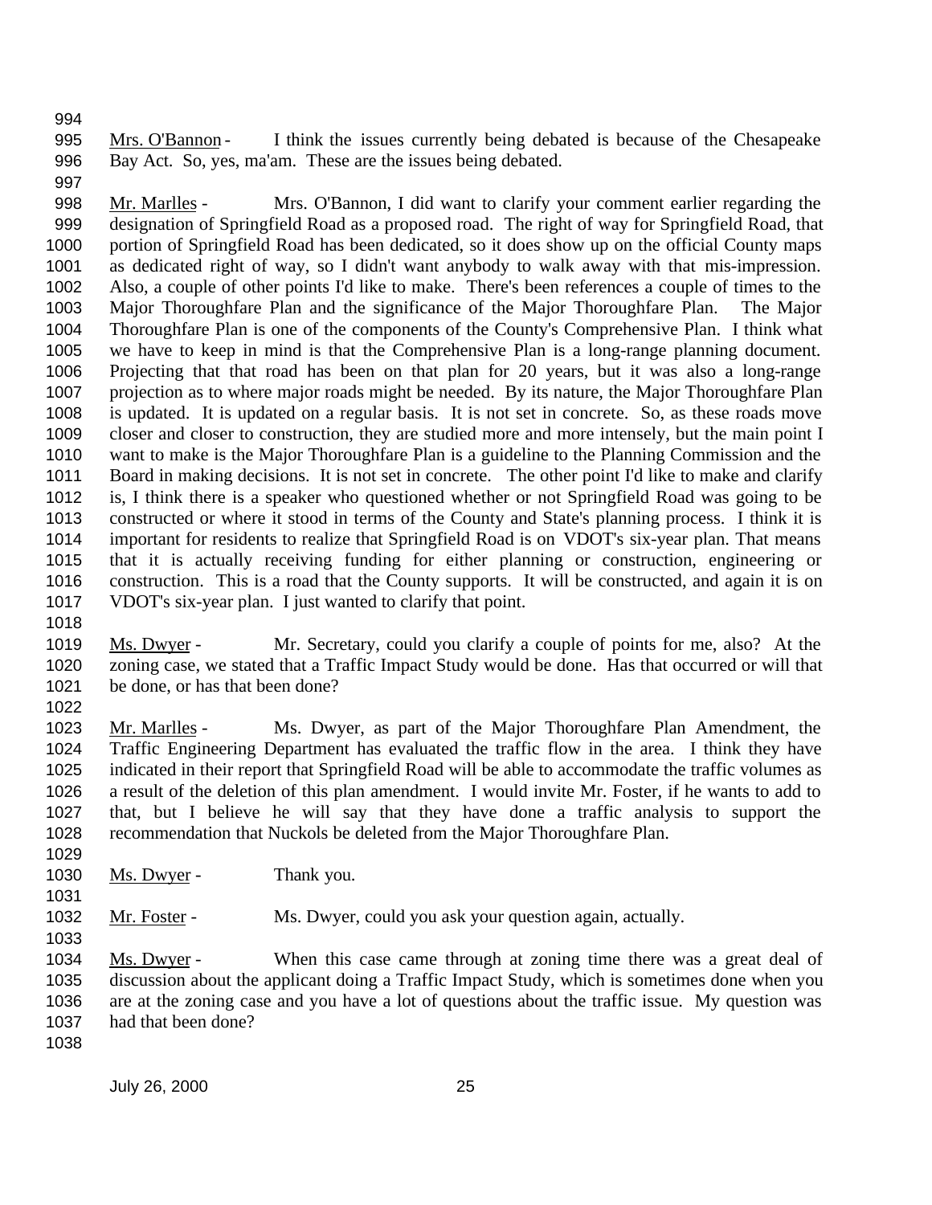Mrs. O'Bannon - I think the issues currently being debated is because of the Chesapeake Bay Act. So, yes, ma'am. These are the issues being debated.

Mr. Marlles - Mrs. O'Bannon, I did want to clarify your comment earlier regarding the designation of Springfield Road as a proposed road. The right of way for Springfield Road, that portion of Springfield Road has been dedicated, so it does show up on the official County maps as dedicated right of way, so I didn't want anybody to walk away with that mis-impression. Also, a couple of other points I'd like to make. There's been references a couple of times to the Major Thoroughfare Plan and the significance of the Major Thoroughfare Plan. The Major Thoroughfare Plan is one of the components of the County's Comprehensive Plan. I think what we have to keep in mind is that the Comprehensive Plan is a long-range planning document. Projecting that that road has been on that plan for 20 years, but it was also a long-range projection as to where major roads might be needed. By its nature, the Major Thoroughfare Plan is updated. It is updated on a regular basis. It is not set in concrete. So, as these roads move closer and closer to construction, they are studied more and more intensely, but the main point I want to make is the Major Thoroughfare Plan is a guideline to the Planning Commission and the Board in making decisions. It is not set in concrete. The other point I'd like to make and clarify is, I think there is a speaker who questioned whether or not Springfield Road was going to be constructed or where it stood in terms of the County and State's planning process. I think it is important for residents to realize that Springfield Road is on VDOT's six-year plan. That means that it is actually receiving funding for either planning or construction, engineering or construction. This is a road that the County supports. It will be constructed, and again it is on VDOT's six-year plan. I just wanted to clarify that point.

Ms. Dwyer - Mr. Secretary, could you clarify a couple of points for me, also? At the zoning case, we stated that a Traffic Impact Study would be done. Has that occurred or will that be done, or has that been done?

Mr. Marlles - Ms. Dwyer, as part of the Major Thoroughfare Plan Amendment, the Traffic Engineering Department has evaluated the traffic flow in the area. I think they have indicated in their report that Springfield Road will be able to accommodate the traffic volumes as a result of the deletion of this plan amendment. I would invite Mr. Foster, if he wants to add to that, but I believe he will say that they have done a traffic analysis to support the recommendation that Nuckols be deleted from the Major Thoroughfare Plan.

Ms. Dwyer - Thank you.

Mr. Foster - Ms. Dwyer, could you ask your question again, actually.

Ms. Dwyer - When this case came through at zoning time there was a great deal of discussion about the applicant doing a Traffic Impact Study, which is sometimes done when you are at the zoning case and you have a lot of questions about the traffic issue. My question was had that been done?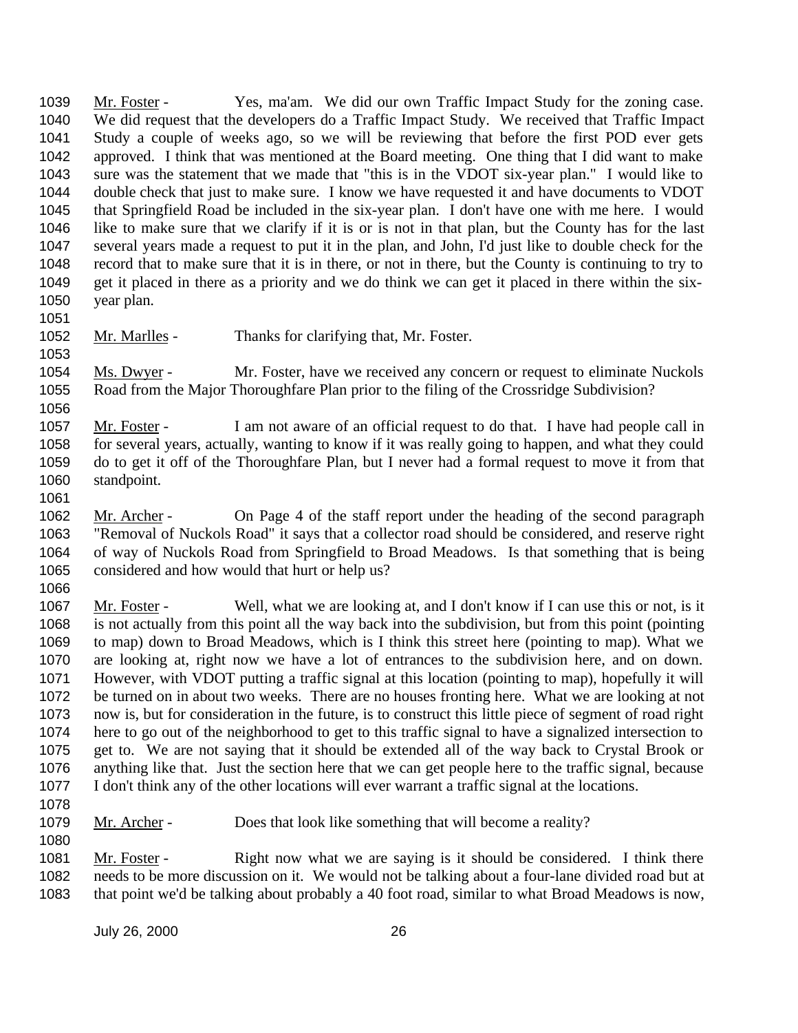Mr. Foster - Yes, ma'am. We did our own Traffic Impact Study for the zoning case. We did request that the developers do a Traffic Impact Study. We received that Traffic Impact Study a couple of weeks ago, so we will be reviewing that before the first POD ever gets approved. I think that was mentioned at the Board meeting. One thing that I did want to make sure was the statement that we made that "this is in the VDOT six-year plan." I would like to double check that just to make sure. I know we have requested it and have documents to VDOT that Springfield Road be included in the six-year plan. I don't have one with me here. I would like to make sure that we clarify if it is or is not in that plan, but the County has for the last several years made a request to put it in the plan, and John, I'd just like to double check for the record that to make sure that it is in there, or not in there, but the County is continuing to try to get it placed in there as a priority and we do think we can get it placed in there within the six-year plan.

Mr. Marlles - Thanks for clarifying that, Mr. Foster.

Ms. Dwyer - Mr. Foster, have we received any concern or request to eliminate Nuckols Road from the Major Thoroughfare Plan prior to the filing of the Crossridge Subdivision?

Mr. Foster - I am not aware of an official request to do that. I have had people call in for several years, actually, wanting to know if it was really going to happen, and what they could do to get it off of the Thoroughfare Plan, but I never had a formal request to move it from that standpoint.

Mr. Archer - On Page 4 of the staff report under the heading of the second paragraph "Removal of Nuckols Road" it says that a collector road should be considered, and reserve right of way of Nuckols Road from Springfield to Broad Meadows. Is that something that is being considered and how would that hurt or help us?

Mr. Foster - Well, what we are looking at, and I don't know if I can use this or not, is it is not actually from this point all the way back into the subdivision, but from this point (pointing to map) down to Broad Meadows, which is I think this street here (pointing to map). What we are looking at, right now we have a lot of entrances to the subdivision here, and on down. However, with VDOT putting a traffic signal at this location (pointing to map), hopefully it will be turned on in about two weeks. There are no houses fronting here. What we are looking at not now is, but for consideration in the future, is to construct this little piece of segment of road right here to go out of the neighborhood to get to this traffic signal to have a signalized intersection to get to. We are not saying that it should be extended all of the way back to Crystal Brook or anything like that. Just the section here that we can get people here to the traffic signal, because I don't think any of the other locations will ever warrant a traffic signal at the locations.

Mr. Archer - Does that look like something that will become a reality?

Mr. Foster - Right now what we are saying is it should be considered. I think there needs to be more discussion on it. We would not be talking about a four-lane divided road but at that point we'd be talking about probably a 40 foot road, similar to what Broad Meadows is now,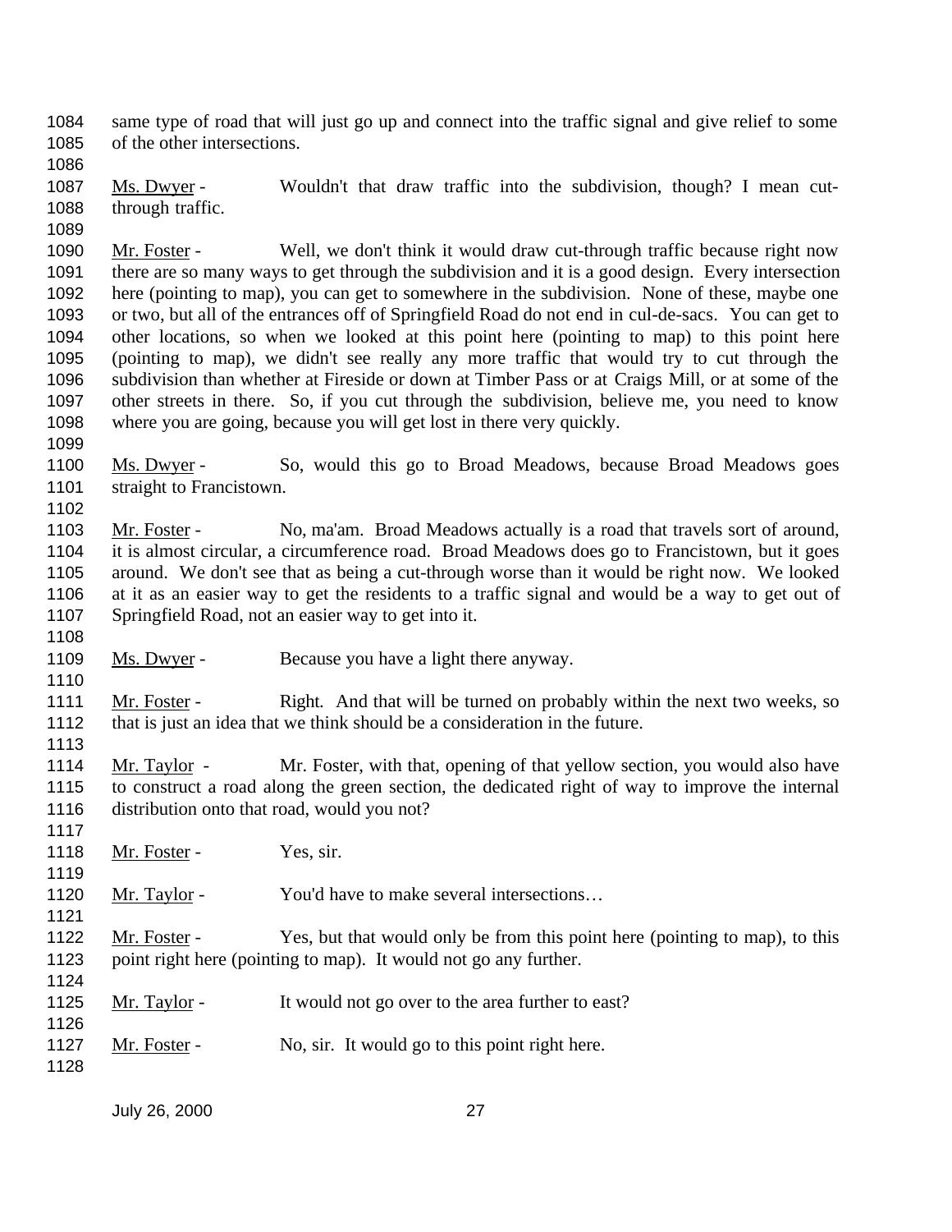same type of road that will just go up and connect into the traffic signal and give relief to some of the other intersections.

Ms. Dwyer - Wouldn't that draw traffic into the subdivision, though? I mean cut-through traffic.

Mr. Foster - Well, we don't think it would draw cut-through traffic because right now there are so many ways to get through the subdivision and it is a good design. Every intersection here (pointing to map), you can get to somewhere in the subdivision. None of these, maybe one or two, but all of the entrances off of Springfield Road do not end in cul-de-sacs. You can get to other locations, so when we looked at this point here (pointing to map) to this point here (pointing to map), we didn't see really any more traffic that would try to cut through the subdivision than whether at Fireside or down at Timber Pass or at Craigs Mill, or at some of the other streets in there. So, if you cut through the subdivision, believe me, you need to know where you are going, because you will get lost in there very quickly.

Ms. Dwyer - So, would this go to Broad Meadows, because Broad Meadows goes straight to Francistown.

Mr. Foster - No, ma'am. Broad Meadows actually is a road that travels sort of around, it is almost circular, a circumference road. Broad Meadows does go to Francistown, but it goes around. We don't see that as being a cut-through worse than it would be right now. We looked at it as an easier way to get the residents to a traffic signal and would be a way to get out of Springfield Road, not an easier way to get into it.

Ms. Dwyer - Because you have a light there anyway.

Mr. Foster - Right. And that will be turned on probably within the next two weeks, so that is just an idea that we think should be a consideration in the future.

Mr. Taylor - Mr. Foster, with that, opening of that yellow section, you would also have to construct a road along the green section, the dedicated right of way to improve the internal distribution onto that road, would you not?

Mr. Foster - Yes, sir.

Mr. Taylor - You'd have to make several intersections…

Mr. Foster - Yes, but that would only be from this point here (pointing to map), to this point right here (pointing to map). It would not go any further.

Mr. Taylor - It would not go over to the area further to east?

Mr. Foster - No, sir. It would go to this point right here.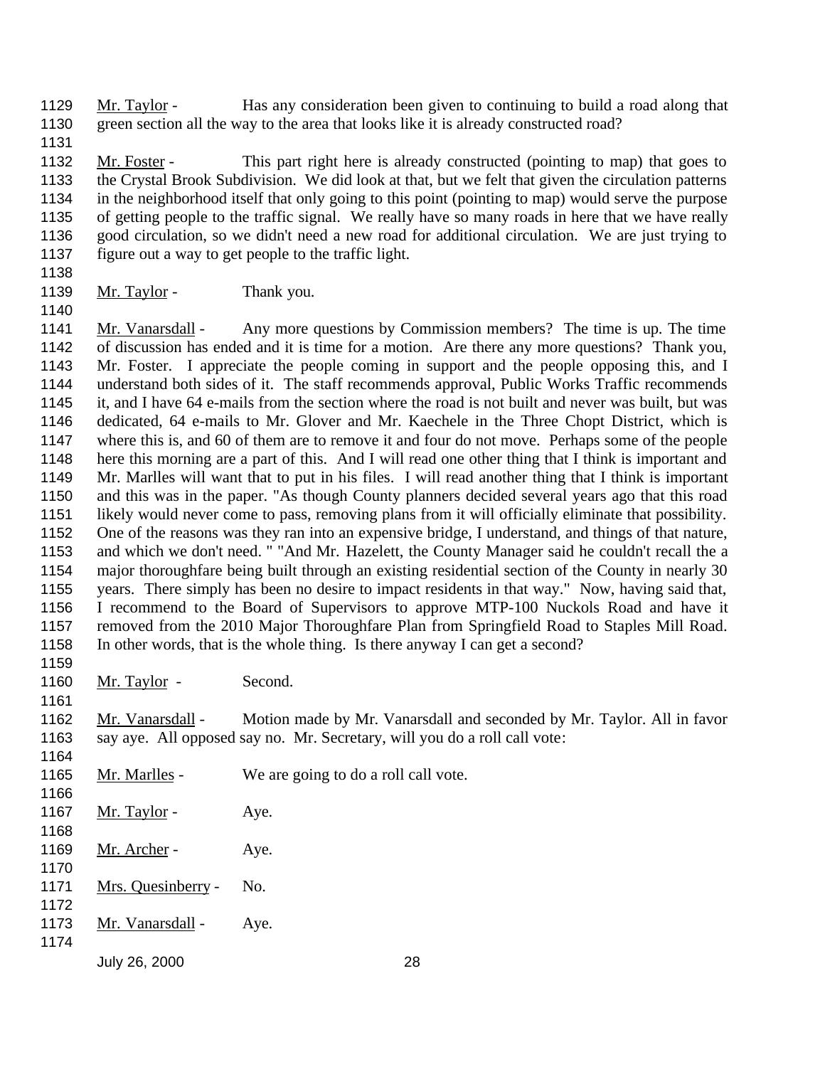Mr. Taylor - Has any consideration been given to continuing to build a road along that green section all the way to the area that looks like it is already constructed road?

Mr. Foster - This part right here is already constructed (pointing to map) that goes to the Crystal Brook Subdivision. We did look at that, but we felt that given the circulation patterns in the neighborhood itself that only going to this point (pointing to map) would serve the purpose of getting people to the traffic signal. We really have so many roads in here that we have really good circulation, so we didn't need a new road for additional circulation. We are just trying to figure out a way to get people to the traffic light.

Mr. Taylor - Thank you.

Mr. Vanarsdall - Any more questions by Commission members? The time is up. The time of discussion has ended and it is time for a motion. Are there any more questions? Thank you, Mr. Foster. I appreciate the people coming in support and the people opposing this, and I understand both sides of it. The staff recommends approval, Public Works Traffic recommends it, and I have 64 e-mails from the section where the road is not built and never was built, but was dedicated, 64 e-mails to Mr. Glover and Mr. Kaechele in the Three Chopt District, which is where this is, and 60 of them are to remove it and four do not move. Perhaps some of the people here this morning are a part of this. And I will read one other thing that I think is important and Mr. Marlles will want that to put in his files. I will read another thing that I think is important and this was in the paper. "As though County planners decided several years ago that this road likely would never come to pass, removing plans from it will officially eliminate that possibility. One of the reasons was they ran into an expensive bridge, I understand, and things of that nature, and which we don't need. " "And Mr. Hazelett, the County Manager said he couldn't recall the a major thoroughfare being built through an existing residential section of the County in nearly 30 years. There simply has been no desire to impact residents in that way." Now, having said that, I recommend to the Board of Supervisors to approve MTP-100 Nuckols Road and have it removed from the 2010 Major Thoroughfare Plan from Springfield Road to Staples Mill Road. In other words, that is the whole thing. Is there anyway I can get a second?

Mr. Taylor - Second.

Mr. Vanarsdall - Motion made by Mr. Vanarsdall and seconded by Mr. Taylor. All in favor say aye. All opposed say no. Mr. Secretary, will you do a roll call vote:

Mr. Marlles - We are going to do a roll call vote.

Mr. Taylor - Aye.

Mr. Archer - Aye.

Mrs. Quesinberry - No.

Mr. Vanarsdall - Aye.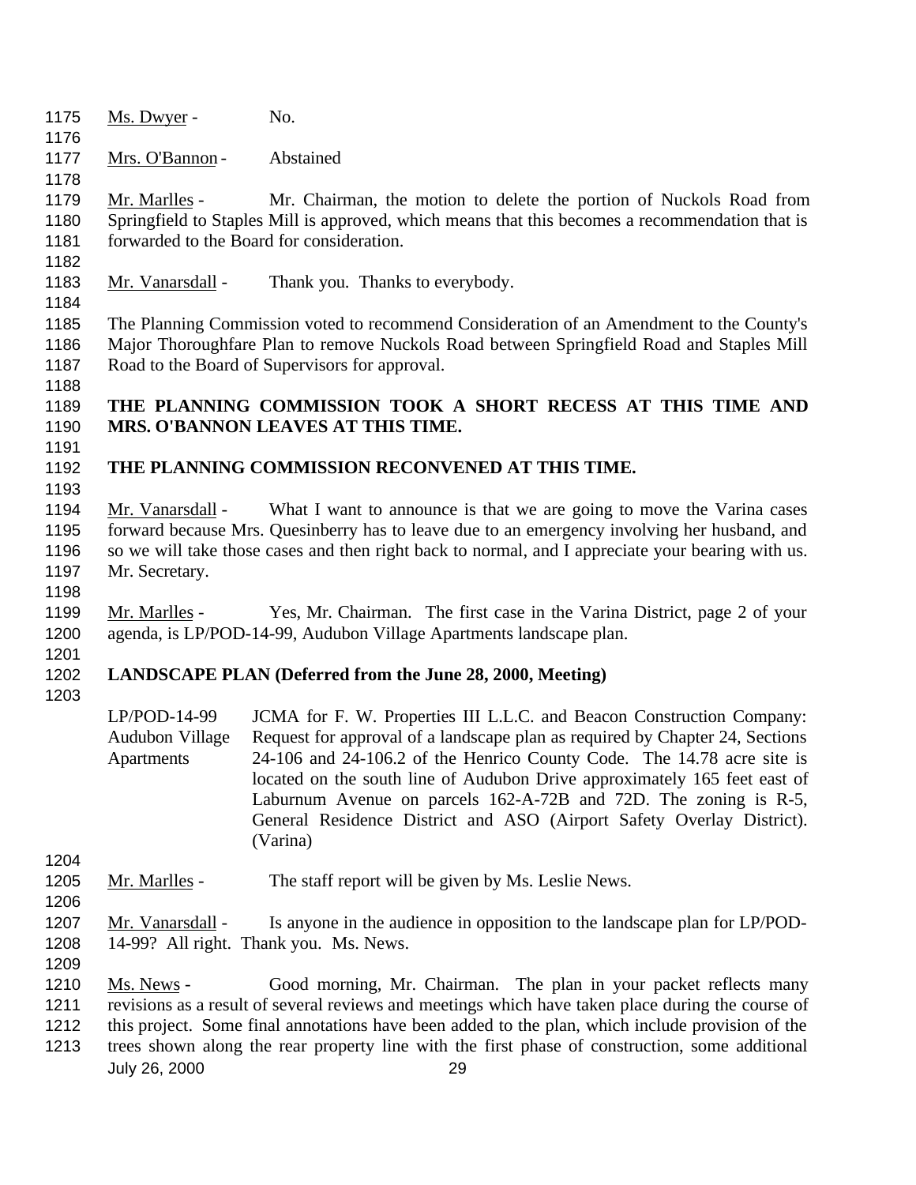Ms. Dwyer - No.

Mrs. O'Bannon - Abstained

Mr. Marlles - Mr. Chairman, the motion to delete the portion of Nuckols Road from Springfield to Staples Mill is approved, which means that this becomes a recommendation that is forwarded to the Board for consideration.

Mr. Vanarsdall - Thank you. Thanks to everybody.

The Planning Commission voted to recommend Consideration of an Amendment to the County's Major Thoroughfare Plan to remove Nuckols Road between Springfield Road and Staples Mill Road to the Board of Supervisors for approval.

**THE PLANNING COMMISSION TOOK A SHORT RECESS AT THIS TIME AND MRS. O'BANNON LEAVES AT THIS TIME.**

**THE PLANNING COMMISSION RECONVENED AT THIS TIME.**

Mr. Vanarsdall - What I want to announce is that we are going to move the Varina cases forward because Mrs. Quesinberry has to leave due to an emergency involving her husband, and so we will take those cases and then right back to normal, and I appreciate your bearing with us. Mr. Secretary.

Mr. Marlles - Yes, Mr. Chairman. The first case in the Varina District, page 2 of your agenda, is LP/POD-14-99, Audubon Village Apartments landscape plan.

**LANDSCAPE PLAN (Deferred from the June 28, 2000, Meeting)**

LP/POD-14-99 Audubon Village Apartments — JCMA for F. W. Properties III L.L.C. and Beacon Construction Company: Request for approval of a landscape plan as required by Chapter 24, Sections 24-106 and 24-106.2 of the Henrico County Code. The 14.78 acre site is located on the south line of Audubon Drive approximately 165 feet east of Laburnum Avenue on parcels 162-A-72B and 72D. The zoning is R-5, General Residence District and ASO (Airport Safety Overlay District). (Varina)

Mr. Marlles - The staff report will be given by Ms. Leslie News.

Mr. Vanarsdall - Is anyone in the audience in opposition to the landscape plan for LP/POD-14-99? All right. Thank you. Ms. News.

Ms. News - Good morning, Mr. Chairman. The plan in your packet reflects many revisions as a result of several reviews and meetings which have taken place during the course of this project. Some final annotations have been added to the plan, which include provision of the trees shown along the rear property line with the first phase of construction, some additional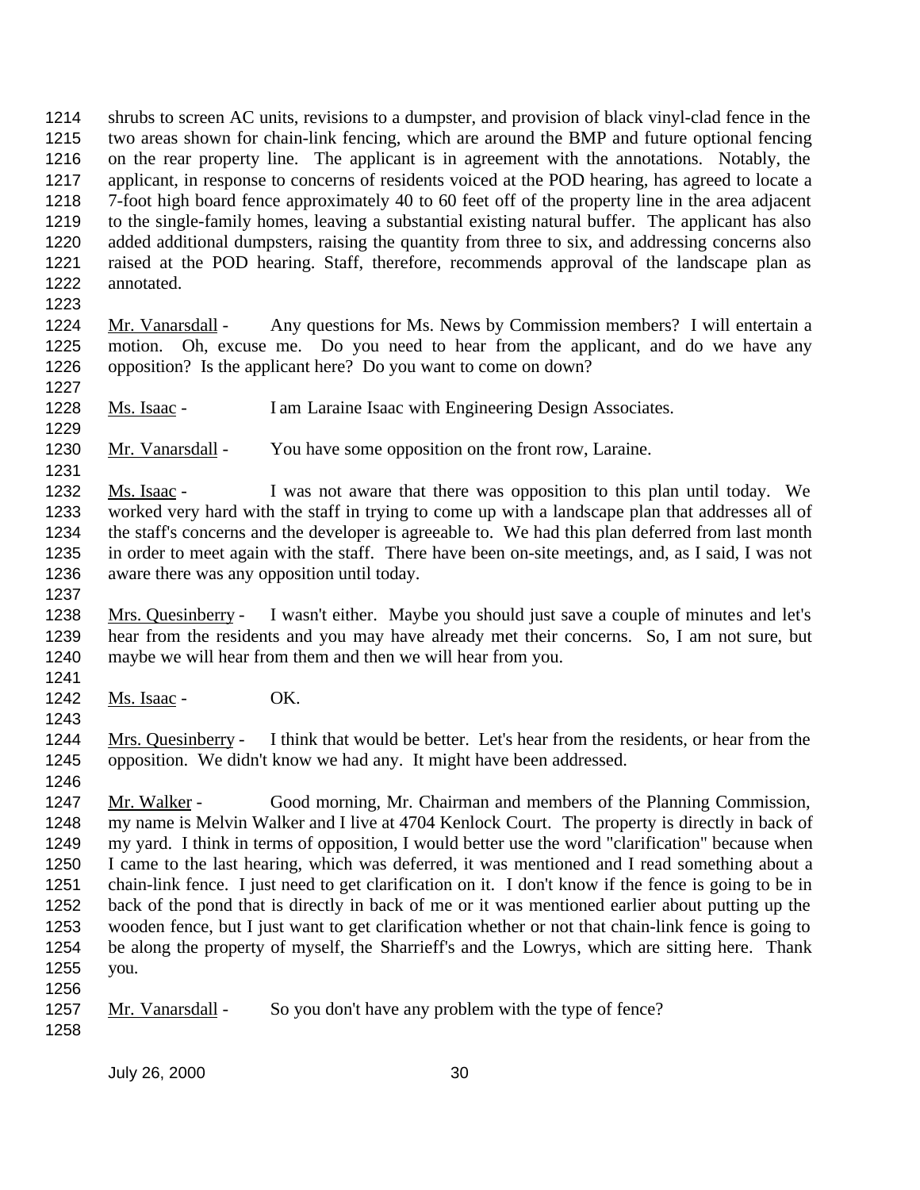shrubs to screen AC units, revisions to a dumpster, and provision of black vinyl-clad fence in the two areas shown for chain-link fencing, which are around the BMP and future optional fencing on the rear property line. The applicant is in agreement with the annotations. Notably, the applicant, in response to concerns of residents voiced at the POD hearing, has agreed to locate a 7-foot high board fence approximately 40 to 60 feet off of the property line in the area adjacent to the single-family homes, leaving a substantial existing natural buffer. The applicant has also added additional dumpsters, raising the quantity from three to six, and addressing concerns also raised at the POD hearing. Staff, therefore, recommends approval of the landscape plan as annotated.

Mr. Vanarsdall - Any questions for Ms. News by Commission members? I will entertain a motion. Oh, excuse me. Do you need to hear from the applicant, and do we have any opposition? Is the applicant here? Do you want to come on down?

Ms. Isaac - I am Laraine Isaac with Engineering Design Associates.

Mr. Vanarsdall - You have some opposition on the front row, Laraine.

Ms. Isaac - I was not aware that there was opposition to this plan until today. We worked very hard with the staff in trying to come up with a landscape plan that addresses all of the staff's concerns and the developer is agreeable to. We had this plan deferred from last month in order to meet again with the staff. There have been on-site meetings, and, as I said, I was not aware there was any opposition until today.

Mrs. Quesinberry - I wasn't either. Maybe you should just save a couple of minutes and let's hear from the residents and you may have already met their concerns. So, I am not sure, but maybe we will hear from them and then we will hear from you.

Ms. Isaac - OK.

Mrs. Quesinberry - I think that would be better. Let's hear from the residents, or hear from the opposition. We didn't know we had any. It might have been addressed.

Mr. Walker - Good morning, Mr. Chairman and members of the Planning Commission, my name is Melvin Walker and I live at 4704 Kenlock Court. The property is directly in back of my yard. I think in terms of opposition, I would better use the word "clarification" because when I came to the last hearing, which was deferred, it was mentioned and I read something about a chain-link fence. I just need to get clarification on it. I don't know if the fence is going to be in back of the pond that is directly in back of me or it was mentioned earlier about putting up the wooden fence, but I just want to get clarification whether or not that chain-link fence is going to be along the property of myself, the Sharrieff's and the Lowrys, which are sitting here. Thank you.

Mr. Vanarsdall - So you don't have any problem with the type of fence?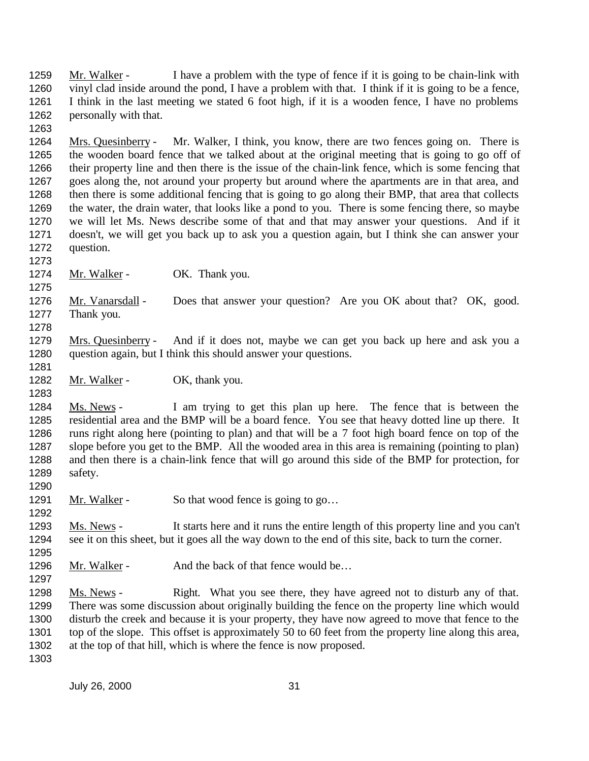Mr. Walker - I have a problem with the type of fence if it is going to be chain-link with vinyl clad inside around the pond, I have a problem with that. I think if it is going to be a fence, I think in the last meeting we stated 6 foot high, if it is a wooden fence, I have no problems personally with that.

Mrs. Quesinberry - Mr. Walker, I think, you know, there are two fences going on. There is the wooden board fence that we talked about at the original meeting that is going to go off of their property line and then there is the issue of the chain-link fence, which is some fencing that goes along the, not around your property but around where the apartments are in that area, and then there is some additional fencing that is going to go along their BMP, that area that collects the water, the drain water, that looks like a pond to you. There is some fencing there, so maybe we will let Ms. News describe some of that and that may answer your questions. And if it doesn't, we will get you back up to ask you a question again, but I think she can answer your question.

Mr. Walker - OK. Thank you.

Mr. Vanarsdall - Does that answer your question? Are you OK about that? OK, good. Thank you.

Mrs. Quesinberry - And if it does not, maybe we can get you back up here and ask you a question again, but I think this should answer your questions.

Mr. Walker - OK, thank you.

Ms. News - I am trying to get this plan up here. The fence that is between the residential area and the BMP will be a board fence. You see that heavy dotted line up there. It runs right along here (pointing to plan) and that will be a 7 foot high board fence on top of the slope before you get to the BMP. All the wooded area in this area is remaining (pointing to plan) and then there is a chain-link fence that will go around this side of the BMP for protection, for safety.

Mr. Walker - So that wood fence is going to go…

Ms. News - It starts here and it runs the entire length of this property line and you can't see it on this sheet, but it goes all the way down to the end of this site, back to turn the corner.

Mr. Walker - And the back of that fence would be…

Ms. News - Right. What you see there, they have agreed not to disturb any of that. There was some discussion about originally building the fence on the property line which would disturb the creek and because it is your property, they have now agreed to move that fence to the top of the slope. This offset is approximately 50 to 60 feet from the property line along this area, at the top of that hill, which is where the fence is now proposed.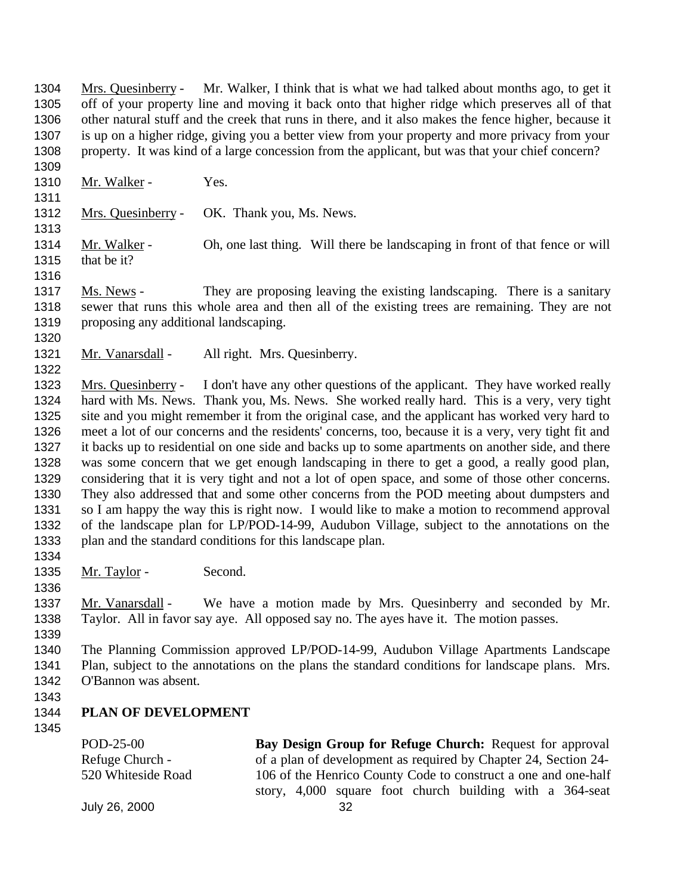Mrs. Quesinberry - Mr. Walker, I think that is what we had talked about months ago, to get it off of your property line and moving it back onto that higher ridge which preserves all of that other natural stuff and the creek that runs in there, and it also makes the fence higher, because it is up on a higher ridge, giving you a better view from your property and more privacy from your property. It was kind of a large concession from the applicant, but was that your chief concern?

Mr. Walker - Yes.

Mrs. Quesinberry - OK. Thank you, Ms. News.

Mr. Walker - Oh, one last thing. Will there be landscaping in front of that fence or will that be it?

Ms. News - They are proposing leaving the existing landscaping. There is a sanitary sewer that runs this whole area and then all of the existing trees are remaining. They are not proposing any additional landscaping.

Mr. Vanarsdall - All right. Mrs. Quesinberry.

Mrs. Quesinberry - I don't have any other questions of the applicant. They have worked really hard with Ms. News. Thank you, Ms. News. She worked really hard. This is a very, very tight site and you might remember it from the original case, and the applicant has worked very hard to meet a lot of our concerns and the residents' concerns, too, because it is a very, very tight fit and it backs up to residential on one side and backs up to some apartments on another side, and there was some concern that we get enough landscaping in there to get a good, a really good plan, considering that it is very tight and not a lot of open space, and some of those other concerns. They also addressed that and some other concerns from the POD meeting about dumpsters and so I am happy the way this is right now. I would like to make a motion to recommend approval of the landscape plan for LP/POD-14-99, Audubon Village, subject to the annotations on the plan and the standard conditions for this landscape plan.

Mr. Taylor - Second.

Mr. Vanarsdall - We have a motion made by Mrs. Quesinberry and seconded by Mr. Taylor. All in favor say aye. All opposed say no. The ayes have it. The motion passes.

The Planning Commission approved LP/POD-14-99, Audubon Village Apartments Landscape Plan, subject to the annotations on the plans the standard conditions for landscape plans. Mrs. O'Bannon was absent.

## PLAN OF DEVELOPMENT

POD-25-00
Refuge Church -
520 Whiteside Road

**Bay Design Group for Refuge Church:** Request for approval of a plan of development as required by Chapter 24, Section 24-106 of the Henrico County Code to construct a one and one-half story, 4,000 square foot church building with a 364-seat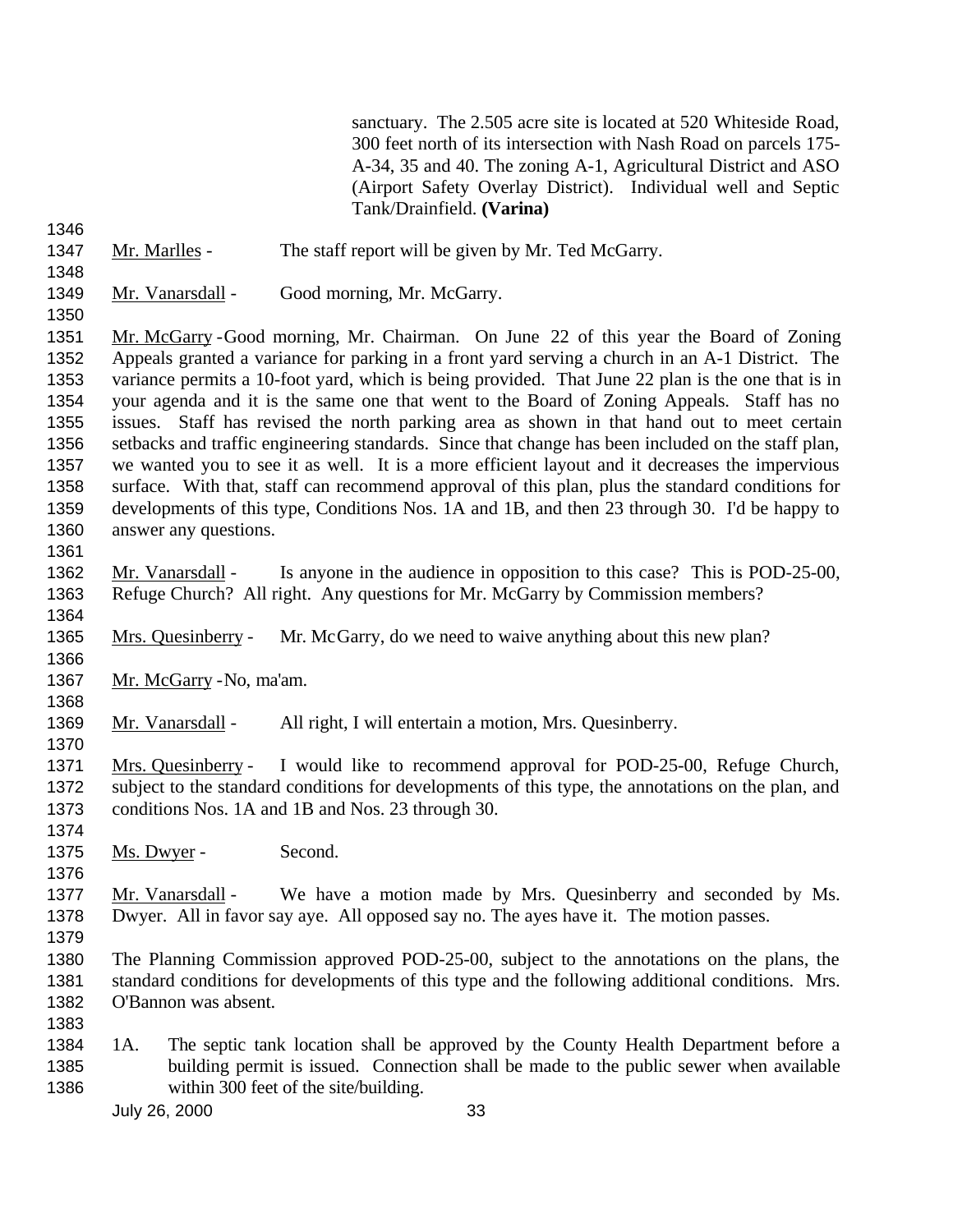sanctuary. The 2.505 acre site is located at 520 Whiteside Road, 300 feet north of its intersection with Nash Road on parcels 175-A-34, 35 and 40. The zoning A-1, Agricultural District and ASO (Airport Safety Overlay District). Individual well and Septic Tank/Drainfield. **(Varina)**

Mr. Marlles - The staff report will be given by Mr. Ted McGarry.

Mr. Vanarsdall - Good morning, Mr. McGarry.

Mr. McGarry - Good morning, Mr. Chairman. On June 22 of this year the Board of Zoning Appeals granted a variance for parking in a front yard serving a church in an A-1 District. The variance permits a 10-foot yard, which is being provided. That June 22 plan is the one that is in your agenda and it is the same one that went to the Board of Zoning Appeals. Staff has no issues. Staff has revised the north parking area as shown in that hand out to meet certain setbacks and traffic engineering standards. Since that change has been included on the staff plan, we wanted you to see it as well. It is a more efficient layout and it decreases the impervious surface. With that, staff can recommend approval of this plan, plus the standard conditions for developments of this type, Conditions Nos. 1A and 1B, and then 23 through 30. I'd be happy to answer any questions.

Mr. Vanarsdall - Is anyone in the audience in opposition to this case? This is POD-25-00, Refuge Church? All right. Any questions for Mr. McGarry by Commission members?

Mrs. Quesinberry - Mr. McGarry, do we need to waive anything about this new plan?

Mr. McGarry - No, ma'am.

Mr. Vanarsdall - All right, I will entertain a motion, Mrs. Quesinberry.

Mrs. Quesinberry - I would like to recommend approval for POD-25-00, Refuge Church, subject to the standard conditions for developments of this type, the annotations on the plan, and conditions Nos. 1A and 1B and Nos. 23 through 30.

Ms. Dwyer - Second.

Mr. Vanarsdall - We have a motion made by Mrs. Quesinberry and seconded by Ms. Dwyer. All in favor say aye. All opposed say no. The ayes have it. The motion passes.

The Planning Commission approved POD-25-00, subject to the annotations on the plans, the standard conditions for developments of this type and the following additional conditions. Mrs. O'Bannon was absent.

1A. The septic tank location shall be approved by the County Health Department before a building permit is issued. Connection shall be made to the public sewer when available within 300 feet of the site/building.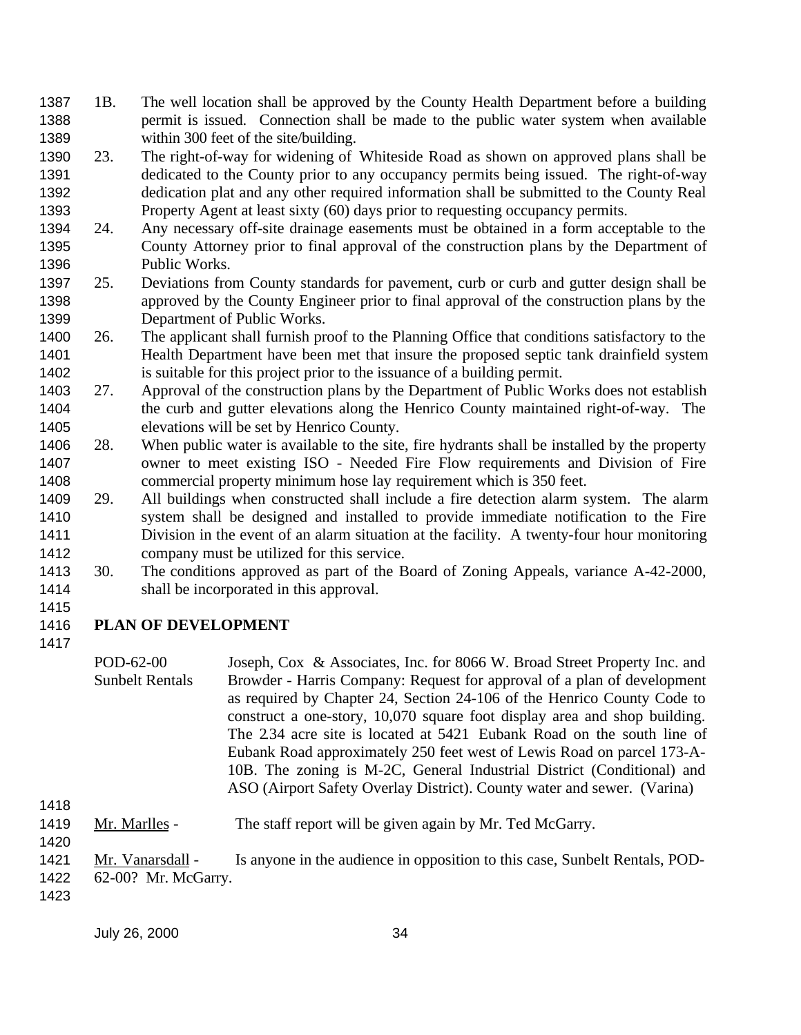1B. The well location shall be approved by the County Health Department before a building permit is issued. Connection shall be made to the public water system when available within 300 feet of the site/building.

23. The right-of-way for widening of Whiteside Road as shown on approved plans shall be dedicated to the County prior to any occupancy permits being issued. The right-of-way dedication plat and any other required information shall be submitted to the County Real Property Agent at least sixty (60) days prior to requesting occupancy permits.

24. Any necessary off-site drainage easements must be obtained in a form acceptable to the County Attorney prior to final approval of the construction plans by the Department of Public Works.

25. Deviations from County standards for pavement, curb or curb and gutter design shall be approved by the County Engineer prior to final approval of the construction plans by the Department of Public Works.

26. The applicant shall furnish proof to the Planning Office that conditions satisfactory to the Health Department have been met that insure the proposed septic tank drainfield system is suitable for this project prior to the issuance of a building permit.

27. Approval of the construction plans by the Department of Public Works does not establish the curb and gutter elevations along the Henrico County maintained right-of-way. The elevations will be set by Henrico County.

28. When public water is available to the site, fire hydrants shall be installed by the property owner to meet existing ISO - Needed Fire Flow requirements and Division of Fire commercial property minimum hose lay requirement which is 350 feet.

29. All buildings when constructed shall include a fire detection alarm system. The alarm system shall be designed and installed to provide immediate notification to the Fire Division in the event of an alarm situation at the facility. A twenty-four hour monitoring company must be utilized for this service.

30. The conditions approved as part of the Board of Zoning Appeals, variance A-42-2000, shall be incorporated in this approval.

## PLAN OF DEVELOPMENT

POD-62-00
Sunbelt Rentals

Joseph, Cox & Associates, Inc. for 8066 W. Broad Street Property Inc. and Browder - Harris Company: Request for approval of a plan of development as required by Chapter 24, Section 24-106 of the Henrico County Code to construct a one-story, 10,070 square foot display area and shop building. The 2.34 acre site is located at 5421 Eubank Road on the south line of Eubank Road approximately 250 feet west of Lewis Road on parcel 173-A-10B. The zoning is M-2C, General Industrial District (Conditional) and ASO (Airport Safety Overlay District). County water and sewer. (Varina)

Mr. Marlles - The staff report will be given again by Mr. Ted McGarry.

Mr. Vanarsdall - Is anyone in the audience in opposition to this case, Sunbelt Rentals, POD-62-00? Mr. McGarry.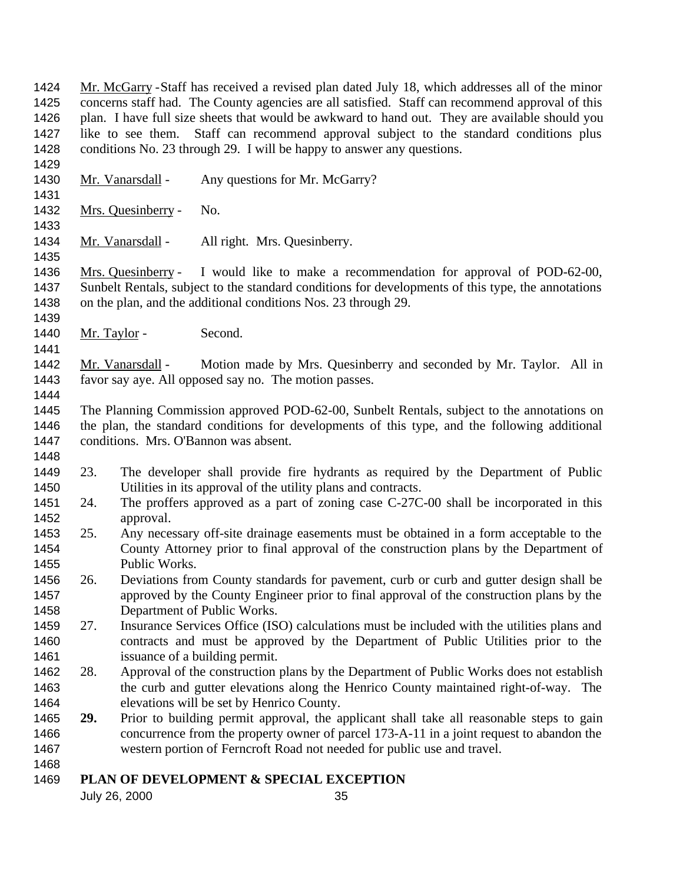Mr. McGarry - Staff has received a revised plan dated July 18, which addresses all of the minor concerns staff had. The County agencies are all satisfied. Staff can recommend approval of this plan. I have full size sheets that would be awkward to hand out. They are available should you like to see them. Staff can recommend approval subject to the standard conditions plus conditions No. 23 through 29. I will be happy to answer any questions.

Mr. Vanarsdall - Any questions for Mr. McGarry?

Mrs. Quesinberry - No.

Mr. Vanarsdall - All right. Mrs. Quesinberry.

Mrs. Quesinberry - I would like to make a recommendation for approval of POD-62-00, Sunbelt Rentals, subject to the standard conditions for developments of this type, the annotations on the plan, and the additional conditions Nos. 23 through 29.

Mr. Taylor - Second.

Mr. Vanarsdall - Motion made by Mrs. Quesinberry and seconded by Mr. Taylor. All in favor say aye. All opposed say no. The motion passes.

The Planning Commission approved POD-62-00, Sunbelt Rentals, subject to the annotations on the plan, the standard conditions for developments of this type, and the following additional conditions. Mrs. O'Bannon was absent.

23. The developer shall provide fire hydrants as required by the Department of Public Utilities in its approval of the utility plans and contracts.
24. The proffers approved as a part of zoning case C-27C-00 shall be incorporated in this approval.
25. Any necessary off-site drainage easements must be obtained in a form acceptable to the County Attorney prior to final approval of the construction plans by the Department of Public Works.
26. Deviations from County standards for pavement, curb or curb and gutter design shall be approved by the County Engineer prior to final approval of the construction plans by the Department of Public Works.
27. Insurance Services Office (ISO) calculations must be included with the utilities plans and contracts and must be approved by the Department of Public Utilities prior to the issuance of a building permit.
28. Approval of the construction plans by the Department of Public Works does not establish the curb and gutter elevations along the Henrico County maintained right-of-way. The elevations will be set by Henrico County.
29. Prior to building permit approval, the applicant shall take all reasonable steps to gain concurrence from the property owner of parcel 173-A-11 in a joint request to abandon the western portion of Ferncroft Road not needed for public use and travel.

**PLAN OF DEVELOPMENT & SPECIAL EXCEPTION**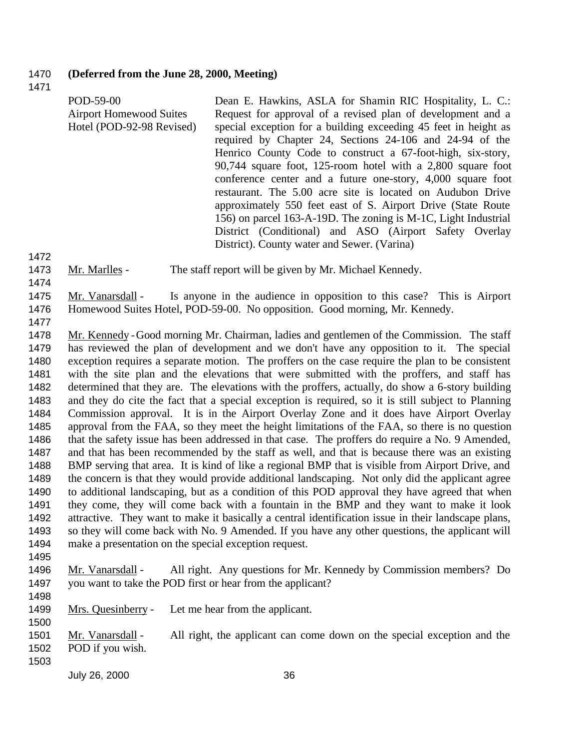**(Deferred from the June 28, 2000, Meeting)**

| | |
|---|---|
| POD-59-00<br>Airport Homewood Suites<br>Hotel (POD-92-98 Revised) | Dean E. Hawkins, ASLA for Shamin RIC Hospitality, L. C.: Request for approval of a revised plan of development and a special exception for a building exceeding 45 feet in height as required by Chapter 24, Sections 24-106 and 24-94 of the Henrico County Code to construct a 67-foot-high, six-story, 90,744 square foot, 125-room hotel with a 2,800 square foot conference center and a future one-story, 4,000 square foot restaurant. The 5.00 acre site is located on Audubon Drive approximately 550 feet east of S. Airport Drive (State Route 156) on parcel 163-A-19D. The zoning is M-1C, Light Industrial District (Conditional) and ASO (Airport Safety Overlay District). County water and Sewer. (Varina) |

Mr. Marlles - The staff report will be given by Mr. Michael Kennedy.

Mr. Vanarsdall - Is anyone in the audience in opposition to this case? This is Airport Homewood Suites Hotel, POD-59-00. No opposition. Good morning, Mr. Kennedy.

Mr. Kennedy - Good morning Mr. Chairman, ladies and gentlemen of the Commission. The staff has reviewed the plan of development and we don't have any opposition to it. The special exception requires a separate motion. The proffers on the case require the plan to be consistent with the site plan and the elevations that were submitted with the proffers, and staff has determined that they are. The elevations with the proffers, actually, do show a 6-story building and they do cite the fact that a special exception is required, so it is still subject to Planning Commission approval. It is in the Airport Overlay Zone and it does have Airport Overlay approval from the FAA, so they meet the height limitations of the FAA, so there is no question that the safety issue has been addressed in that case. The proffers do require a No. 9 Amended, and that has been recommended by the staff as well, and that is because there was an existing BMP serving that area. It is kind of like a regional BMP that is visible from Airport Drive, and the concern is that they would provide additional landscaping. Not only did the applicant agree to additional landscaping, but as a condition of this POD approval they have agreed that when they come, they will come back with a fountain in the BMP and they want to make it look attractive. They want to make it basically a central identification issue in their landscape plans, so they will come back with No. 9 Amended. If you have any other questions, the applicant will make a presentation on the special exception request.

Mr. Vanarsdall - All right. Any questions for Mr. Kennedy by Commission members? Do you want to take the POD first or hear from the applicant?

Mrs. Quesinberry - Let me hear from the applicant.

Mr. Vanarsdall - All right, the applicant can come down on the special exception and the POD if you wish.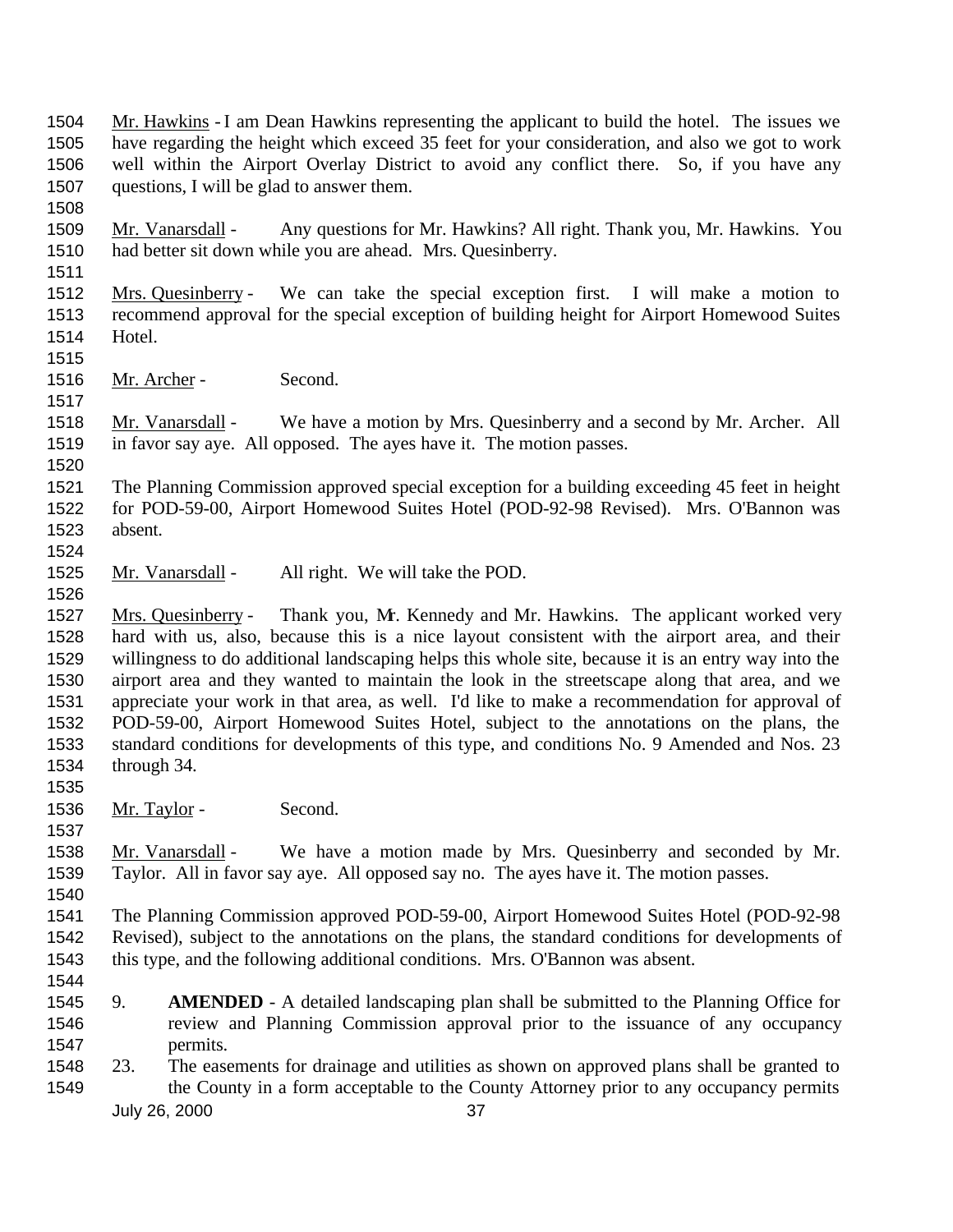Mr. Hawkins - I am Dean Hawkins representing the applicant to build the hotel. The issues we have regarding the height which exceed 35 feet for your consideration, and also we got to work well within the Airport Overlay District to avoid any conflict there. So, if you have any questions, I will be glad to answer them.

Mr. Vanarsdall - Any questions for Mr. Hawkins? All right. Thank you, Mr. Hawkins. You had better sit down while you are ahead. Mrs. Quesinberry.

Mrs. Quesinberry - We can take the special exception first. I will make a motion to recommend approval for the special exception of building height for Airport Homewood Suites Hotel.

Mr. Archer - Second.

Mr. Vanarsdall - We have a motion by Mrs. Quesinberry and a second by Mr. Archer. All in favor say aye. All opposed. The ayes have it. The motion passes.

The Planning Commission approved special exception for a building exceeding 45 feet in height for POD-59-00, Airport Homewood Suites Hotel (POD-92-98 Revised). Mrs. O'Bannon was absent.

Mr. Vanarsdall - All right. We will take the POD.

Mrs. Quesinberry - Thank you, Mr. Kennedy and Mr. Hawkins. The applicant worked very hard with us, also, because this is a nice layout consistent with the airport area, and their willingness to do additional landscaping helps this whole site, because it is an entry way into the airport area and they wanted to maintain the look in the streetscape along that area, and we appreciate your work in that area, as well. I'd like to make a recommendation for approval of POD-59-00, Airport Homewood Suites Hotel, subject to the annotations on the plans, the standard conditions for developments of this type, and conditions No. 9 Amended and Nos. 23 through 34.

Mr. Taylor - Second.

Mr. Vanarsdall - We have a motion made by Mrs. Quesinberry and seconded by Mr. Taylor. All in favor say aye. All opposed say no. The ayes have it. The motion passes.

The Planning Commission approved POD-59-00, Airport Homewood Suites Hotel (POD-92-98 Revised), subject to the annotations on the plans, the standard conditions for developments of this type, and the following additional conditions. Mrs. O'Bannon was absent.

9. **AMENDED** - A detailed landscaping plan shall be submitted to the Planning Office for review and Planning Commission approval prior to the issuance of any occupancy permits.
23. The easements for drainage and utilities as shown on approved plans shall be granted to the County in a form acceptable to the County Attorney prior to any occupancy permits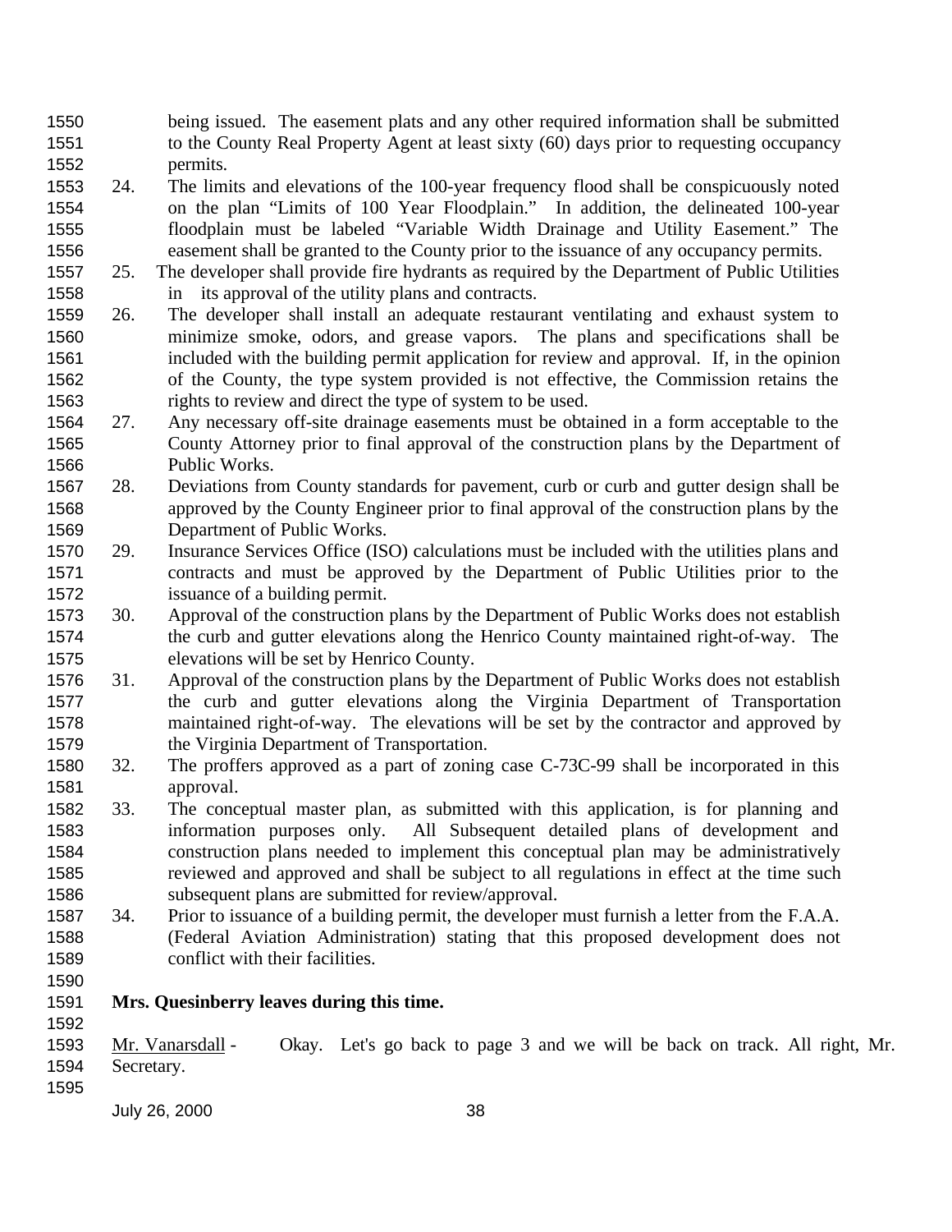being issued. The easement plats and any other required information shall be submitted to the County Real Property Agent at least sixty (60) days prior to requesting occupancy permits.

24. The limits and elevations of the 100-year frequency flood shall be conspicuously noted on the plan "Limits of 100 Year Floodplain." In addition, the delineated 100-year floodplain must be labeled "Variable Width Drainage and Utility Easement." The easement shall be granted to the County prior to the issuance of any occupancy permits.
25. The developer shall provide fire hydrants as required by the Department of Public Utilities in its approval of the utility plans and contracts.
26. The developer shall install an adequate restaurant ventilating and exhaust system to minimize smoke, odors, and grease vapors. The plans and specifications shall be included with the building permit application for review and approval. If, in the opinion of the County, the type system provided is not effective, the Commission retains the rights to review and direct the type of system to be used.
27. Any necessary off-site drainage easements must be obtained in a form acceptable to the County Attorney prior to final approval of the construction plans by the Department of Public Works.
28. Deviations from County standards for pavement, curb or curb and gutter design shall be approved by the County Engineer prior to final approval of the construction plans by the Department of Public Works.
29. Insurance Services Office (ISO) calculations must be included with the utilities plans and contracts and must be approved by the Department of Public Utilities prior to the issuance of a building permit.
30. Approval of the construction plans by the Department of Public Works does not establish the curb and gutter elevations along the Henrico County maintained right-of-way. The elevations will be set by Henrico County.
31. Approval of the construction plans by the Department of Public Works does not establish the curb and gutter elevations along the Virginia Department of Transportation maintained right-of-way. The elevations will be set by the contractor and approved by the Virginia Department of Transportation.
32. The proffers approved as a part of zoning case C-73C-99 shall be incorporated in this approval.
33. The conceptual master plan, as submitted with this application, is for planning and information purposes only. All Subsequent detailed plans of development and construction plans needed to implement this conceptual plan may be administratively reviewed and approved and shall be subject to all regulations in effect at the time such subsequent plans are submitted for review/approval.
34. Prior to issuance of a building permit, the developer must furnish a letter from the F.A.A. (Federal Aviation Administration) stating that this proposed development does not conflict with their facilities.

**Mrs. Quesinberry leaves during this time.**

Mr. Vanarsdall - Okay. Let's go back to page 3 and we will be back on track. All right, Mr. Secretary.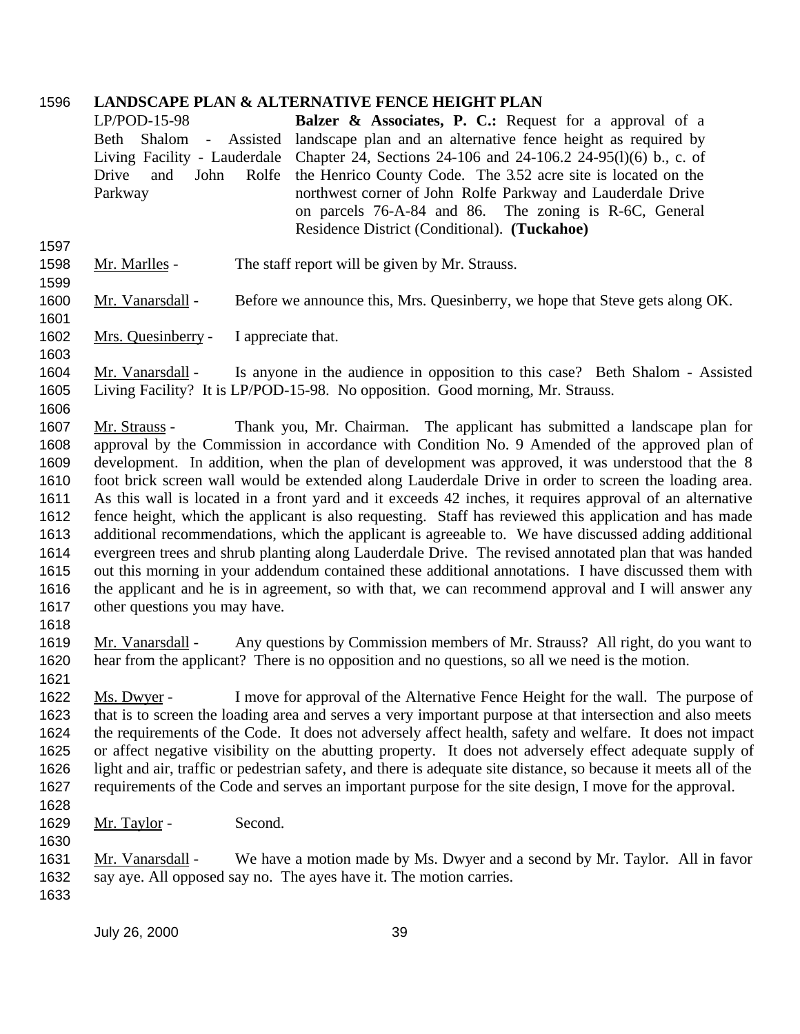**LANDSCAPE PLAN & ALTERNATIVE FENCE HEIGHT PLAN**

LP/POD-15-98
Beth Shalom - Assisted Living Facility - Lauderdale Drive and John Rolfe Parkway

**Balzer & Associates, P. C.:** Request for a approval of a landscape plan and an alternative fence height as required by Chapter 24, Sections 24-106 and 24-106.2 24-95(l)(6) b., c. of the Henrico County Code. The 3.52 acre site is located on the northwest corner of John Rolfe Parkway and Lauderdale Drive on parcels 76-A-84 and 86. The zoning is R-6C, General Residence District (Conditional). **(Tuckahoe)**

Mr. Marlles - The staff report will be given by Mr. Strauss.

Mr. Vanarsdall - Before we announce this, Mrs. Quesinberry, we hope that Steve gets along OK.

Mrs. Quesinberry - I appreciate that.

Mr. Vanarsdall - Is anyone in the audience in opposition to this case? Beth Shalom - Assisted Living Facility? It is LP/POD-15-98. No opposition. Good morning, Mr. Strauss.

Mr. Strauss - Thank you, Mr. Chairman. The applicant has submitted a landscape plan for approval by the Commission in accordance with Condition No. 9 Amended of the approved plan of development. In addition, when the plan of development was approved, it was understood that the 8 foot brick screen wall would be extended along Lauderdale Drive in order to screen the loading area. As this wall is located in a front yard and it exceeds 42 inches, it requires approval of an alternative fence height, which the applicant is also requesting. Staff has reviewed this application and has made additional recommendations, which the applicant is agreeable to. We have discussed adding additional evergreen trees and shrub planting along Lauderdale Drive. The revised annotated plan that was handed out this morning in your addendum contained these additional annotations. I have discussed them with the applicant and he is in agreement, so with that, we can recommend approval and I will answer any other questions you may have.

Mr. Vanarsdall - Any questions by Commission members of Mr. Strauss? All right, do you want to hear from the applicant? There is no opposition and no questions, so all we need is the motion.

Ms. Dwyer - I move for approval of the Alternative Fence Height for the wall. The purpose of that is to screen the loading area and serves a very important purpose at that intersection and also meets the requirements of the Code. It does not adversely affect health, safety and welfare. It does not impact or affect negative visibility on the abutting property. It does not adversely effect adequate supply of light and air, traffic or pedestrian safety, and there is adequate site distance, so because it meets all of the requirements of the Code and serves an important purpose for the site design, I move for the approval.

Mr. Taylor - Second.

Mr. Vanarsdall - We have a motion made by Ms. Dwyer and a second by Mr. Taylor. All in favor say aye. All opposed say no. The ayes have it. The motion carries.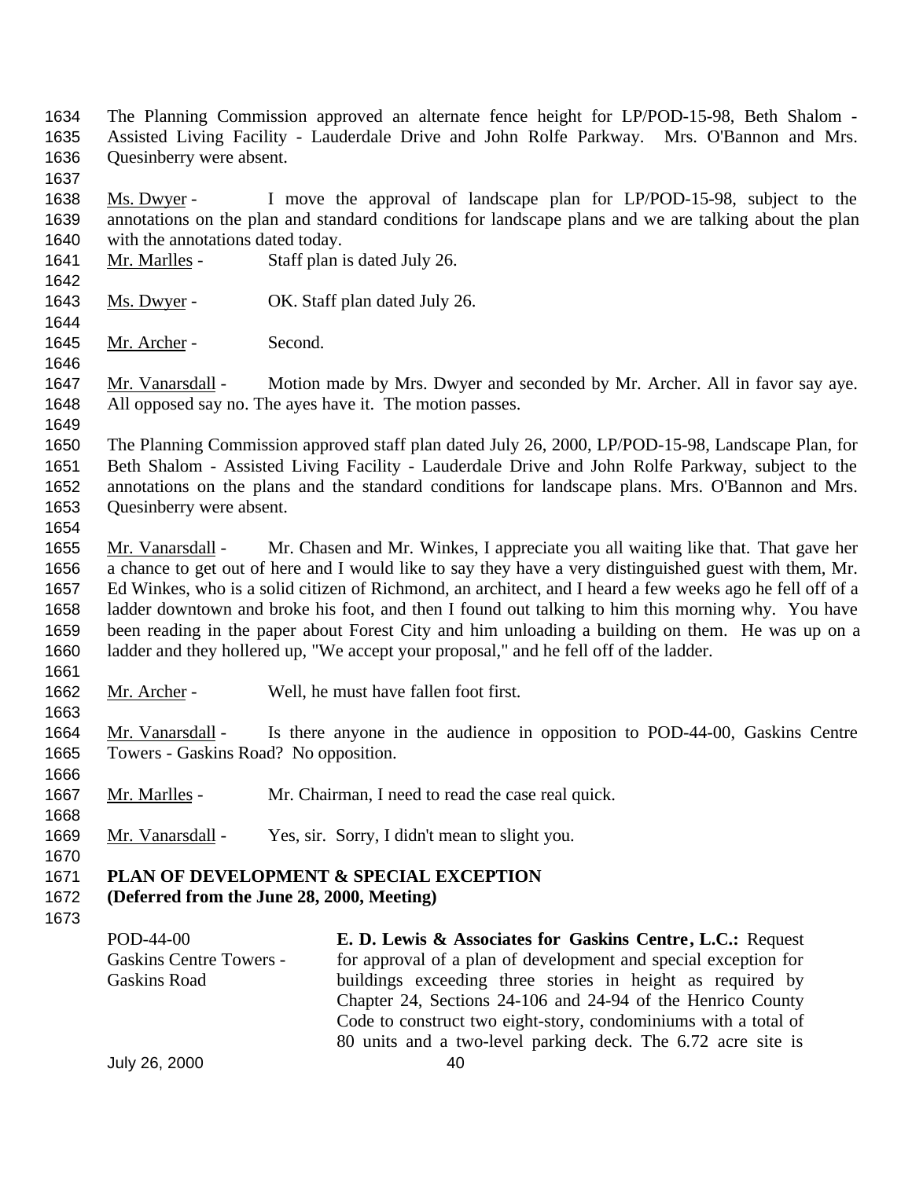The Planning Commission approved an alternate fence height for LP/POD-15-98, Beth Shalom - Assisted Living Facility - Lauderdale Drive and John Rolfe Parkway. Mrs. O'Bannon and Mrs. Quesinberry were absent.

Ms. Dwyer - I move the approval of landscape plan for LP/POD-15-98, subject to the annotations on the plan and standard conditions for landscape plans and we are talking about the plan with the annotations dated today.

Mr. Marlles - Staff plan is dated July 26.

Ms. Dwyer - OK. Staff plan dated July 26.

Mr. Archer - Second.

Mr. Vanarsdall - Motion made by Mrs. Dwyer and seconded by Mr. Archer. All in favor say aye. All opposed say no. The ayes have it. The motion passes.

The Planning Commission approved staff plan dated July 26, 2000, LP/POD-15-98, Landscape Plan, for Beth Shalom - Assisted Living Facility - Lauderdale Drive and John Rolfe Parkway, subject to the annotations on the plans and the standard conditions for landscape plans. Mrs. O'Bannon and Mrs. Quesinberry were absent.

Mr. Vanarsdall - Mr. Chasen and Mr. Winkes, I appreciate you all waiting like that. That gave her a chance to get out of here and I would like to say they have a very distinguished guest with them, Mr. Ed Winkes, who is a solid citizen of Richmond, an architect, and I heard a few weeks ago he fell off of a ladder downtown and broke his foot, and then I found out talking to him this morning why. You have been reading in the paper about Forest City and him unloading a building on them. He was up on a ladder and they hollered up, "We accept your proposal," and he fell off of the ladder.

Mr. Archer - Well, he must have fallen foot first.

Mr. Vanarsdall - Is there anyone in the audience in opposition to POD-44-00, Gaskins Centre Towers - Gaskins Road? No opposition.

Mr. Marlles - Mr. Chairman, I need to read the case real quick.

Mr. Vanarsdall - Yes, sir. Sorry, I didn't mean to slight you.

**PLAN OF DEVELOPMENT & SPECIAL EXCEPTION**
**(Deferred from the June 28, 2000, Meeting)**

POD-44-00
Gaskins Centre Towers - Gaskins Road

**E. D. Lewis & Associates for Gaskins Centre, L.C.:** Request for approval of a plan of development and special exception for buildings exceeding three stories in height as required by Chapter 24, Sections 24-106 and 24-94 of the Henrico County Code to construct two eight-story, condominiums with a total of 80 units and a two-level parking deck. The 6.72 acre site is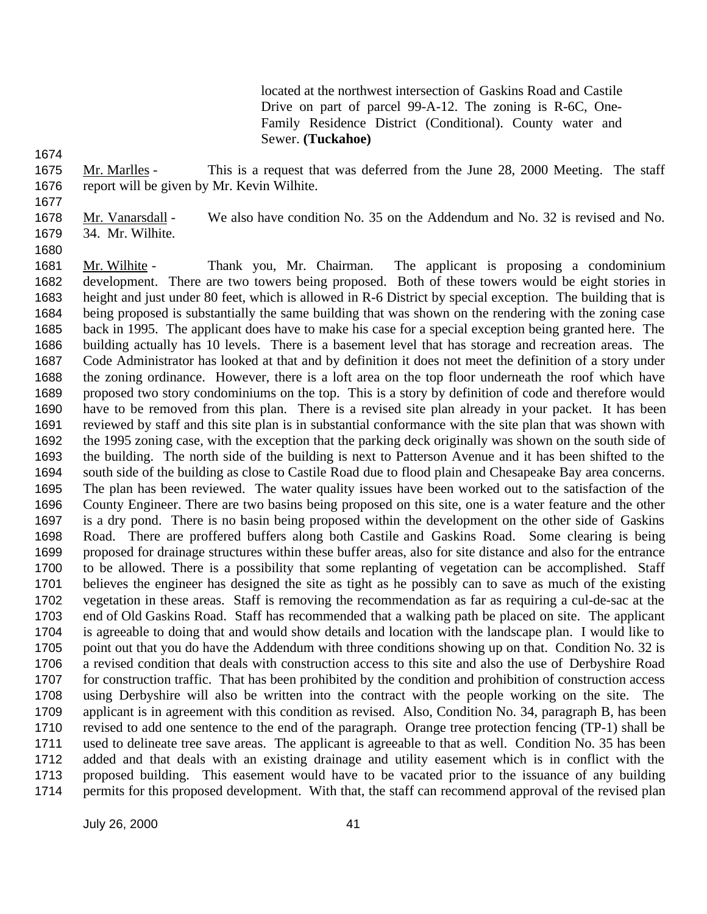located at the northwest intersection of Gaskins Road and Castile Drive on part of parcel 99-A-12. The zoning is R-6C, One-Family Residence District (Conditional). County water and Sewer. **(Tuckahoe)**

1674

1675 Mr. Marlles - This is a request that was deferred from the June 28, 2000 Meeting. The staff
1676 report will be given by Mr. Kevin Wilhite.

1677

1678 Mr. Vanarsdall - We also have condition No. 35 on the Addendum and No. 32 is revised and No.
1679 34. Mr. Wilhite.

1680

1681 Mr. Wilhite - Thank you, Mr. Chairman. The applicant is proposing a condominium
1682 development. There are two towers being proposed. Both of these towers would be eight stories in
1683 height and just under 80 feet, which is allowed in R-6 District by special exception. The building that is
1684 being proposed is substantially the same building that was shown on the rendering with the zoning case
1685 back in 1995. The applicant does have to make his case for a special exception being granted here. The
1686 building actually has 10 levels. There is a basement level that has storage and recreation areas. The
1687 Code Administrator has looked at that and by definition it does not meet the definition of a story under
1688 the zoning ordinance. However, there is a loft area on the top floor underneath the roof which have
1689 proposed two story condominiums on the top. This is a story by definition of code and therefore would
1690 have to be removed from this plan. There is a revised site plan already in your packet. It has been
1691 reviewed by staff and this site plan is in substantial conformance with the site plan that was shown with
1692 the 1995 zoning case, with the exception that the parking deck originally was shown on the south side of
1693 the building. The north side of the building is next to Patterson Avenue and it has been shifted to the
1694 south side of the building as close to Castile Road due to flood plain and Chesapeake Bay area concerns.
1695 The plan has been reviewed. The water quality issues have been worked out to the satisfaction of the
1696 County Engineer. There are two basins being proposed on this site, one is a water feature and the other
1697 is a dry pond. There is no basin being proposed within the development on the other side of Gaskins
1698 Road. There are proffered buffers along both Castile and Gaskins Road. Some clearing is being
1699 proposed for drainage structures within these buffer areas, also for site distance and also for the entrance
1700 to be allowed. There is a possibility that some replanting of vegetation can be accomplished. Staff
1701 believes the engineer has designed the site as tight as he possibly can to save as much of the existing
1702 vegetation in these areas. Staff is removing the recommendation as far as requiring a cul-de-sac at the
1703 end of Old Gaskins Road. Staff has recommended that a walking path be placed on site. The applicant
1704 is agreeable to doing that and would show details and location with the landscape plan. I would like to
1705 point out that you do have the Addendum with three conditions showing up on that. Condition No. 32 is
1706 a revised condition that deals with construction access to this site and also the use of Derbyshire Road
1707 for construction traffic. That has been prohibited by the condition and prohibition of construction access
1708 using Derbyshire will also be written into the contract with the people working on the site. The
1709 applicant is in agreement with this condition as revised. Also, Condition No. 34, paragraph B, has been
1710 revised to add one sentence to the end of the paragraph. Orange tree protection fencing (TP-1) shall be
1711 used to delineate tree save areas. The applicant is agreeable to that as well. Condition No. 35 has been
1712 added and that deals with an existing drainage and utility easement which is in conflict with the
1713 proposed building. This easement would have to be vacated prior to the issuance of any building
1714 permits for this proposed development. With that, the staff can recommend approval of the revised plan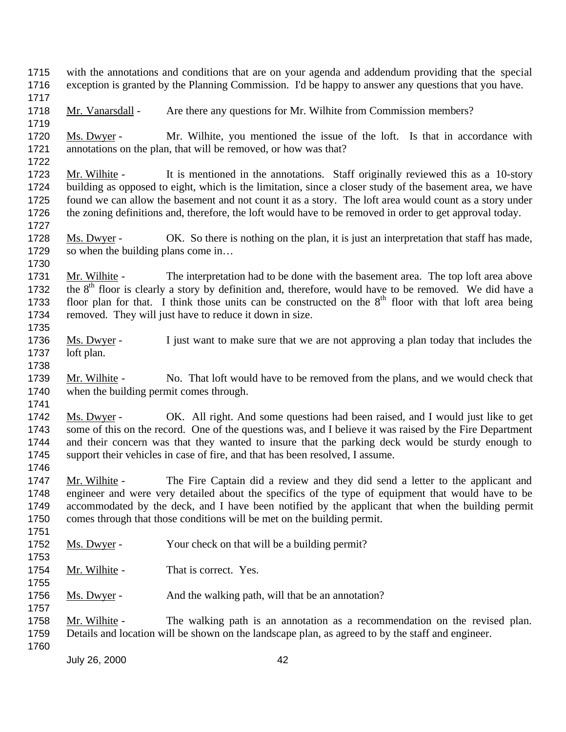with the annotations and conditions that are on your agenda and addendum providing that the special exception is granted by the Planning Commission. I'd be happy to answer any questions that you have.

Mr. Vanarsdall - Are there any questions for Mr. Wilhite from Commission members?

Ms. Dwyer - Mr. Wilhite, you mentioned the issue of the loft. Is that in accordance with annotations on the plan, that will be removed, or how was that?

Mr. Wilhite - It is mentioned in the annotations. Staff originally reviewed this as a 10-story building as opposed to eight, which is the limitation, since a closer study of the basement area, we have found we can allow the basement and not count it as a story. The loft area would count as a story under the zoning definitions and, therefore, the loft would have to be removed in order to get approval today.

Ms. Dwyer - OK. So there is nothing on the plan, it is just an interpretation that staff has made, so when the building plans come in…

Mr. Wilhite - The interpretation had to be done with the basement area. The top loft area above the 8th floor is clearly a story by definition and, therefore, would have to be removed. We did have a floor plan for that. I think those units can be constructed on the 8th floor with that loft area being removed. They will just have to reduce it down in size.

Ms. Dwyer - I just want to make sure that we are not approving a plan today that includes the loft plan.

Mr. Wilhite - No. That loft would have to be removed from the plans, and we would check that when the building permit comes through.

Ms. Dwyer - OK. All right. And some questions had been raised, and I would just like to get some of this on the record. One of the questions was, and I believe it was raised by the Fire Department and their concern was that they wanted to insure that the parking deck would be sturdy enough to support their vehicles in case of fire, and that has been resolved, I assume.

Mr. Wilhite - The Fire Captain did a review and they did send a letter to the applicant and engineer and were very detailed about the specifics of the type of equipment that would have to be accommodated by the deck, and I have been notified by the applicant that when the building permit comes through that those conditions will be met on the building permit.

Ms. Dwyer - Your check on that will be a building permit?

Mr. Wilhite - That is correct. Yes.

Ms. Dwyer - And the walking path, will that be an annotation?

Mr. Wilhite - The walking path is an annotation as a recommendation on the revised plan. Details and location will be shown on the landscape plan, as agreed to by the staff and engineer.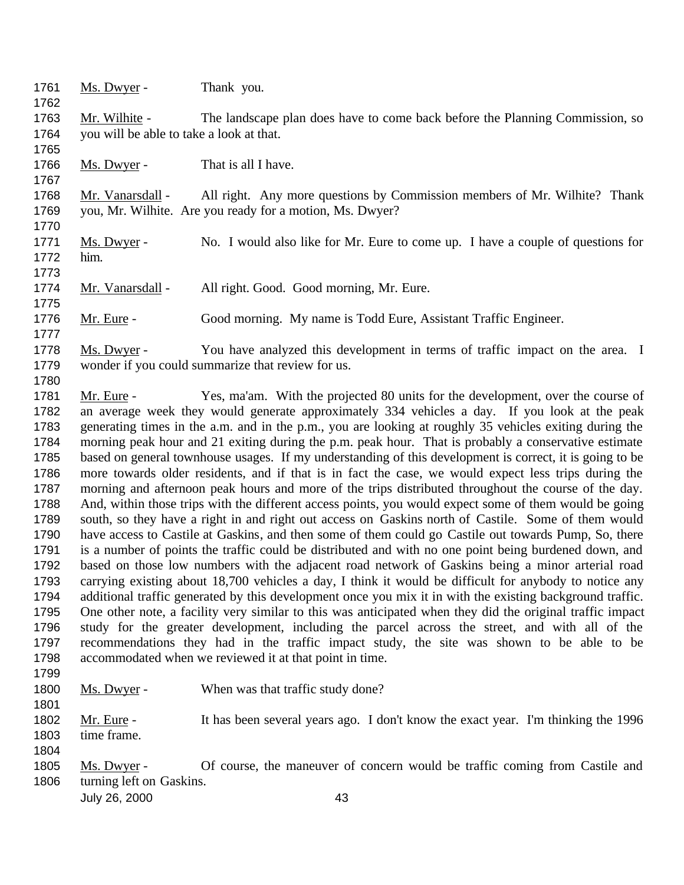Ms. Dwyer - Thank you.

Mr. Wilhite - The landscape plan does have to come back before the Planning Commission, so you will be able to take a look at that.

Ms. Dwyer - That is all I have.

Mr. Vanarsdall - All right. Any more questions by Commission members of Mr. Wilhite? Thank you, Mr. Wilhite. Are you ready for a motion, Ms. Dwyer?

Ms. Dwyer - No. I would also like for Mr. Eure to come up. I have a couple of questions for him.

Mr. Vanarsdall - All right. Good. Good morning, Mr. Eure.

Mr. Eure - Good morning. My name is Todd Eure, Assistant Traffic Engineer.

Ms. Dwyer - You have analyzed this development in terms of traffic impact on the area. I wonder if you could summarize that review for us.

Mr. Eure - Yes, ma'am. With the projected 80 units for the development, over the course of an average week they would generate approximately 334 vehicles a day. If you look at the peak generating times in the a.m. and in the p.m., you are looking at roughly 35 vehicles exiting during the morning peak hour and 21 exiting during the p.m. peak hour. That is probably a conservative estimate based on general townhouse usages. If my understanding of this development is correct, it is going to be more towards older residents, and if that is in fact the case, we would expect less trips during the morning and afternoon peak hours and more of the trips distributed throughout the course of the day. And, within those trips with the different access points, you would expect some of them would be going south, so they have a right in and right out access on Gaskins north of Castile. Some of them would have access to Castile at Gaskins, and then some of them could go Castile out towards Pump, So, there is a number of points the traffic could be distributed and with no one point being burdened down, and based on those low numbers with the adjacent road network of Gaskins being a minor arterial road carrying existing about 18,700 vehicles a day, I think it would be difficult for anybody to notice any additional traffic generated by this development once you mix it in with the existing background traffic. One other note, a facility very similar to this was anticipated when they did the original traffic impact study for the greater development, including the parcel across the street, and with all of the recommendations they had in the traffic impact study, the site was shown to be able to be accommodated when we reviewed it at that point in time.

Ms. Dwyer - When was that traffic study done?

Mr. Eure - It has been several years ago. I don't know the exact year. I'm thinking the 1996 time frame.

Ms. Dwyer - Of course, the maneuver of concern would be traffic coming from Castile and turning left on Gaskins.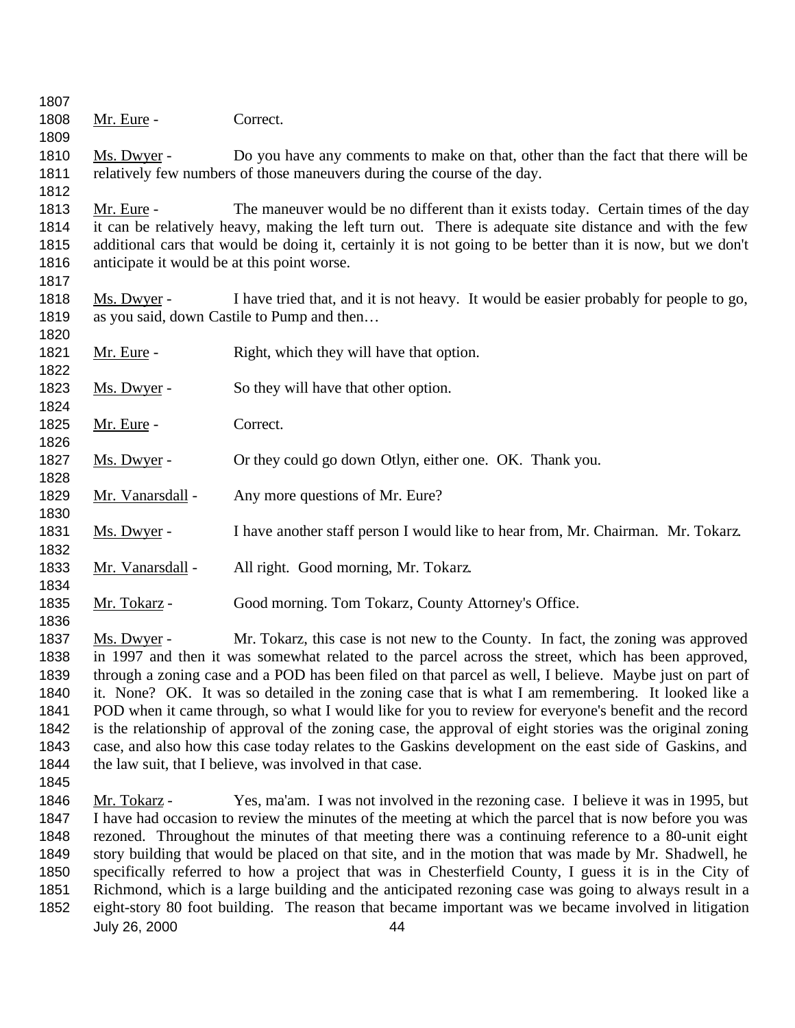Mr. Eure - Correct.

Ms. Dwyer - Do you have any comments to make on that, other than the fact that there will be relatively few numbers of those maneuvers during the course of the day.

Mr. Eure - The maneuver would be no different than it exists today. Certain times of the day it can be relatively heavy, making the left turn out. There is adequate site distance and with the few additional cars that would be doing it, certainly it is not going to be better than it is now, but we don't anticipate it would be at this point worse.

Ms. Dwyer - I have tried that, and it is not heavy. It would be easier probably for people to go, as you said, down Castile to Pump and then…

Mr. Eure - Right, which they will have that option.

Ms. Dwyer - So they will have that other option.

Mr. Eure - Correct.

Ms. Dwyer - Or they could go down Otlyn, either one. OK. Thank you.

Mr. Vanarsdall - Any more questions of Mr. Eure?

Ms. Dwyer - I have another staff person I would like to hear from, Mr. Chairman. Mr. Tokarz.

Mr. Vanarsdall - All right. Good morning, Mr. Tokarz.

Mr. Tokarz - Good morning. Tom Tokarz, County Attorney's Office.

Ms. Dwyer - Mr. Tokarz, this case is not new to the County. In fact, the zoning was approved in 1997 and then it was somewhat related to the parcel across the street, which has been approved, through a zoning case and a POD has been filed on that parcel as well, I believe. Maybe just on part of it. None? OK. It was so detailed in the zoning case that is what I am remembering. It looked like a POD when it came through, so what I would like for you to review for everyone's benefit and the record is the relationship of approval of the zoning case, the approval of eight stories was the original zoning case, and also how this case today relates to the Gaskins development on the east side of Gaskins, and the law suit, that I believe, was involved in that case.

Mr. Tokarz - Yes, ma'am. I was not involved in the rezoning case. I believe it was in 1995, but I have had occasion to review the minutes of the meeting at which the parcel that is now before you was rezoned. Throughout the minutes of that meeting there was a continuing reference to a 80-unit eight story building that would be placed on that site, and in the motion that was made by Mr. Shadwell, he specifically referred to how a project that was in Chesterfield County, I guess it is in the City of Richmond, which is a large building and the anticipated rezoning case was going to always result in a eight-story 80 foot building. The reason that became important was we became involved in litigation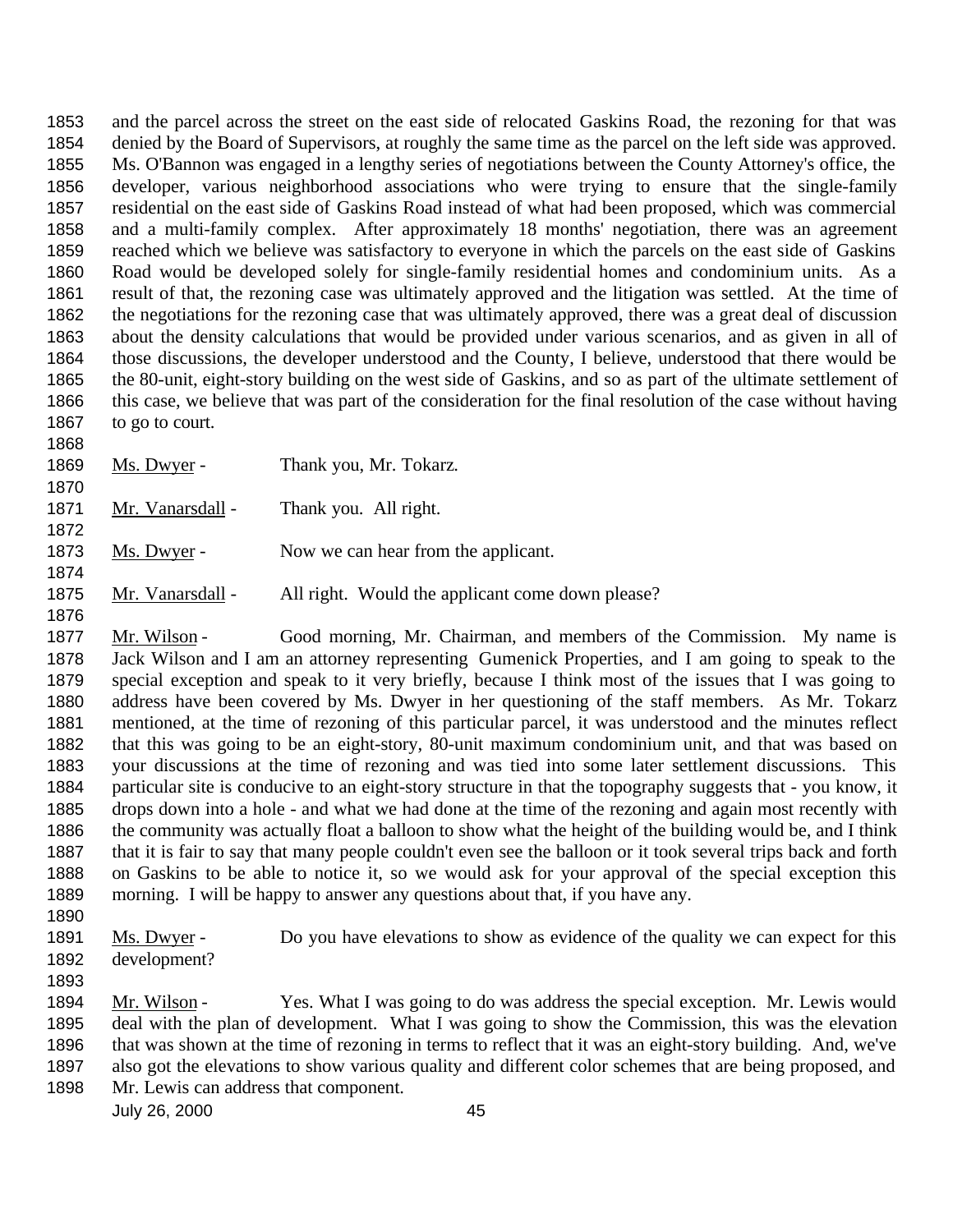and the parcel across the street on the east side of relocated Gaskins Road, the rezoning for that was denied by the Board of Supervisors, at roughly the same time as the parcel on the left side was approved. Ms. O'Bannon was engaged in a lengthy series of negotiations between the County Attorney's office, the developer, various neighborhood associations who were trying to ensure that the single-family residential on the east side of Gaskins Road instead of what had been proposed, which was commercial and a multi-family complex. After approximately 18 months' negotiation, there was an agreement reached which we believe was satisfactory to everyone in which the parcels on the east side of Gaskins Road would be developed solely for single-family residential homes and condominium units. As a result of that, the rezoning case was ultimately approved and the litigation was settled. At the time of the negotiations for the rezoning case that was ultimately approved, there was a great deal of discussion about the density calculations that would be provided under various scenarios, and as given in all of those discussions, the developer understood and the County, I believe, understood that there would be the 80-unit, eight-story building on the west side of Gaskins, and so as part of the ultimate settlement of this case, we believe that was part of the consideration for the final resolution of the case without having to go to court.

Ms. Dwyer - Thank you, Mr. Tokarz.

Mr. Vanarsdall - Thank you. All right.

Ms. Dwyer - Now we can hear from the applicant.

Mr. Vanarsdall - All right. Would the applicant come down please?

Mr. Wilson - Good morning, Mr. Chairman, and members of the Commission. My name is Jack Wilson and I am an attorney representing Gumenick Properties, and I am going to speak to the special exception and speak to it very briefly, because I think most of the issues that I was going to address have been covered by Ms. Dwyer in her questioning of the staff members. As Mr. Tokarz mentioned, at the time of rezoning of this particular parcel, it was understood and the minutes reflect that this was going to be an eight-story, 80-unit maximum condominium unit, and that was based on your discussions at the time of rezoning and was tied into some later settlement discussions. This particular site is conducive to an eight-story structure in that the topography suggests that - you know, it drops down into a hole - and what we had done at the time of the rezoning and again most recently with the community was actually float a balloon to show what the height of the building would be, and I think that it is fair to say that many people couldn't even see the balloon or it took several trips back and forth on Gaskins to be able to notice it, so we would ask for your approval of the special exception this morning. I will be happy to answer any questions about that, if you have any.

Ms. Dwyer - Do you have elevations to show as evidence of the quality we can expect for this development?

Mr. Wilson - Yes. What I was going to do was address the special exception. Mr. Lewis would deal with the plan of development. What I was going to show the Commission, this was the elevation that was shown at the time of rezoning in terms to reflect that it was an eight-story building. And, we've also got the elevations to show various quality and different color schemes that are being proposed, and Mr. Lewis can address that component.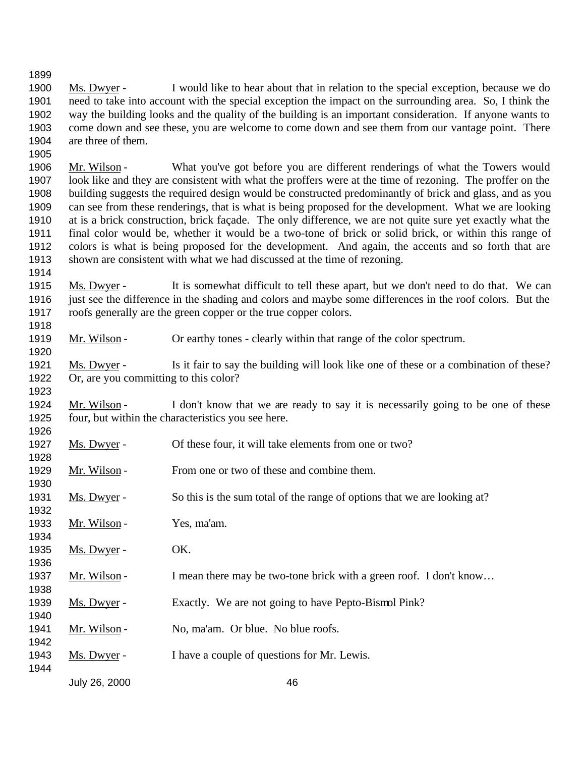Ms. Dwyer - I would like to hear about that in relation to the special exception, because we do need to take into account with the special exception the impact on the surrounding area. So, I think the way the building looks and the quality of the building is an important consideration. If anyone wants to come down and see these, you are welcome to come down and see them from our vantage point. There are three of them.

Mr. Wilson - What you've got before you are different renderings of what the Towers would look like and they are consistent with what the proffers were at the time of rezoning. The proffer on the building suggests the required design would be constructed predominantly of brick and glass, and as you can see from these renderings, that is what is being proposed for the development. What we are looking at is a brick construction, brick façade. The only difference, we are not quite sure yet exactly what the final color would be, whether it would be a two-tone of brick or solid brick, or within this range of colors is what is being proposed for the development. And again, the accents and so forth that are shown are consistent with what we had discussed at the time of rezoning.

Ms. Dwyer - It is somewhat difficult to tell these apart, but we don't need to do that. We can just see the difference in the shading and colors and maybe some differences in the roof colors. But the roofs generally are the green copper or the true copper colors.

Mr. Wilson - Or earthy tones - clearly within that range of the color spectrum.

Ms. Dwyer - Is it fair to say the building will look like one of these or a combination of these? Or, are you committing to this color?

Mr. Wilson - I don't know that we are ready to say it is necessarily going to be one of these four, but within the characteristics you see here.

Ms. Dwyer - Of these four, it will take elements from one or two?

Mr. Wilson - From one or two of these and combine them.

Ms. Dwyer - So this is the sum total of the range of options that we are looking at?

Mr. Wilson - Yes, ma'am.

Ms. Dwyer - OK.

Mr. Wilson - I mean there may be two-tone brick with a green roof. I don't know…

Ms. Dwyer - Exactly. We are not going to have Pepto-Bismol Pink?

Mr. Wilson - No, ma'am. Or blue. No blue roofs.

Ms. Dwyer - I have a couple of questions for Mr. Lewis.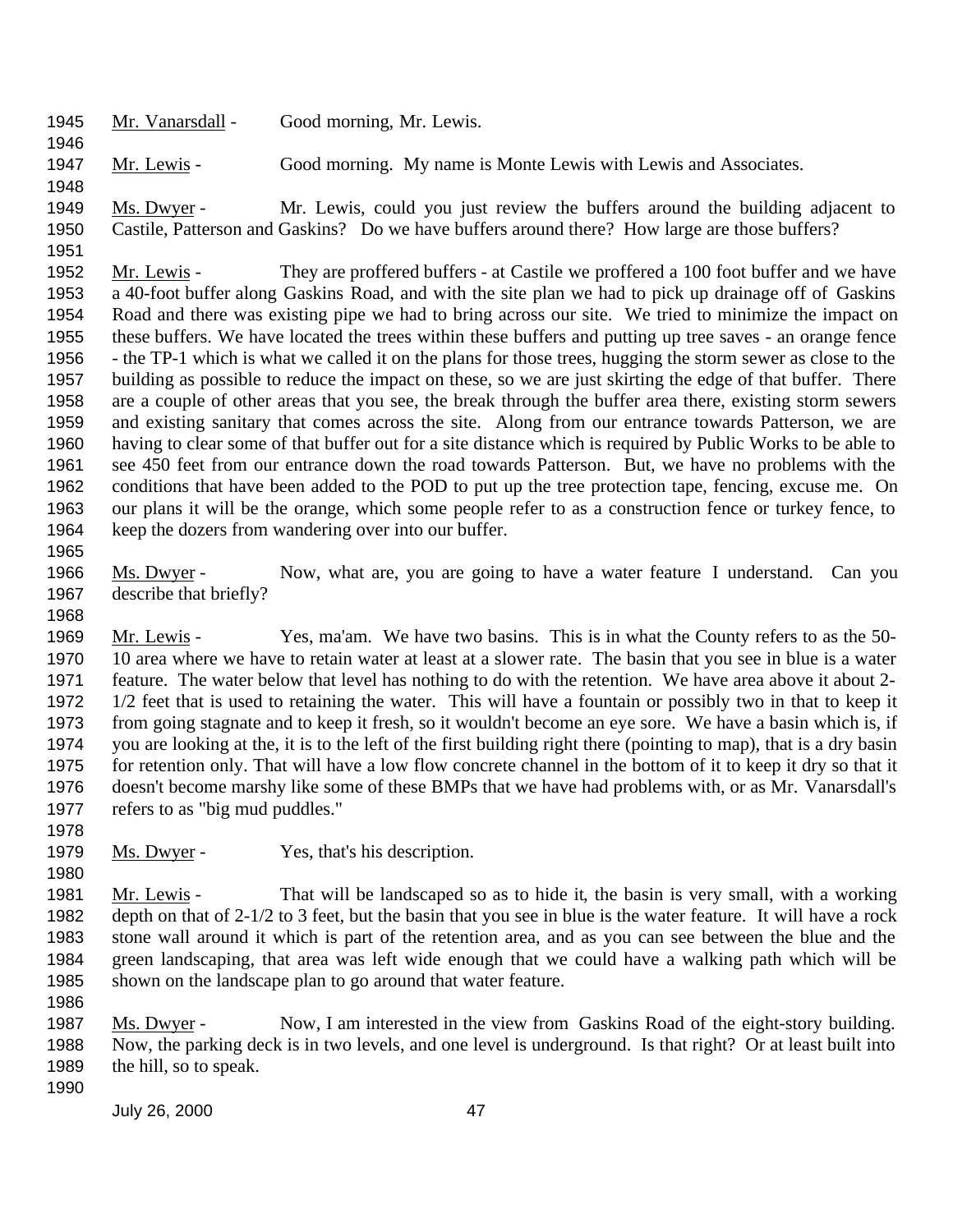Mr. Vanarsdall - Good morning, Mr. Lewis.

Mr. Lewis - Good morning. My name is Monte Lewis with Lewis and Associates.

Ms. Dwyer - Mr. Lewis, could you just review the buffers around the building adjacent to Castile, Patterson and Gaskins? Do we have buffers around there? How large are those buffers?

Mr. Lewis - They are proffered buffers - at Castile we proffered a 100 foot buffer and we have a 40-foot buffer along Gaskins Road, and with the site plan we had to pick up drainage off of Gaskins Road and there was existing pipe we had to bring across our site. We tried to minimize the impact on these buffers. We have located the trees within these buffers and putting up tree saves - an orange fence - the TP-1 which is what we called it on the plans for those trees, hugging the storm sewer as close to the building as possible to reduce the impact on these, so we are just skirting the edge of that buffer. There are a couple of other areas that you see, the break through the buffer area there, existing storm sewers and existing sanitary that comes across the site. Along from our entrance towards Patterson, we are having to clear some of that buffer out for a site distance which is required by Public Works to be able to see 450 feet from our entrance down the road towards Patterson. But, we have no problems with the conditions that have been added to the POD to put up the tree protection tape, fencing, excuse me. On our plans it will be the orange, which some people refer to as a construction fence or turkey fence, to keep the dozers from wandering over into our buffer.

Ms. Dwyer - Now, what are, you are going to have a water feature I understand. Can you describe that briefly?

Mr. Lewis - Yes, ma'am. We have two basins. This is in what the County refers to as the 50-10 area where we have to retain water at least at a slower rate. The basin that you see in blue is a water feature. The water below that level has nothing to do with the retention. We have area above it about 2-1/2 feet that is used to retaining the water. This will have a fountain or possibly two in that to keep it from going stagnate and to keep it fresh, so it wouldn't become an eye sore. We have a basin which is, if you are looking at the, it is to the left of the first building right there (pointing to map), that is a dry basin for retention only. That will have a low flow concrete channel in the bottom of it to keep it dry so that it doesn't become marshy like some of these BMPs that we have had problems with, or as Mr. Vanarsdall's refers to as "big mud puddles."

Ms. Dwyer - Yes, that's his description.

Mr. Lewis - That will be landscaped so as to hide it, the basin is very small, with a working depth on that of 2-1/2 to 3 feet, but the basin that you see in blue is the water feature. It will have a rock stone wall around it which is part of the retention area, and as you can see between the blue and the green landscaping, that area was left wide enough that we could have a walking path which will be shown on the landscape plan to go around that water feature.

Ms. Dwyer - Now, I am interested in the view from Gaskins Road of the eight-story building. Now, the parking deck is in two levels, and one level is underground. Is that right? Or at least built into the hill, so to speak.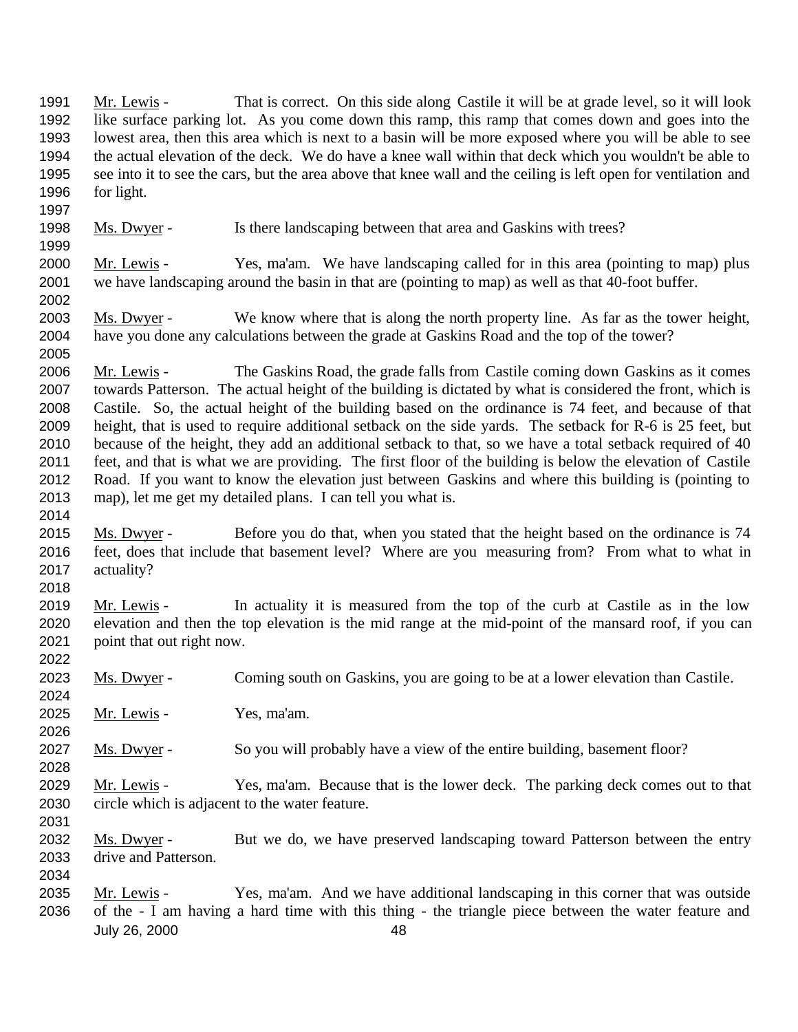Mr. Lewis - That is correct. On this side along Castile it will be at grade level, so it will look like surface parking lot. As you come down this ramp, this ramp that comes down and goes into the lowest area, then this area which is next to a basin will be more exposed where you will be able to see the actual elevation of the deck. We do have a knee wall within that deck which you wouldn't be able to see into it to see the cars, but the area above that knee wall and the ceiling is left open for ventilation and for light.

Ms. Dwyer - Is there landscaping between that area and Gaskins with trees?

Mr. Lewis - Yes, ma'am. We have landscaping called for in this area (pointing to map) plus we have landscaping around the basin in that are (pointing to map) as well as that 40-foot buffer.

Ms. Dwyer - We know where that is along the north property line. As far as the tower height, have you done any calculations between the grade at Gaskins Road and the top of the tower?

Mr. Lewis - The Gaskins Road, the grade falls from Castile coming down Gaskins as it comes towards Patterson. The actual height of the building is dictated by what is considered the front, which is Castile. So, the actual height of the building based on the ordinance is 74 feet, and because of that height, that is used to require additional setback on the side yards. The setback for R-6 is 25 feet, but because of the height, they add an additional setback to that, so we have a total setback required of 40 feet, and that is what we are providing. The first floor of the building is below the elevation of Castile Road. If you want to know the elevation just between Gaskins and where this building is (pointing to map), let me get my detailed plans. I can tell you what is.

Ms. Dwyer - Before you do that, when you stated that the height based on the ordinance is 74 feet, does that include that basement level? Where are you measuring from? From what to what in actuality?

Mr. Lewis - In actuality it is measured from the top of the curb at Castile as in the low elevation and then the top elevation is the mid range at the mid-point of the mansard roof, if you can point that out right now.

Ms. Dwyer - Coming south on Gaskins, you are going to be at a lower elevation than Castile.

Mr. Lewis - Yes, ma'am.

Ms. Dwyer - So you will probably have a view of the entire building, basement floor?

Mr. Lewis - Yes, ma'am. Because that is the lower deck. The parking deck comes out to that circle which is adjacent to the water feature.

Ms. Dwyer - But we do, we have preserved landscaping toward Patterson between the entry drive and Patterson.

Mr. Lewis - Yes, ma'am. And we have additional landscaping in this corner that was outside of the - I am having a hard time with this thing - the triangle piece between the water feature and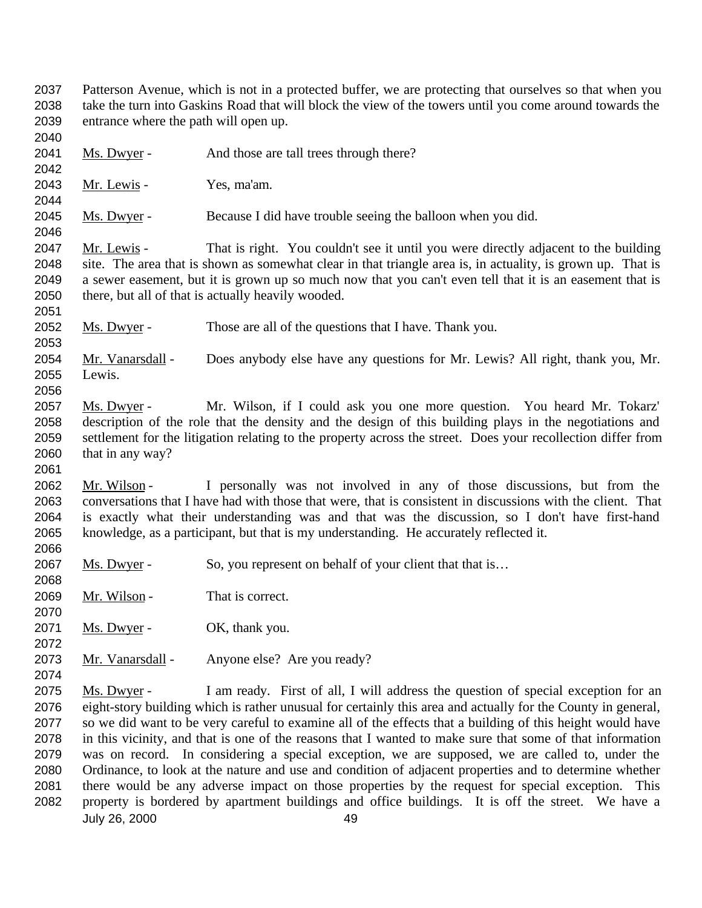Patterson Avenue, which is not in a protected buffer, we are protecting that ourselves so that when you take the turn into Gaskins Road that will block the view of the towers until you come around towards the entrance where the path will open up.

Ms. Dwyer - And those are tall trees through there?

Mr. Lewis - Yes, ma'am.

Ms. Dwyer - Because I did have trouble seeing the balloon when you did.

Mr. Lewis - That is right. You couldn't see it until you were directly adjacent to the building site. The area that is shown as somewhat clear in that triangle area is, in actuality, is grown up. That is a sewer easement, but it is grown up so much now that you can't even tell that it is an easement that is there, but all of that is actually heavily wooded.

Ms. Dwyer - Those are all of the questions that I have. Thank you.

Mr. Vanarsdall - Does anybody else have any questions for Mr. Lewis? All right, thank you, Mr. Lewis.

Ms. Dwyer - Mr. Wilson, if I could ask you one more question. You heard Mr. Tokarz' description of the role that the density and the design of this building plays in the negotiations and settlement for the litigation relating to the property across the street. Does your recollection differ from that in any way?

Mr. Wilson - I personally was not involved in any of those discussions, but from the conversations that I have had with those that were, that is consistent in discussions with the client. That is exactly what their understanding was and that was the discussion, so I don't have first-hand knowledge, as a participant, but that is my understanding. He accurately reflected it.

Ms. Dwyer - So, you represent on behalf of your client that that is…

Mr. Wilson - That is correct.

Ms. Dwyer - OK, thank you.

Mr. Vanarsdall - Anyone else? Are you ready?

Ms. Dwyer - I am ready. First of all, I will address the question of special exception for an eight-story building which is rather unusual for certainly this area and actually for the County in general, so we did want to be very careful to examine all of the effects that a building of this height would have in this vicinity, and that is one of the reasons that I wanted to make sure that some of that information was on record. In considering a special exception, we are supposed, we are called to, under the Ordinance, to look at the nature and use and condition of adjacent properties and to determine whether there would be any adverse impact on those properties by the request for special exception. This property is bordered by apartment buildings and office buildings. It is off the street. We have a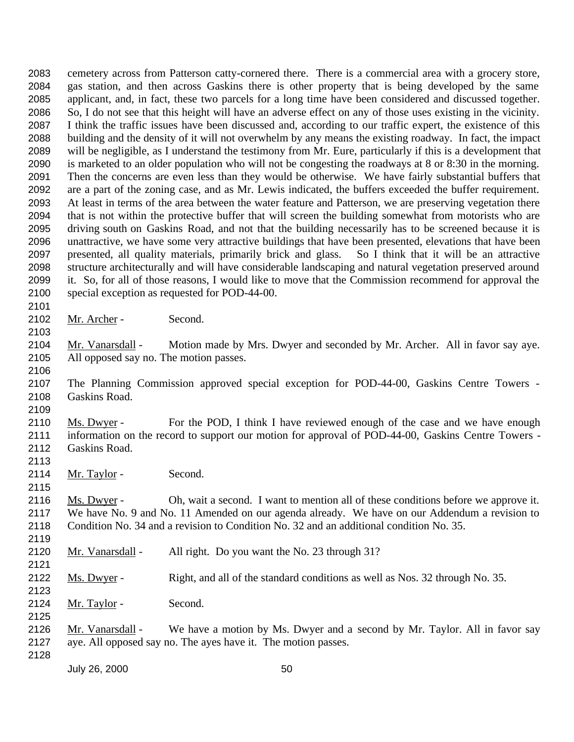cemetery across from Patterson catty-cornered there. There is a commercial area with a grocery store, gas station, and then across Gaskins there is other property that is being developed by the same applicant, and, in fact, these two parcels for a long time have been considered and discussed together. So, I do not see that this height will have an adverse effect on any of those uses existing in the vicinity. I think the traffic issues have been discussed and, according to our traffic expert, the existence of this building and the density of it will not overwhelm by any means the existing roadway. In fact, the impact will be negligible, as I understand the testimony from Mr. Eure, particularly if this is a development that is marketed to an older population who will not be congesting the roadways at 8 or 8:30 in the morning. Then the concerns are even less than they would be otherwise. We have fairly substantial buffers that are a part of the zoning case, and as Mr. Lewis indicated, the buffers exceeded the buffer requirement. At least in terms of the area between the water feature and Patterson, we are preserving vegetation there that is not within the protective buffer that will screen the building somewhat from motorists who are driving south on Gaskins Road, and not that the building necessarily has to be screened because it is unattractive, we have some very attractive buildings that have been presented, elevations that have been presented, all quality materials, primarily brick and glass. So I think that it will be an attractive structure architecturally and will have considerable landscaping and natural vegetation preserved around it. So, for all of those reasons, I would like to move that the Commission recommend for approval the special exception as requested for POD-44-00.

Mr. Archer - Second.

Mr. Vanarsdall - Motion made by Mrs. Dwyer and seconded by Mr. Archer. All in favor say aye. All opposed say no. The motion passes.

The Planning Commission approved special exception for POD-44-00, Gaskins Centre Towers - Gaskins Road.

Ms. Dwyer - For the POD, I think I have reviewed enough of the case and we have enough information on the record to support our motion for approval of POD-44-00, Gaskins Centre Towers - Gaskins Road.

Mr. Taylor - Second.

Ms. Dwyer - Oh, wait a second. I want to mention all of these conditions before we approve it. We have No. 9 and No. 11 Amended on our agenda already. We have on our Addendum a revision to Condition No. 34 and a revision to Condition No. 32 and an additional condition No. 35.

Mr. Vanarsdall - All right. Do you want the No. 23 through 31?

Ms. Dwyer - Right, and all of the standard conditions as well as Nos. 32 through No. 35.

Mr. Taylor - Second.

Mr. Vanarsdall - We have a motion by Ms. Dwyer and a second by Mr. Taylor. All in favor say aye. All opposed say no. The ayes have it. The motion passes.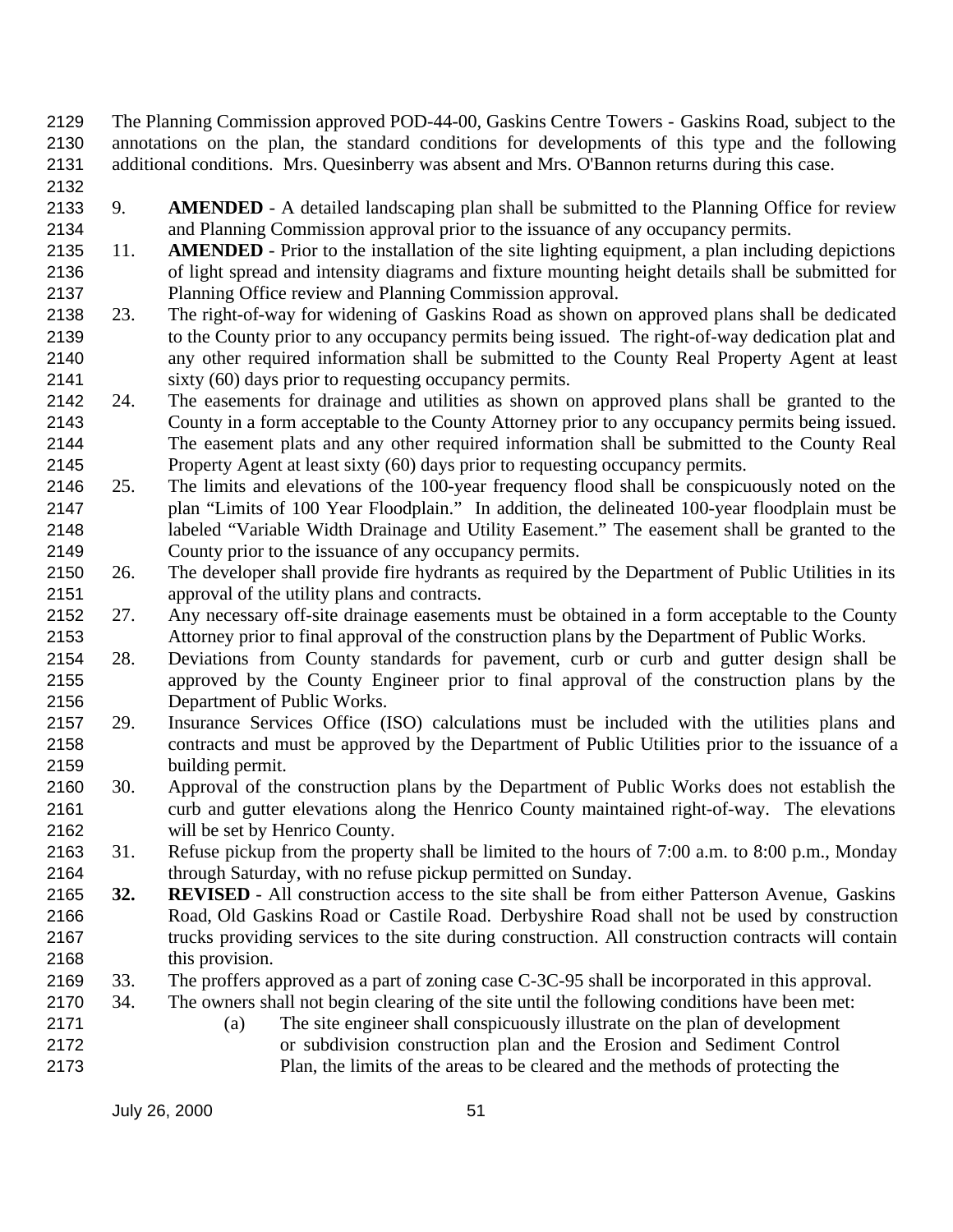The Planning Commission approved POD-44-00, Gaskins Centre Towers - Gaskins Road, subject to the annotations on the plan, the standard conditions for developments of this type and the following additional conditions. Mrs. Quesinberry was absent and Mrs. O'Bannon returns during this case.

9. **AMENDED** - A detailed landscaping plan shall be submitted to the Planning Office for review and Planning Commission approval prior to the issuance of any occupancy permits.
11. **AMENDED** - Prior to the installation of the site lighting equipment, a plan including depictions of light spread and intensity diagrams and fixture mounting height details shall be submitted for Planning Office review and Planning Commission approval.
23. The right-of-way for widening of Gaskins Road as shown on approved plans shall be dedicated to the County prior to any occupancy permits being issued. The right-of-way dedication plat and any other required information shall be submitted to the County Real Property Agent at least sixty (60) days prior to requesting occupancy permits.
24. The easements for drainage and utilities as shown on approved plans shall be granted to the County in a form acceptable to the County Attorney prior to any occupancy permits being issued. The easement plats and any other required information shall be submitted to the County Real Property Agent at least sixty (60) days prior to requesting occupancy permits.
25. The limits and elevations of the 100-year frequency flood shall be conspicuously noted on the plan "Limits of 100 Year Floodplain." In addition, the delineated 100-year floodplain must be labeled "Variable Width Drainage and Utility Easement." The easement shall be granted to the County prior to the issuance of any occupancy permits.
26. The developer shall provide fire hydrants as required by the Department of Public Utilities in its approval of the utility plans and contracts.
27. Any necessary off-site drainage easements must be obtained in a form acceptable to the County Attorney prior to final approval of the construction plans by the Department of Public Works.
28. Deviations from County standards for pavement, curb or curb and gutter design shall be approved by the County Engineer prior to final approval of the construction plans by the Department of Public Works.
29. Insurance Services Office (ISO) calculations must be included with the utilities plans and contracts and must be approved by the Department of Public Utilities prior to the issuance of a building permit.
30. Approval of the construction plans by the Department of Public Works does not establish the curb and gutter elevations along the Henrico County maintained right-of-way. The elevations will be set by Henrico County.
31. Refuse pickup from the property shall be limited to the hours of 7:00 a.m. to 8:00 p.m., Monday through Saturday, with no refuse pickup permitted on Sunday.
**32.** **REVISED** - All construction access to the site shall be from either Patterson Avenue, Gaskins Road, Old Gaskins Road or Castile Road. Derbyshire Road shall not be used by construction trucks providing services to the site during construction. All construction contracts will contain this provision.
33. The proffers approved as a part of zoning case C-3C-95 shall be incorporated in this approval.
34. The owners shall not begin clearing of the site until the following conditions have been met:
    (a) The site engineer shall conspicuously illustrate on the plan of development or subdivision construction plan and the Erosion and Sediment Control Plan, the limits of the areas to be cleared and the methods of protecting the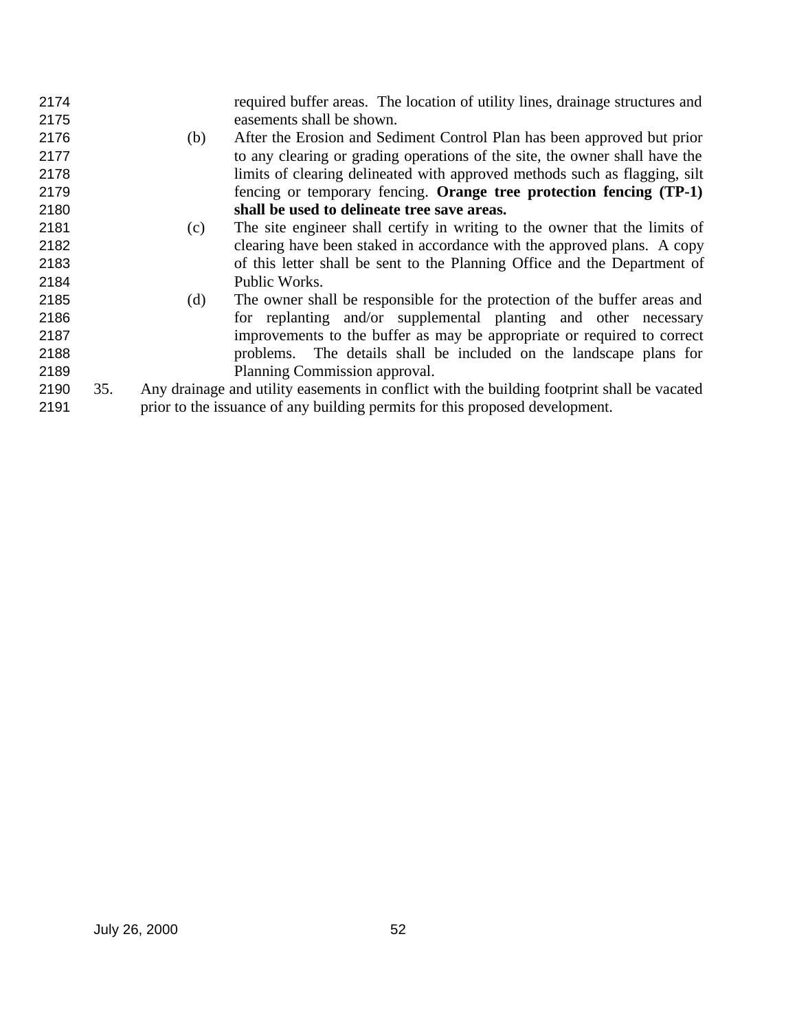required buffer areas. The location of utility lines, drainage structures and easements shall be shown.

(b) After the Erosion and Sediment Control Plan has been approved but prior to any clearing or grading operations of the site, the owner shall have the limits of clearing delineated with approved methods such as flagging, silt fencing or temporary fencing. **Orange tree protection fencing (TP-1) shall be used to delineate tree save areas.**

(c) The site engineer shall certify in writing to the owner that the limits of clearing have been staked in accordance with the approved plans. A copy of this letter shall be sent to the Planning Office and the Department of Public Works.

(d) The owner shall be responsible for the protection of the buffer areas and for replanting and/or supplemental planting and other necessary improvements to the buffer as may be appropriate or required to correct problems. The details shall be included on the landscape plans for Planning Commission approval.

35. Any drainage and utility easements in conflict with the building footprint shall be vacated prior to the issuance of any building permits for this proposed development.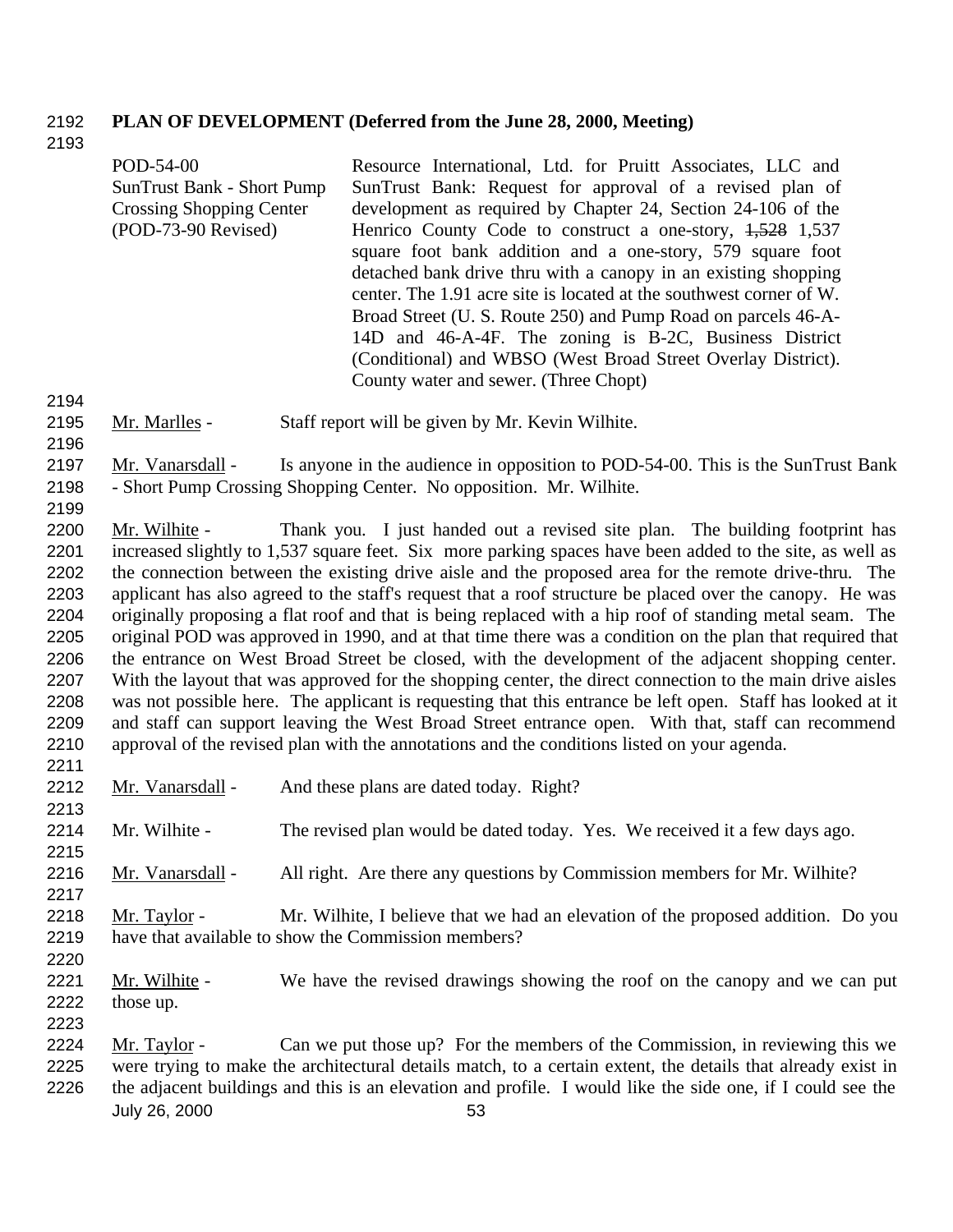**PLAN OF DEVELOPMENT (Deferred from the June 28, 2000, Meeting)**

| | |
|---|---|
| POD-54-00<br>SunTrust Bank - Short Pump Crossing Shopping Center<br>(POD-73-90 Revised) | Resource International, Ltd. for Pruitt Associates, LLC and SunTrust Bank: Request for approval of a revised plan of development as required by Chapter 24, Section 24-106 of the Henrico County Code to construct a one-story, ~~1,528~~ 1,537 square foot bank addition and a one-story, 579 square foot detached bank drive thru with a canopy in an existing shopping center. The 1.91 acre site is located at the southwest corner of W. Broad Street (U. S. Route 250) and Pump Road on parcels 46-A-14D and 46-A-4F. The zoning is B-2C, Business District (Conditional) and WBSO (West Broad Street Overlay District). County water and sewer. (Three Chopt) |

Mr. Marlles - Staff report will be given by Mr. Kevin Wilhite.

Mr. Vanarsdall - Is anyone in the audience in opposition to POD-54-00. This is the SunTrust Bank - Short Pump Crossing Shopping Center. No opposition. Mr. Wilhite.

Mr. Wilhite - Thank you. I just handed out a revised site plan. The building footprint has increased slightly to 1,537 square feet. Six more parking spaces have been added to the site, as well as the connection between the existing drive aisle and the proposed area for the remote drive-thru. The applicant has also agreed to the staff's request that a roof structure be placed over the canopy. He was originally proposing a flat roof and that is being replaced with a hip roof of standing metal seam. The original POD was approved in 1990, and at that time there was a condition on the plan that required that the entrance on West Broad Street be closed, with the development of the adjacent shopping center. With the layout that was approved for the shopping center, the direct connection to the main drive aisles was not possible here. The applicant is requesting that this entrance be left open. Staff has looked at it and staff can support leaving the West Broad Street entrance open. With that, staff can recommend approval of the revised plan with the annotations and the conditions listed on your agenda.

Mr. Vanarsdall - And these plans are dated today. Right?

Mr. Wilhite - The revised plan would be dated today. Yes. We received it a few days ago.

Mr. Vanarsdall - All right. Are there any questions by Commission members for Mr. Wilhite?

Mr. Taylor - Mr. Wilhite, I believe that we had an elevation of the proposed addition. Do you have that available to show the Commission members?

Mr. Wilhite - We have the revised drawings showing the roof on the canopy and we can put those up.

Mr. Taylor - Can we put those up? For the members of the Commission, in reviewing this we were trying to make the architectural details match, to a certain extent, the details that already exist in the adjacent buildings and this is an elevation and profile. I would like the side one, if I could see the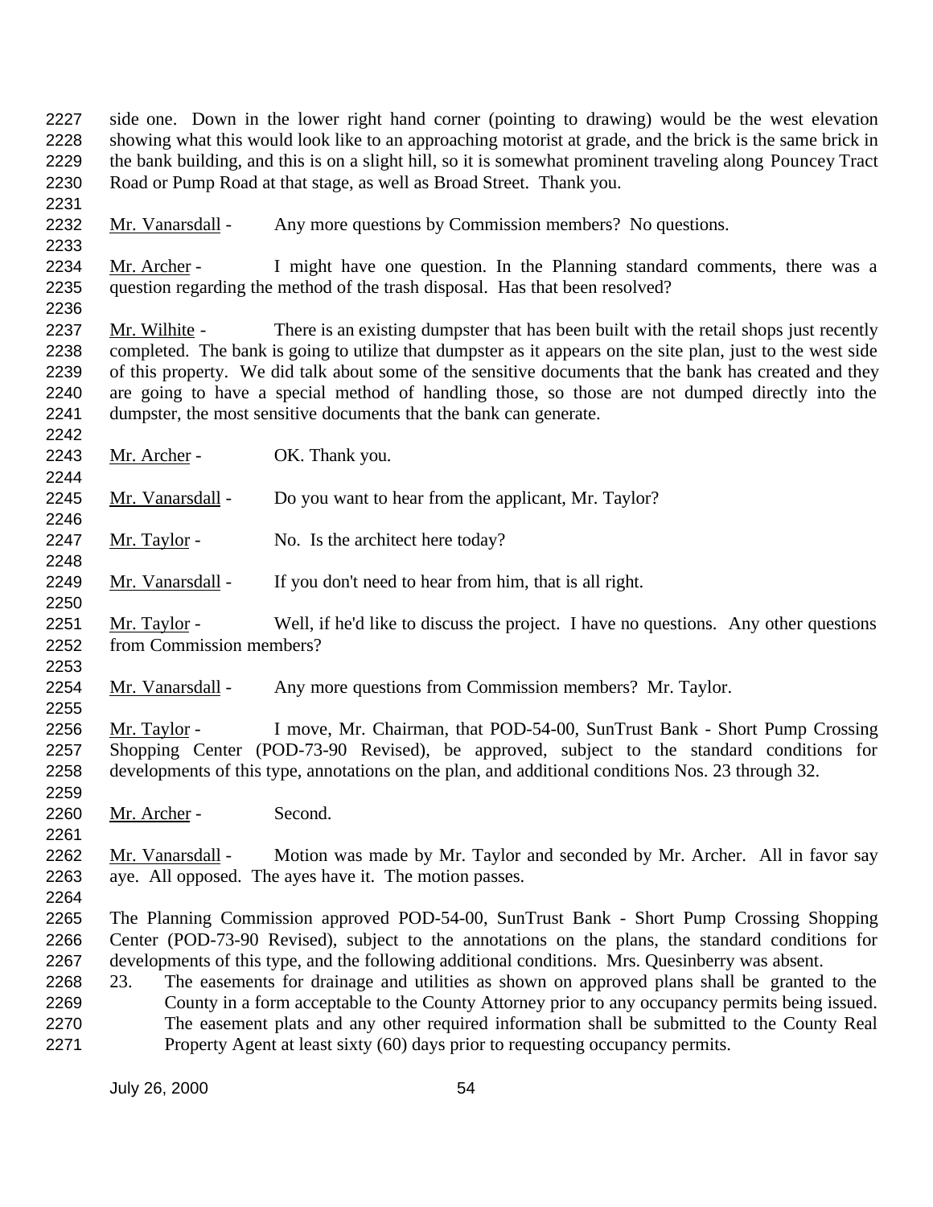side one. Down in the lower right hand corner (pointing to drawing) would be the west elevation showing what this would look like to an approaching motorist at grade, and the brick is the same brick in the bank building, and this is on a slight hill, so it is somewhat prominent traveling along Pouncey Tract Road or Pump Road at that stage, as well as Broad Street. Thank you.

Mr. Vanarsdall - Any more questions by Commission members? No questions.

Mr. Archer - I might have one question. In the Planning standard comments, there was a question regarding the method of the trash disposal. Has that been resolved?

Mr. Wilhite - There is an existing dumpster that has been built with the retail shops just recently completed. The bank is going to utilize that dumpster as it appears on the site plan, just to the west side of this property. We did talk about some of the sensitive documents that the bank has created and they are going to have a special method of handling those, so those are not dumped directly into the dumpster, the most sensitive documents that the bank can generate.

Mr. Archer - OK. Thank you.

Mr. Vanarsdall - Do you want to hear from the applicant, Mr. Taylor?

Mr. Taylor - No. Is the architect here today?

Mr. Vanarsdall - If you don't need to hear from him, that is all right.

Mr. Taylor - Well, if he'd like to discuss the project. I have no questions. Any other questions from Commission members?

Mr. Vanarsdall - Any more questions from Commission members? Mr. Taylor.

Mr. Taylor - I move, Mr. Chairman, that POD-54-00, SunTrust Bank - Short Pump Crossing Shopping Center (POD-73-90 Revised), be approved, subject to the standard conditions for developments of this type, annotations on the plan, and additional conditions Nos. 23 through 32.

Mr. Archer - Second.

Mr. Vanarsdall - Motion was made by Mr. Taylor and seconded by Mr. Archer. All in favor say aye. All opposed. The ayes have it. The motion passes.

The Planning Commission approved POD-54-00, SunTrust Bank - Short Pump Crossing Shopping Center (POD-73-90 Revised), subject to the annotations on the plans, the standard conditions for developments of this type, and the following additional conditions. Mrs. Quesinberry was absent.

23. The easements for drainage and utilities as shown on approved plans shall be granted to the County in a form acceptable to the County Attorney prior to any occupancy permits being issued. The easement plats and any other required information shall be submitted to the County Real Property Agent at least sixty (60) days prior to requesting occupancy permits.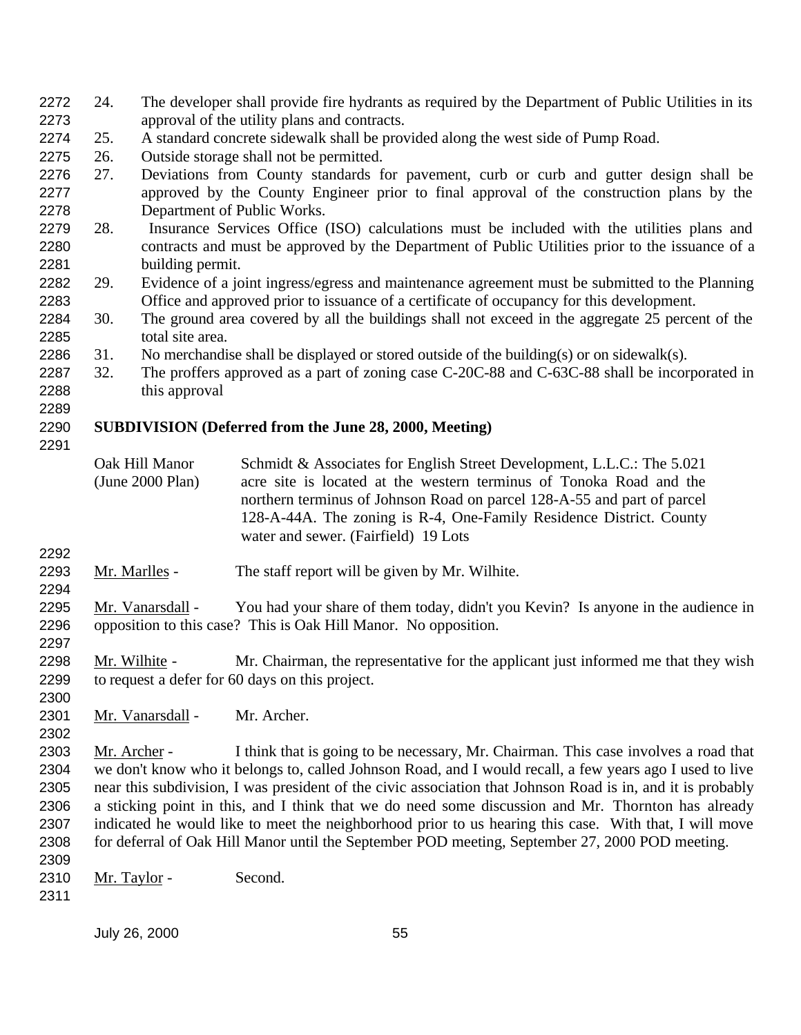24. The developer shall provide fire hydrants as required by the Department of Public Utilities in its approval of the utility plans and contracts.
25. A standard concrete sidewalk shall be provided along the west side of Pump Road.
26. Outside storage shall not be permitted.
27. Deviations from County standards for pavement, curb or curb and gutter design shall be approved by the County Engineer prior to final approval of the construction plans by the Department of Public Works.
28. Insurance Services Office (ISO) calculations must be included with the utilities plans and contracts and must be approved by the Department of Public Utilities prior to the issuance of a building permit.
29. Evidence of a joint ingress/egress and maintenance agreement must be submitted to the Planning Office and approved prior to issuance of a certificate of occupancy for this development.
30. The ground area covered by all the buildings shall not exceed in the aggregate 25 percent of the total site area.
31. No merchandise shall be displayed or stored outside of the building(s) or on sidewalk(s).
32. The proffers approved as a part of zoning case C-20C-88 and C-63C-88 shall be incorporated in this approval

**SUBDIVISION (Deferred from the June 28, 2000, Meeting)**

| | |
|---|---|
| Oak Hill Manor (June 2000 Plan) | Schmidt & Associates for English Street Development, L.L.C.: The 5.021 acre site is located at the western terminus of Tonoka Road and the northern terminus of Johnson Road on parcel 128-A-55 and part of parcel 128-A-44A. The zoning is R-4, One-Family Residence District. County water and sewer. (Fairfield) 19 Lots |

Mr. Marlles - The staff report will be given by Mr. Wilhite.

Mr. Vanarsdall - You had your share of them today, didn't you Kevin? Is anyone in the audience in opposition to this case? This is Oak Hill Manor. No opposition.

Mr. Wilhite - Mr. Chairman, the representative for the applicant just informed me that they wish to request a defer for 60 days on this project.

Mr. Vanarsdall - Mr. Archer.

Mr. Archer - I think that is going to be necessary, Mr. Chairman. This case involves a road that we don't know who it belongs to, called Johnson Road, and I would recall, a few years ago I used to live near this subdivision, I was president of the civic association that Johnson Road is in, and it is probably a sticking point in this, and I think that we do need some discussion and Mr. Thornton has already indicated he would like to meet the neighborhood prior to us hearing this case. With that, I will move for deferral of Oak Hill Manor until the September POD meeting, September 27, 2000 POD meeting.

Mr. Taylor - Second.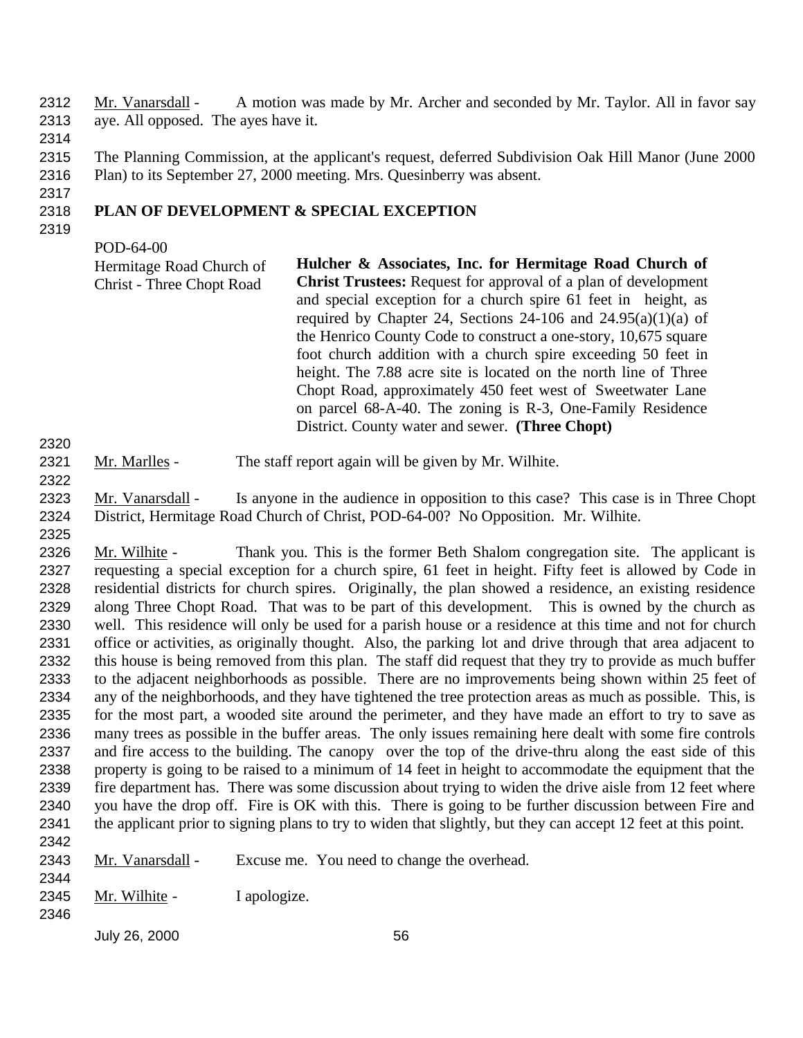Mr. Vanarsdall - A motion was made by Mr. Archer and seconded by Mr. Taylor. All in favor say aye. All opposed. The ayes have it.

The Planning Commission, at the applicant's request, deferred Subdivision Oak Hill Manor (June 2000 Plan) to its September 27, 2000 meeting. Mrs. Quesinberry was absent.

## PLAN OF DEVELOPMENT & SPECIAL EXCEPTION

POD-64-00
Hermitage Road Church of Christ - Three Chopt Road

**Hulcher & Associates, Inc. for Hermitage Road Church of Christ Trustees:** Request for approval of a plan of development and special exception for a church spire 61 feet in height, as required by Chapter 24, Sections 24-106 and 24.95(a)(1)(a) of the Henrico County Code to construct a one-story, 10,675 square foot church addition with a church spire exceeding 50 feet in height. The 7.88 acre site is located on the north line of Three Chopt Road, approximately 450 feet west of Sweetwater Lane on parcel 68-A-40. The zoning is R-3, One-Family Residence District. County water and sewer. **(Three Chopt)**

Mr. Marlles - The staff report again will be given by Mr. Wilhite.

Mr. Vanarsdall - Is anyone in the audience in opposition to this case? This case is in Three Chopt District, Hermitage Road Church of Christ, POD-64-00? No Opposition. Mr. Wilhite.

Mr. Wilhite - Thank you. This is the former Beth Shalom congregation site. The applicant is requesting a special exception for a church spire, 61 feet in height. Fifty feet is allowed by Code in residential districts for church spires. Originally, the plan showed a residence, an existing residence along Three Chopt Road. That was to be part of this development. This is owned by the church as well. This residence will only be used for a parish house or a residence at this time and not for church office or activities, as originally thought. Also, the parking lot and drive through that area adjacent to this house is being removed from this plan. The staff did request that they try to provide as much buffer to the adjacent neighborhoods as possible. There are no improvements being shown within 25 feet of any of the neighborhoods, and they have tightened the tree protection areas as much as possible. This, is for the most part, a wooded site around the perimeter, and they have made an effort to try to save as many trees as possible in the buffer areas. The only issues remaining here dealt with some fire controls and fire access to the building. The canopy over the top of the drive-thru along the east side of this property is going to be raised to a minimum of 14 feet in height to accommodate the equipment that the fire department has. There was some discussion about trying to widen the drive aisle from 12 feet where you have the drop off. Fire is OK with this. There is going to be further discussion between Fire and the applicant prior to signing plans to try to widen that slightly, but they can accept 12 feet at this point.

Mr. Vanarsdall - Excuse me. You need to change the overhead.

Mr. Wilhite - I apologize.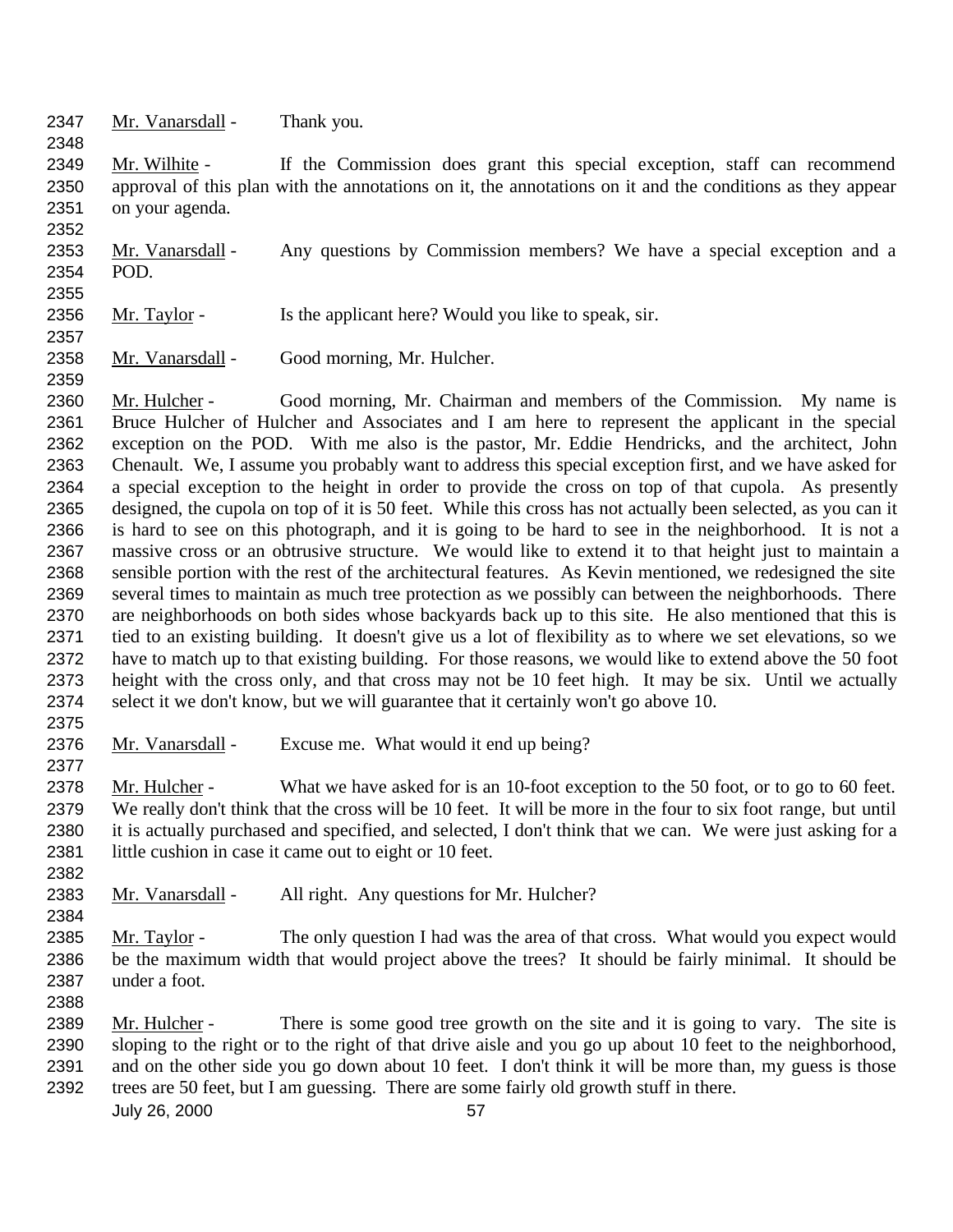Mr. Vanarsdall - Thank you.

Mr. Wilhite - If the Commission does grant this special exception, staff can recommend approval of this plan with the annotations on it, the annotations on it and the conditions as they appear on your agenda.

Mr. Vanarsdall - Any questions by Commission members? We have a special exception and a POD.

Mr. Taylor - Is the applicant here? Would you like to speak, sir.

Mr. Vanarsdall - Good morning, Mr. Hulcher.

Mr. Hulcher - Good morning, Mr. Chairman and members of the Commission. My name is Bruce Hulcher of Hulcher and Associates and I am here to represent the applicant in the special exception on the POD. With me also is the pastor, Mr. Eddie Hendricks, and the architect, John Chenault. We, I assume you probably want to address this special exception first, and we have asked for a special exception to the height in order to provide the cross on top of that cupola. As presently designed, the cupola on top of it is 50 feet. While this cross has not actually been selected, as you can it is hard to see on this photograph, and it is going to be hard to see in the neighborhood. It is not a massive cross or an obtrusive structure. We would like to extend it to that height just to maintain a sensible portion with the rest of the architectural features. As Kevin mentioned, we redesigned the site several times to maintain as much tree protection as we possibly can between the neighborhoods. There are neighborhoods on both sides whose backyards back up to this site. He also mentioned that this is tied to an existing building. It doesn't give us a lot of flexibility as to where we set elevations, so we have to match up to that existing building. For those reasons, we would like to extend above the 50 foot height with the cross only, and that cross may not be 10 feet high. It may be six. Until we actually select it we don't know, but we will guarantee that it certainly won't go above 10.

Mr. Vanarsdall - Excuse me. What would it end up being?

Mr. Hulcher - What we have asked for is an 10-foot exception to the 50 foot, or to go to 60 feet. We really don't think that the cross will be 10 feet. It will be more in the four to six foot range, but until it is actually purchased and specified, and selected, I don't think that we can. We were just asking for a little cushion in case it came out to eight or 10 feet.

Mr. Vanarsdall - All right. Any questions for Mr. Hulcher?

Mr. Taylor - The only question I had was the area of that cross. What would you expect would be the maximum width that would project above the trees? It should be fairly minimal. It should be under a foot.

Mr. Hulcher - There is some good tree growth on the site and it is going to vary. The site is sloping to the right or to the right of that drive aisle and you go up about 10 feet to the neighborhood, and on the other side you go down about 10 feet. I don't think it will be more than, my guess is those trees are 50 feet, but I am guessing. There are some fairly old growth stuff in there.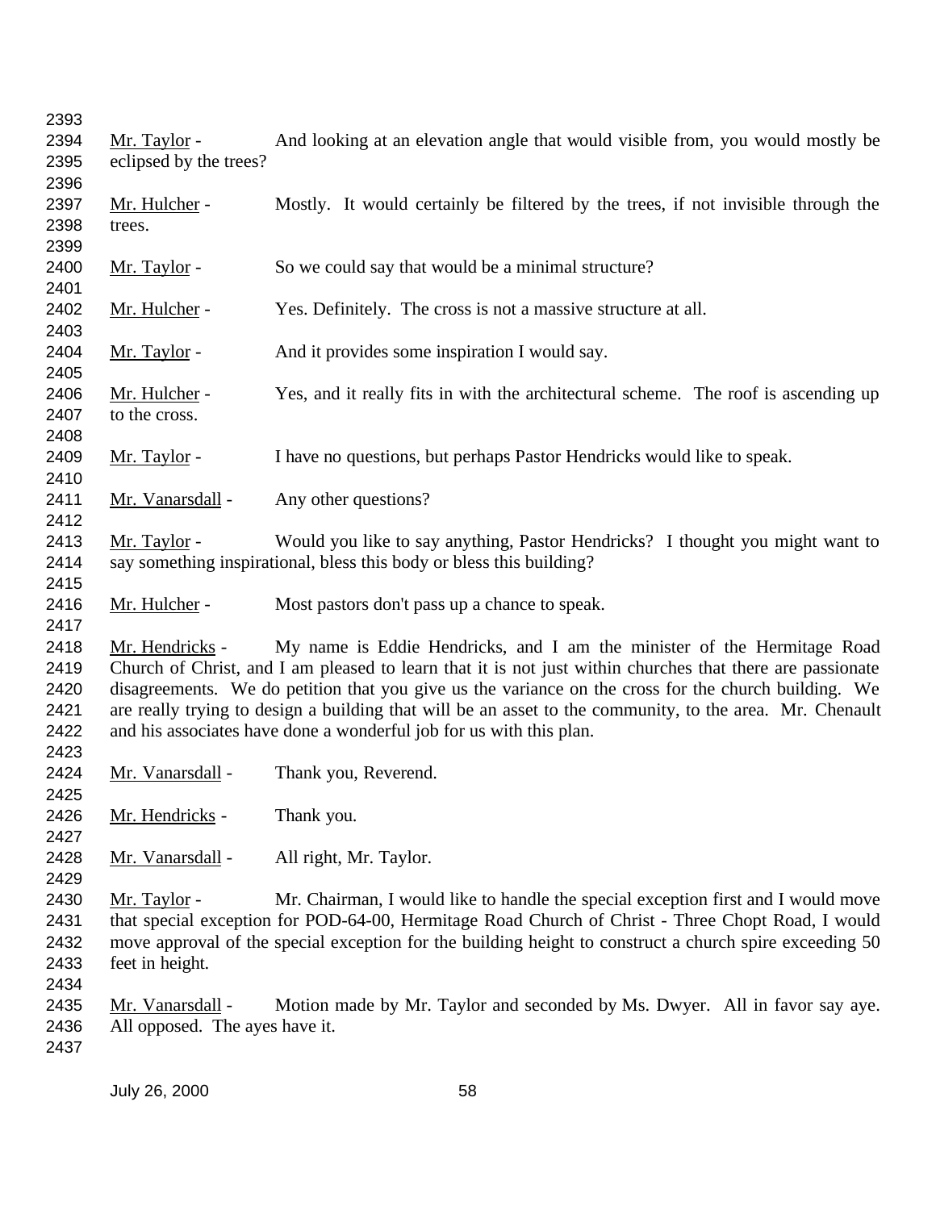Mr. Taylor - And looking at an elevation angle that would visible from, you would mostly be eclipsed by the trees?

Mr. Hulcher - Mostly. It would certainly be filtered by the trees, if not invisible through the trees.

Mr. Taylor - So we could say that would be a minimal structure?

Mr. Hulcher - Yes. Definitely. The cross is not a massive structure at all.

Mr. Taylor - And it provides some inspiration I would say.

Mr. Hulcher - Yes, and it really fits in with the architectural scheme. The roof is ascending up to the cross.

Mr. Taylor - I have no questions, but perhaps Pastor Hendricks would like to speak.

Mr. Vanarsdall - Any other questions?

Mr. Taylor - Would you like to say anything, Pastor Hendricks? I thought you might want to say something inspirational, bless this body or bless this building?

Mr. Hulcher - Most pastors don't pass up a chance to speak.

Mr. Hendricks - My name is Eddie Hendricks, and I am the minister of the Hermitage Road Church of Christ, and I am pleased to learn that it is not just within churches that there are passionate disagreements. We do petition that you give us the variance on the cross for the church building. We are really trying to design a building that will be an asset to the community, to the area. Mr. Chenault and his associates have done a wonderful job for us with this plan.

Mr. Vanarsdall - Thank you, Reverend.

Mr. Hendricks - Thank you.

Mr. Vanarsdall - All right, Mr. Taylor.

Mr. Taylor - Mr. Chairman, I would like to handle the special exception first and I would move that special exception for POD-64-00, Hermitage Road Church of Christ - Three Chopt Road, I would move approval of the special exception for the building height to construct a church spire exceeding 50 feet in height.

Mr. Vanarsdall - Motion made by Mr. Taylor and seconded by Ms. Dwyer. All in favor say aye. All opposed. The ayes have it.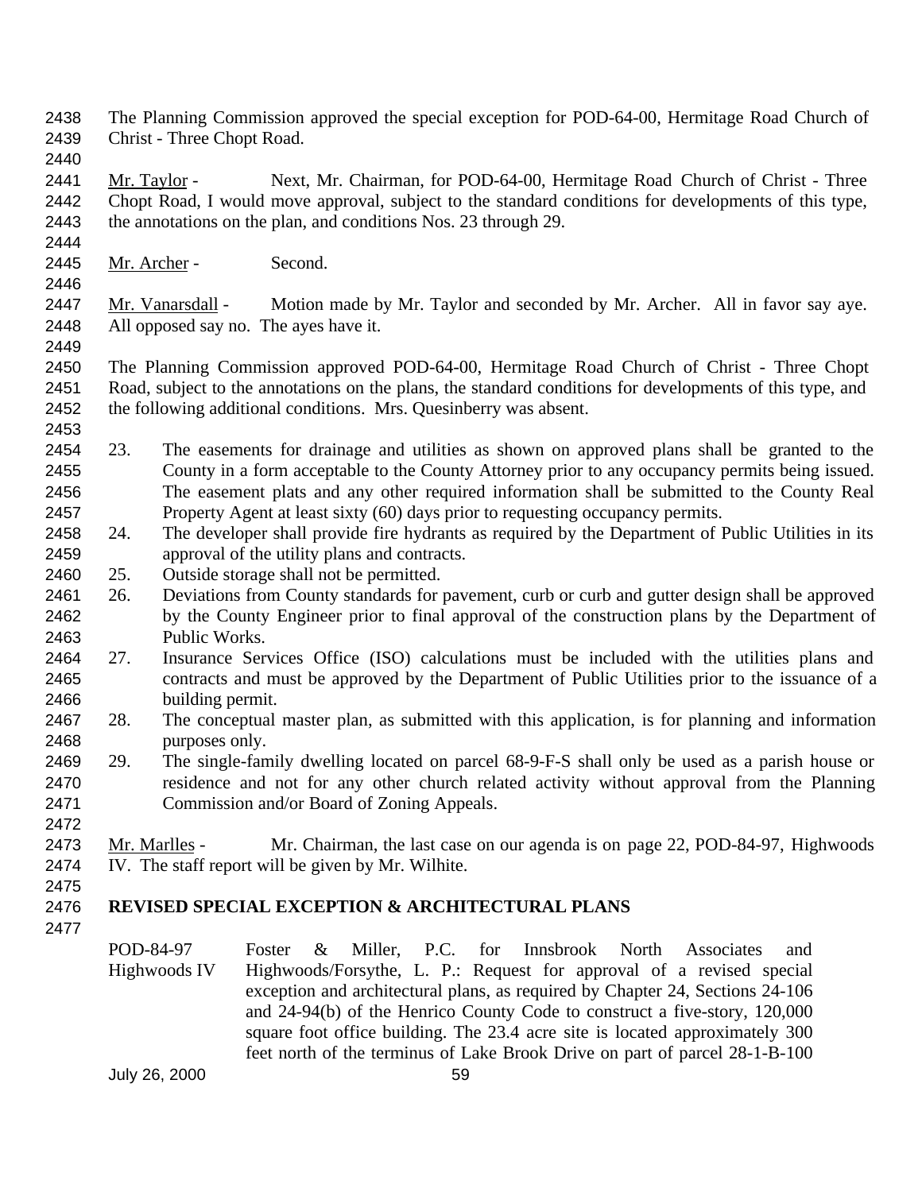The Planning Commission approved the special exception for POD-64-00, Hermitage Road Church of Christ - Three Chopt Road.

Mr. Taylor - Next, Mr. Chairman, for POD-64-00, Hermitage Road Church of Christ - Three Chopt Road, I would move approval, subject to the standard conditions for developments of this type, the annotations on the plan, and conditions Nos. 23 through 29.

Mr. Archer - Second.

Mr. Vanarsdall - Motion made by Mr. Taylor and seconded by Mr. Archer. All in favor say aye. All opposed say no. The ayes have it.

The Planning Commission approved POD-64-00, Hermitage Road Church of Christ - Three Chopt Road, subject to the annotations on the plans, the standard conditions for developments of this type, and the following additional conditions. Mrs. Quesinberry was absent.

23. The easements for drainage and utilities as shown on approved plans shall be granted to the County in a form acceptable to the County Attorney prior to any occupancy permits being issued. The easement plats and any other required information shall be submitted to the County Real Property Agent at least sixty (60) days prior to requesting occupancy permits.
24. The developer shall provide fire hydrants as required by the Department of Public Utilities in its approval of the utility plans and contracts.
25. Outside storage shall not be permitted.
26. Deviations from County standards for pavement, curb or curb and gutter design shall be approved by the County Engineer prior to final approval of the construction plans by the Department of Public Works.
27. Insurance Services Office (ISO) calculations must be included with the utilities plans and contracts and must be approved by the Department of Public Utilities prior to the issuance of a building permit.
28. The conceptual master plan, as submitted with this application, is for planning and information purposes only.
29. The single-family dwelling located on parcel 68-9-F-S shall only be used as a parish house or residence and not for any other church related activity without approval from the Planning Commission and/or Board of Zoning Appeals.

Mr. Marlles - Mr. Chairman, the last case on our agenda is on page 22, POD-84-97, Highwoods IV. The staff report will be given by Mr. Wilhite.

**REVISED SPECIAL EXCEPTION & ARCHITECTURAL PLANS**

POD-84-97 Highwoods IV — Foster & Miller, P.C. for Innsbrook North Associates and Highwoods/Forsythe, L. P.: Request for approval of a revised special exception and architectural plans, as required by Chapter 24, Sections 24-106 and 24-94(b) of the Henrico County Code to construct a five-story, 120,000 square foot office building. The 23.4 acre site is located approximately 300 feet north of the terminus of Lake Brook Drive on part of parcel 28-1-B-100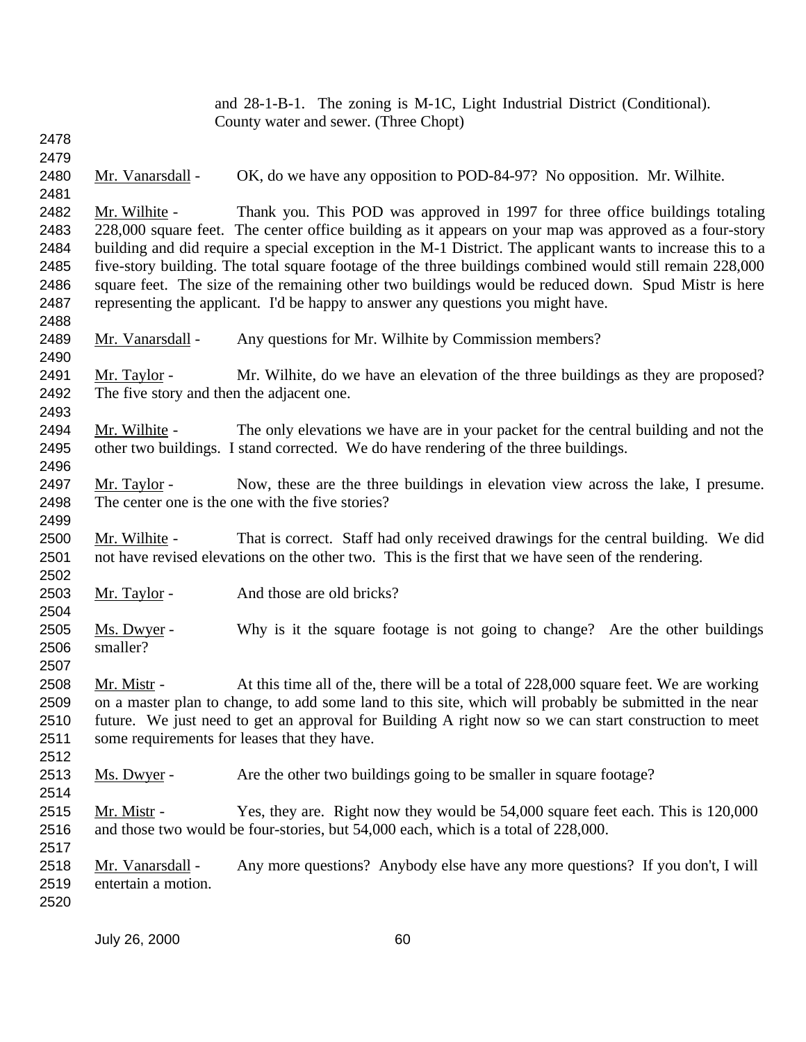and 28-1-B-1. The zoning is M-1C, Light Industrial District (Conditional). County water and sewer. (Three Chopt)

Mr. Vanarsdall - OK, do we have any opposition to POD-84-97? No opposition. Mr. Wilhite.

Mr. Wilhite - Thank you. This POD was approved in 1997 for three office buildings totaling 228,000 square feet. The center office building as it appears on your map was approved as a four-story building and did require a special exception in the M-1 District. The applicant wants to increase this to a five-story building. The total square footage of the three buildings combined would still remain 228,000 square feet. The size of the remaining other two buildings would be reduced down. Spud Mistr is here representing the applicant. I'd be happy to answer any questions you might have.

Mr. Vanarsdall - Any questions for Mr. Wilhite by Commission members?

Mr. Taylor - Mr. Wilhite, do we have an elevation of the three buildings as they are proposed? The five story and then the adjacent one.

Mr. Wilhite - The only elevations we have are in your packet for the central building and not the other two buildings. I stand corrected. We do have rendering of the three buildings.

Mr. Taylor - Now, these are the three buildings in elevation view across the lake, I presume. The center one is the one with the five stories?

Mr. Wilhite - That is correct. Staff had only received drawings for the central building. We did not have revised elevations on the other two. This is the first that we have seen of the rendering.

Mr. Taylor - And those are old bricks?

Ms. Dwyer - Why is it the square footage is not going to change? Are the other buildings smaller?

Mr. Mistr - At this time all of the, there will be a total of 228,000 square feet. We are working on a master plan to change, to add some land to this site, which will probably be submitted in the near future. We just need to get an approval for Building A right now so we can start construction to meet some requirements for leases that they have.

Ms. Dwyer - Are the other two buildings going to be smaller in square footage?

Mr. Mistr - Yes, they are. Right now they would be 54,000 square feet each. This is 120,000 and those two would be four-stories, but 54,000 each, which is a total of 228,000.

Mr. Vanarsdall - Any more questions? Anybody else have any more questions? If you don't, I will entertain a motion.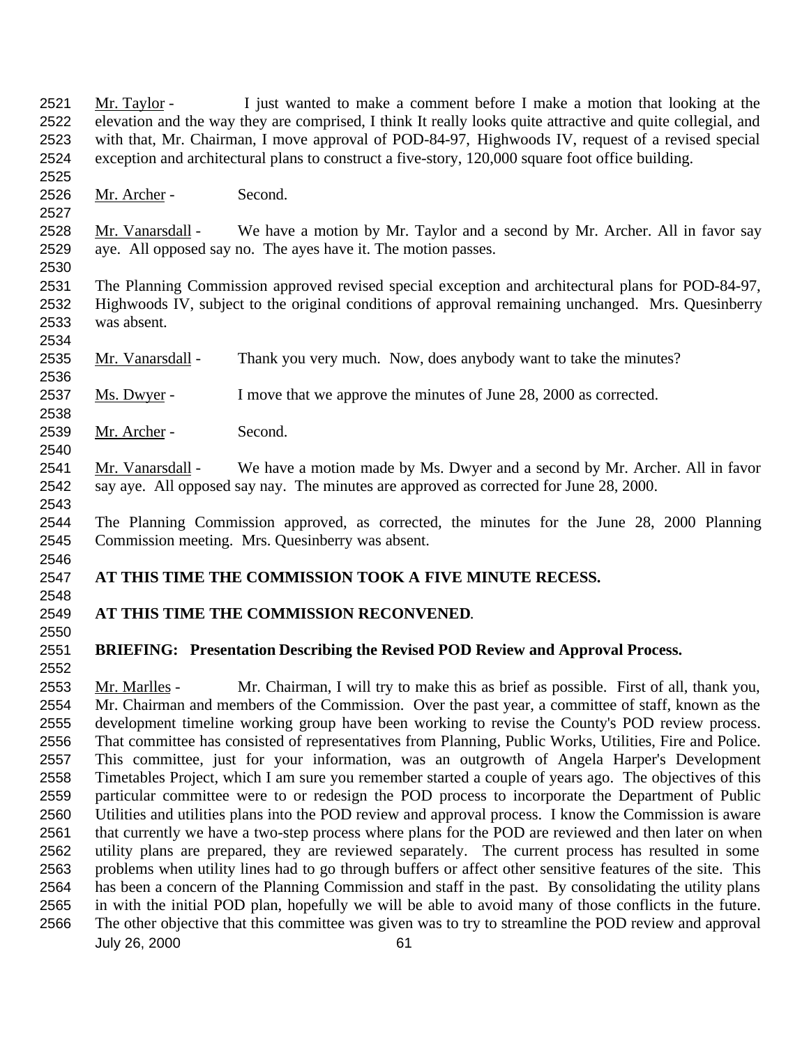Mr. Taylor - I just wanted to make a comment before I make a motion that looking at the elevation and the way they are comprised, I think It really looks quite attractive and quite collegial, and with that, Mr. Chairman, I move approval of POD-84-97, Highwoods IV, request of a revised special exception and architectural plans to construct a five-story, 120,000 square foot office building.

Mr. Archer - Second.

Mr. Vanarsdall - We have a motion by Mr. Taylor and a second by Mr. Archer. All in favor say aye. All opposed say no. The ayes have it. The motion passes.

The Planning Commission approved revised special exception and architectural plans for POD-84-97, Highwoods IV, subject to the original conditions of approval remaining unchanged. Mrs. Quesinberry was absent.

Mr. Vanarsdall - Thank you very much. Now, does anybody want to take the minutes?

Ms. Dwyer - I move that we approve the minutes of June 28, 2000 as corrected.

Mr. Archer - Second.

Mr. Vanarsdall - We have a motion made by Ms. Dwyer and a second by Mr. Archer. All in favor say aye. All opposed say nay. The minutes are approved as corrected for June 28, 2000.

The Planning Commission approved, as corrected, the minutes for the June 28, 2000 Planning Commission meeting. Mrs. Quesinberry was absent.

**AT THIS TIME THE COMMISSION TOOK A FIVE MINUTE RECESS.**

**AT THIS TIME THE COMMISSION RECONVENED.**

**BRIEFING: Presentation Describing the Revised POD Review and Approval Process.**

Mr. Marlles - Mr. Chairman, I will try to make this as brief as possible. First of all, thank you, Mr. Chairman and members of the Commission. Over the past year, a committee of staff, known as the development timeline working group have been working to revise the County's POD review process. That committee has consisted of representatives from Planning, Public Works, Utilities, Fire and Police. This committee, just for your information, was an outgrowth of Angela Harper's Development Timetables Project, which I am sure you remember started a couple of years ago. The objectives of this particular committee were to or redesign the POD process to incorporate the Department of Public Utilities and utilities plans into the POD review and approval process. I know the Commission is aware that currently we have a two-step process where plans for the POD are reviewed and then later on when utility plans are prepared, they are reviewed separately. The current process has resulted in some problems when utility lines had to go through buffers or affect other sensitive features of the site. This has been a concern of the Planning Commission and staff in the past. By consolidating the utility plans in with the initial POD plan, hopefully we will be able to avoid many of those conflicts in the future. The other objective that this committee was given was to try to streamline the POD review and approval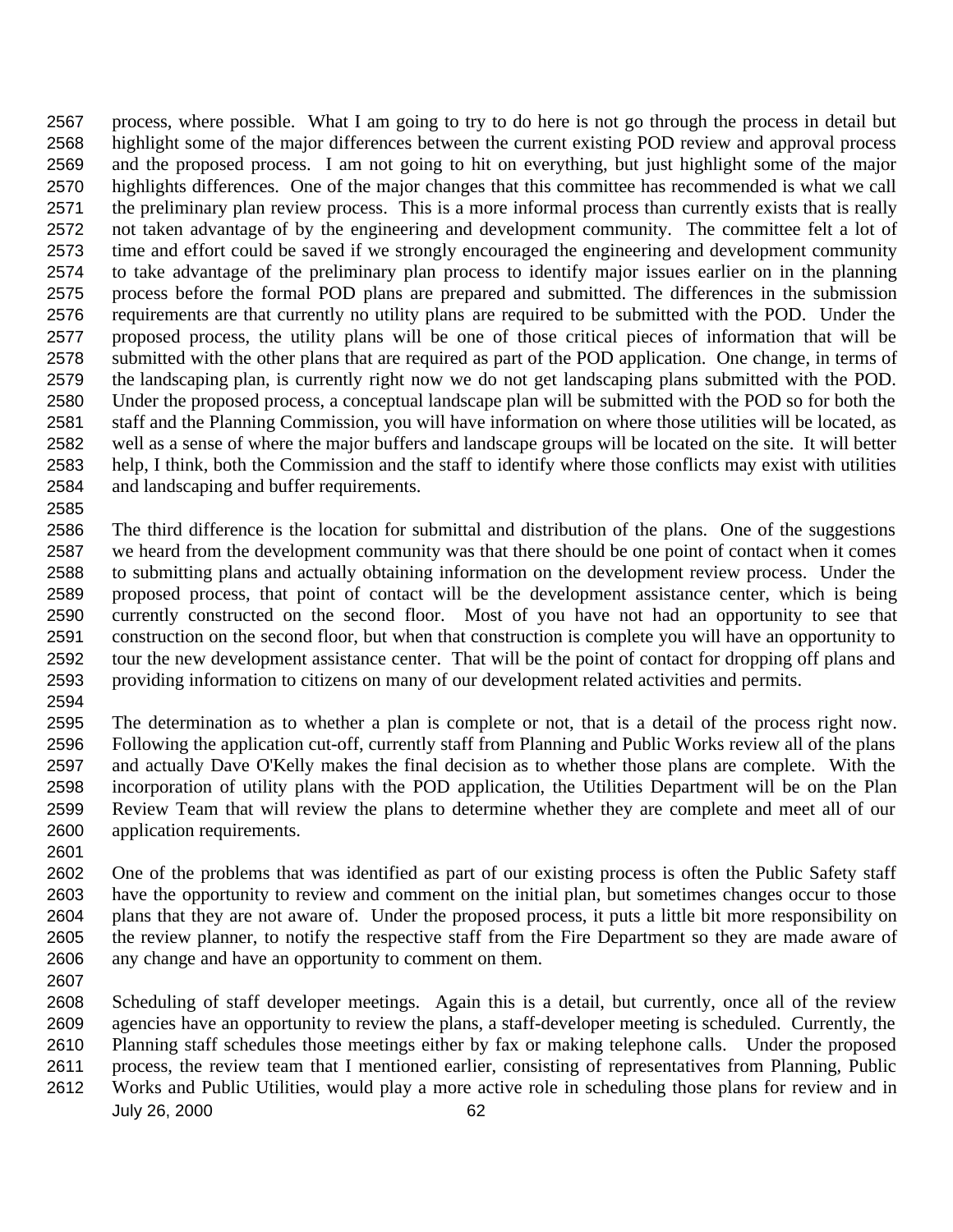process, where possible. What I am going to try to do here is not go through the process in detail but highlight some of the major differences between the current existing POD review and approval process and the proposed process. I am not going to hit on everything, but just highlight some of the major highlights differences. One of the major changes that this committee has recommended is what we call the preliminary plan review process. This is a more informal process than currently exists that is really not taken advantage of by the engineering and development community. The committee felt a lot of time and effort could be saved if we strongly encouraged the engineering and development community to take advantage of the preliminary plan process to identify major issues earlier on in the planning process before the formal POD plans are prepared and submitted. The differences in the submission requirements are that currently no utility plans are required to be submitted with the POD. Under the proposed process, the utility plans will be one of those critical pieces of information that will be submitted with the other plans that are required as part of the POD application. One change, in terms of the landscaping plan, is currently right now we do not get landscaping plans submitted with the POD. Under the proposed process, a conceptual landscape plan will be submitted with the POD so for both the staff and the Planning Commission, you will have information on where those utilities will be located, as well as a sense of where the major buffers and landscape groups will be located on the site. It will better help, I think, both the Commission and the staff to identify where those conflicts may exist with utilities and landscaping and buffer requirements.

The third difference is the location for submittal and distribution of the plans. One of the suggestions we heard from the development community was that there should be one point of contact when it comes to submitting plans and actually obtaining information on the development review process. Under the proposed process, that point of contact will be the development assistance center, which is being currently constructed on the second floor. Most of you have not had an opportunity to see that construction on the second floor, but when that construction is complete you will have an opportunity to tour the new development assistance center. That will be the point of contact for dropping off plans and providing information to citizens on many of our development related activities and permits.

The determination as to whether a plan is complete or not, that is a detail of the process right now. Following the application cut-off, currently staff from Planning and Public Works review all of the plans and actually Dave O'Kelly makes the final decision as to whether those plans are complete. With the incorporation of utility plans with the POD application, the Utilities Department will be on the Plan Review Team that will review the plans to determine whether they are complete and meet all of our application requirements.

One of the problems that was identified as part of our existing process is often the Public Safety staff have the opportunity to review and comment on the initial plan, but sometimes changes occur to those plans that they are not aware of. Under the proposed process, it puts a little bit more responsibility on the review planner, to notify the respective staff from the Fire Department so they are made aware of any change and have an opportunity to comment on them.

Scheduling of staff developer meetings. Again this is a detail, but currently, once all of the review agencies have an opportunity to review the plans, a staff-developer meeting is scheduled. Currently, the Planning staff schedules those meetings either by fax or making telephone calls. Under the proposed process, the review team that I mentioned earlier, consisting of representatives from Planning, Public Works and Public Utilities, would play a more active role in scheduling those plans for review and in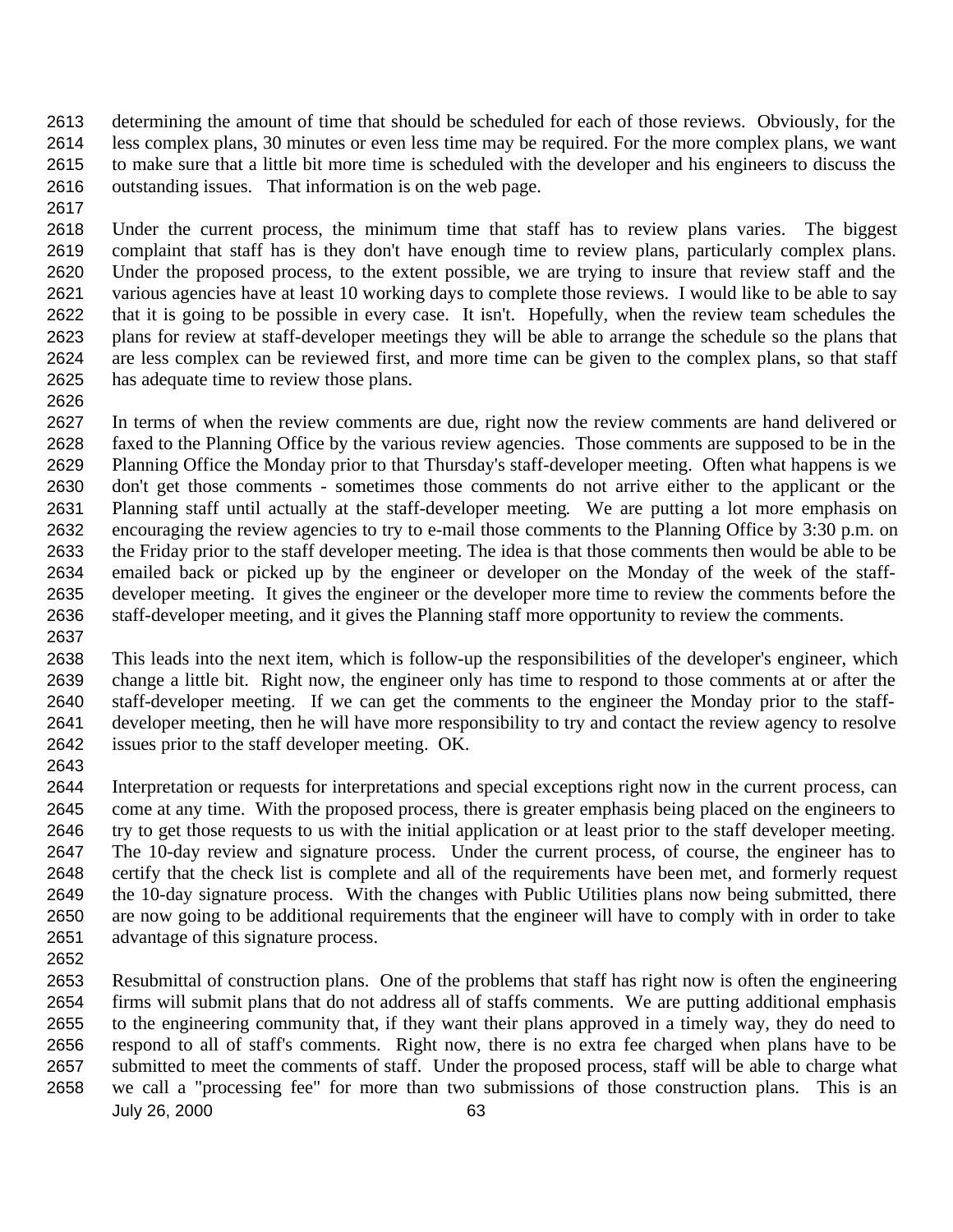determining the amount of time that should be scheduled for each of those reviews. Obviously, for the less complex plans, 30 minutes or even less time may be required. For the more complex plans, we want to make sure that a little bit more time is scheduled with the developer and his engineers to discuss the outstanding issues. That information is on the web page.

Under the current process, the minimum time that staff has to review plans varies. The biggest complaint that staff has is they don't have enough time to review plans, particularly complex plans. Under the proposed process, to the extent possible, we are trying to insure that review staff and the various agencies have at least 10 working days to complete those reviews. I would like to be able to say that it is going to be possible in every case. It isn't. Hopefully, when the review team schedules the plans for review at staff-developer meetings they will be able to arrange the schedule so the plans that are less complex can be reviewed first, and more time can be given to the complex plans, so that staff has adequate time to review those plans.

In terms of when the review comments are due, right now the review comments are hand delivered or faxed to the Planning Office by the various review agencies. Those comments are supposed to be in the Planning Office the Monday prior to that Thursday's staff-developer meeting. Often what happens is we don't get those comments - sometimes those comments do not arrive either to the applicant or the Planning staff until actually at the staff-developer meeting. We are putting a lot more emphasis on encouraging the review agencies to try to e-mail those comments to the Planning Office by 3:30 p.m. on the Friday prior to the staff developer meeting. The idea is that those comments then would be able to be emailed back or picked up by the engineer or developer on the Monday of the week of the staff-developer meeting. It gives the engineer or the developer more time to review the comments before the staff-developer meeting, and it gives the Planning staff more opportunity to review the comments.

This leads into the next item, which is follow-up the responsibilities of the developer's engineer, which change a little bit. Right now, the engineer only has time to respond to those comments at or after the staff-developer meeting. If we can get the comments to the engineer the Monday prior to the staff-developer meeting, then he will have more responsibility to try and contact the review agency to resolve issues prior to the staff developer meeting. OK.

Interpretation or requests for interpretations and special exceptions right now in the current process, can come at any time. With the proposed process, there is greater emphasis being placed on the engineers to try to get those requests to us with the initial application or at least prior to the staff developer meeting. The 10-day review and signature process. Under the current process, of course, the engineer has to certify that the check list is complete and all of the requirements have been met, and formerly request the 10-day signature process. With the changes with Public Utilities plans now being submitted, there are now going to be additional requirements that the engineer will have to comply with in order to take advantage of this signature process.

Resubmittal of construction plans. One of the problems that staff has right now is often the engineering firms will submit plans that do not address all of staffs comments. We are putting additional emphasis to the engineering community that, if they want their plans approved in a timely way, they do need to respond to all of staff's comments. Right now, there is no extra fee charged when plans have to be submitted to meet the comments of staff. Under the proposed process, staff will be able to charge what we call a "processing fee" for more than two submissions of those construction plans. This is an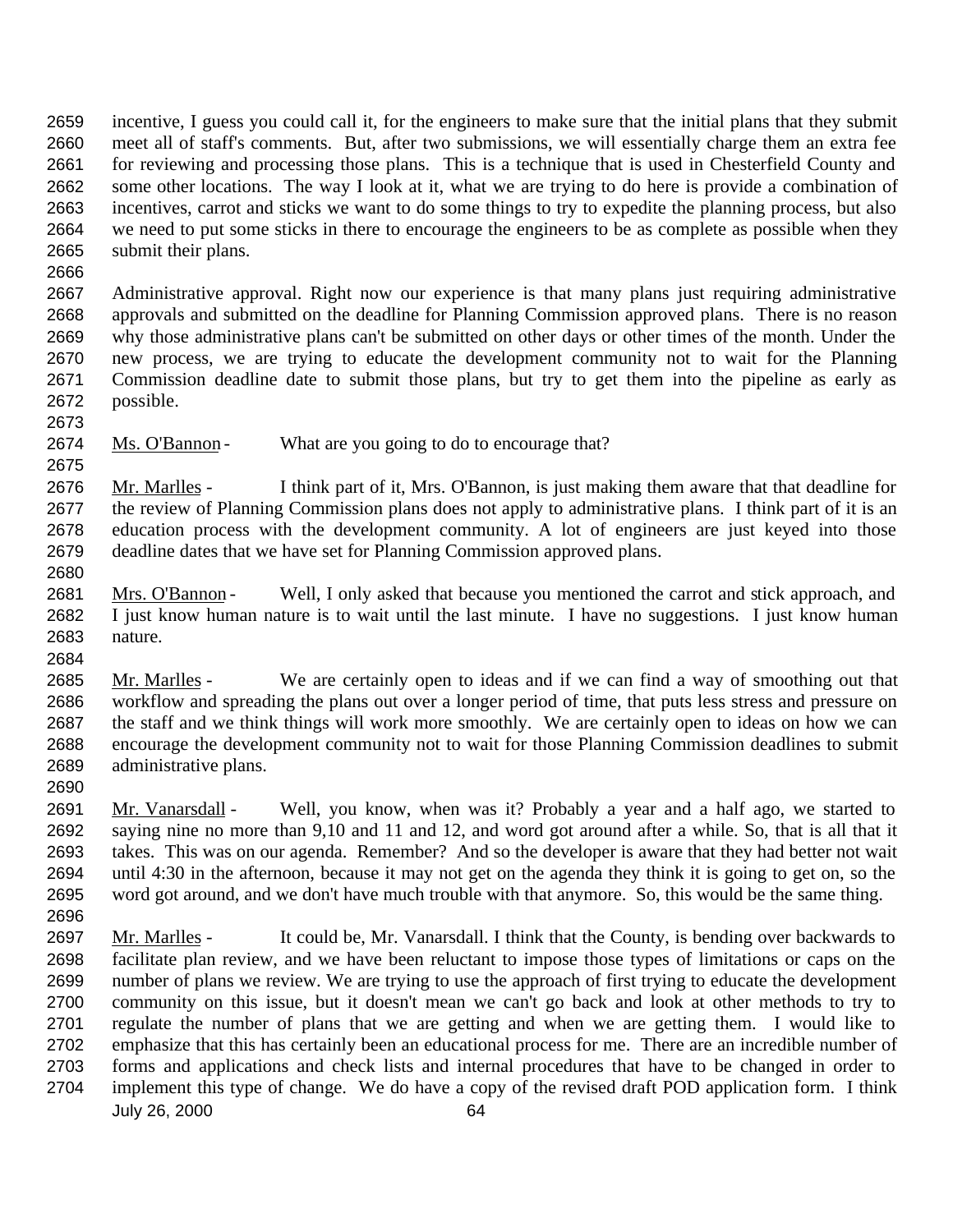incentive, I guess you could call it, for the engineers to make sure that the initial plans that they submit meet all of staff's comments. But, after two submissions, we will essentially charge them an extra fee for reviewing and processing those plans. This is a technique that is used in Chesterfield County and some other locations. The way I look at it, what we are trying to do here is provide a combination of incentives, carrot and sticks we want to do some things to try to expedite the planning process, but also we need to put some sticks in there to encourage the engineers to be as complete as possible when they submit their plans.

Administrative approval. Right now our experience is that many plans just requiring administrative approvals and submitted on the deadline for Planning Commission approved plans. There is no reason why those administrative plans can't be submitted on other days or other times of the month. Under the new process, we are trying to educate the development community not to wait for the Planning Commission deadline date to submit those plans, but try to get them into the pipeline as early as possible.

Ms. O'Bannon - What are you going to do to encourage that?

Mr. Marlles - I think part of it, Mrs. O'Bannon, is just making them aware that that deadline for the review of Planning Commission plans does not apply to administrative plans. I think part of it is an education process with the development community. A lot of engineers are just keyed into those deadline dates that we have set for Planning Commission approved plans.

Mrs. O'Bannon - Well, I only asked that because you mentioned the carrot and stick approach, and I just know human nature is to wait until the last minute. I have no suggestions. I just know human nature.

Mr. Marlles - We are certainly open to ideas and if we can find a way of smoothing out that workflow and spreading the plans out over a longer period of time, that puts less stress and pressure on the staff and we think things will work more smoothly. We are certainly open to ideas on how we can encourage the development community not to wait for those Planning Commission deadlines to submit administrative plans.

Mr. Vanarsdall - Well, you know, when was it? Probably a year and a half ago, we started to saying nine no more than 9,10 and 11 and 12, and word got around after a while. So, that is all that it takes. This was on our agenda. Remember? And so the developer is aware that they had better not wait until 4:30 in the afternoon, because it may not get on the agenda they think it is going to get on, so the word got around, and we don't have much trouble with that anymore. So, this would be the same thing.

Mr. Marlles - It could be, Mr. Vanarsdall. I think that the County, is bending over backwards to facilitate plan review, and we have been reluctant to impose those types of limitations or caps on the number of plans we review. We are trying to use the approach of first trying to educate the development community on this issue, but it doesn't mean we can't go back and look at other methods to try to regulate the number of plans that we are getting and when we are getting them. I would like to emphasize that this has certainly been an educational process for me. There are an incredible number of forms and applications and check lists and internal procedures that have to be changed in order to implement this type of change. We do have a copy of the revised draft POD application form. I think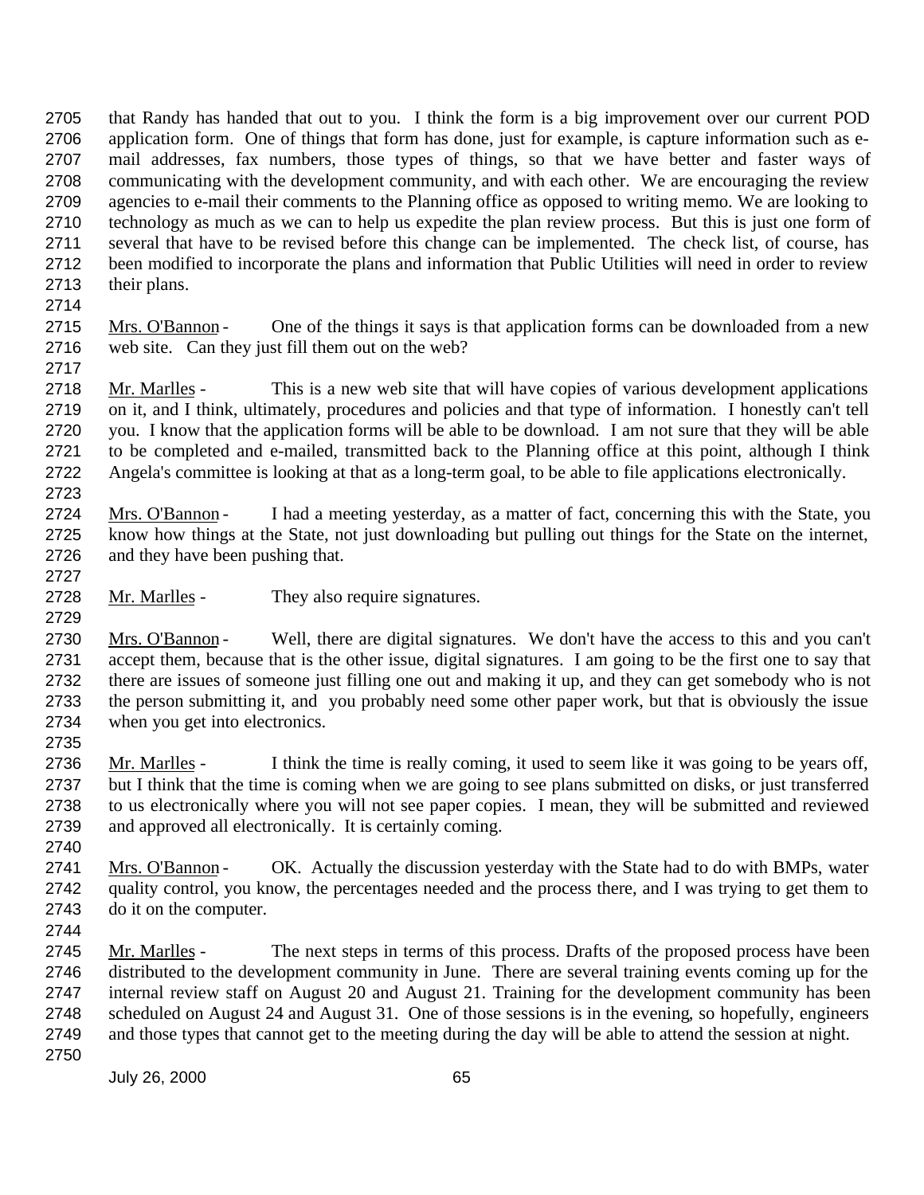that Randy has handed that out to you. I think the form is a big improvement over our current POD application form. One of things that form has done, just for example, is capture information such as e-mail addresses, fax numbers, those types of things, so that we have better and faster ways of communicating with the development community, and with each other. We are encouraging the review agencies to e-mail their comments to the Planning office as opposed to writing memo. We are looking to technology as much as we can to help us expedite the plan review process. But this is just one form of several that have to be revised before this change can be implemented. The check list, of course, has been modified to incorporate the plans and information that Public Utilities will need in order to review their plans.

Mrs. O'Bannon - One of the things it says is that application forms can be downloaded from a new web site. Can they just fill them out on the web?

Mr. Marlles - This is a new web site that will have copies of various development applications on it, and I think, ultimately, procedures and policies and that type of information. I honestly can't tell you. I know that the application forms will be able to be download. I am not sure that they will be able to be completed and e-mailed, transmitted back to the Planning office at this point, although I think Angela's committee is looking at that as a long-term goal, to be able to file applications electronically.

Mrs. O'Bannon - I had a meeting yesterday, as a matter of fact, concerning this with the State, you know how things at the State, not just downloading but pulling out things for the State on the internet, and they have been pushing that.

Mr. Marlles - They also require signatures.

Mrs. O'Bannon - Well, there are digital signatures. We don't have the access to this and you can't accept them, because that is the other issue, digital signatures. I am going to be the first one to say that there are issues of someone just filling one out and making it up, and they can get somebody who is not the person submitting it, and you probably need some other paper work, but that is obviously the issue when you get into electronics.

Mr. Marlles - I think the time is really coming, it used to seem like it was going to be years off, but I think that the time is coming when we are going to see plans submitted on disks, or just transferred to us electronically where you will not see paper copies. I mean, they will be submitted and reviewed and approved all electronically. It is certainly coming.

Mrs. O'Bannon - OK. Actually the discussion yesterday with the State had to do with BMPs, water quality control, you know, the percentages needed and the process there, and I was trying to get them to do it on the computer.

Mr. Marlles - The next steps in terms of this process. Drafts of the proposed process have been distributed to the development community in June. There are several training events coming up for the internal review staff on August 20 and August 21. Training for the development community has been scheduled on August 24 and August 31. One of those sessions is in the evening, so hopefully, engineers and those types that cannot get to the meeting during the day will be able to attend the session at night.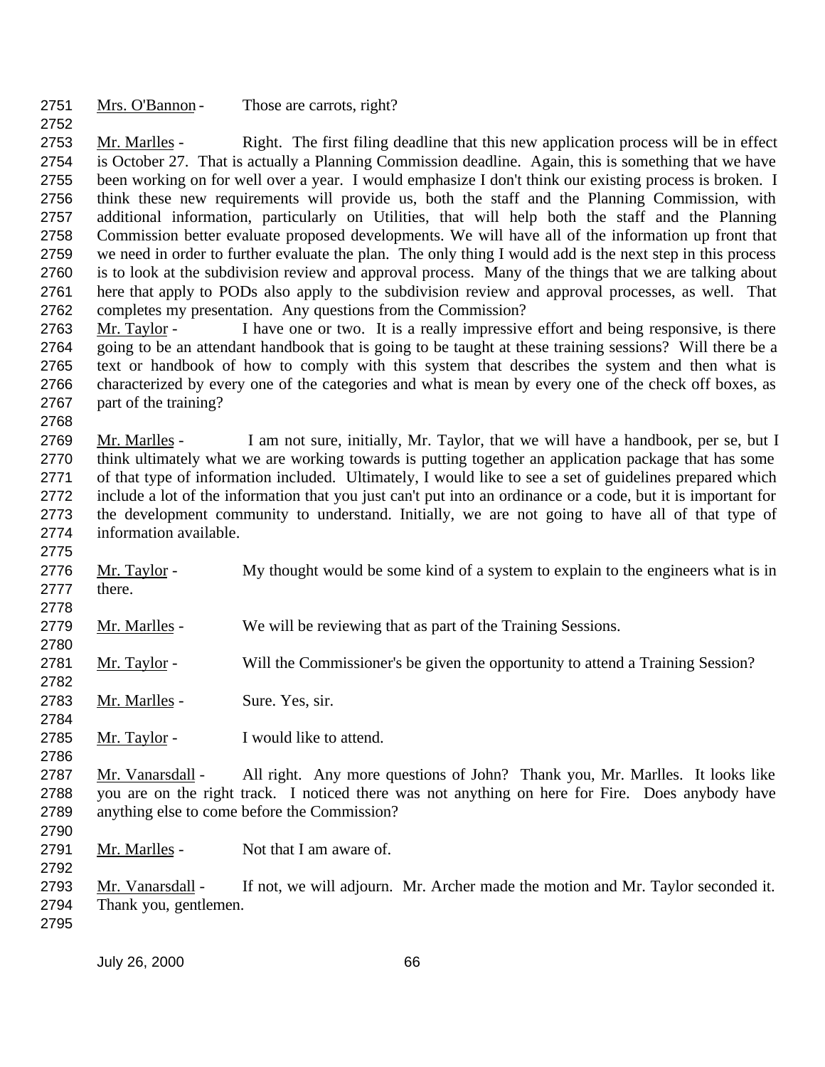Mrs. O'Bannon - Those are carrots, right?

Mr. Marlles - Right. The first filing deadline that this new application process will be in effect is October 27. That is actually a Planning Commission deadline. Again, this is something that we have been working on for well over a year. I would emphasize I don't think our existing process is broken. I think these new requirements will provide us, both the staff and the Planning Commission, with additional information, particularly on Utilities, that will help both the staff and the Planning Commission better evaluate proposed developments. We will have all of the information up front that we need in order to further evaluate the plan. The only thing I would add is the next step in this process is to look at the subdivision review and approval process. Many of the things that we are talking about here that apply to PODs also apply to the subdivision review and approval processes, as well. That completes my presentation. Any questions from the Commission?

Mr. Taylor - I have one or two. It is a really impressive effort and being responsive, is there going to be an attendant handbook that is going to be taught at these training sessions? Will there be a text or handbook of how to comply with this system that describes the system and then what is characterized by every one of the categories and what is mean by every one of the check off boxes, as part of the training?

Mr. Marlles - I am not sure, initially, Mr. Taylor, that we will have a handbook, per se, but I think ultimately what we are working towards is putting together an application package that has some of that type of information included. Ultimately, I would like to see a set of guidelines prepared which include a lot of the information that you just can't put into an ordinance or a code, but it is important for the development community to understand. Initially, we are not going to have all of that type of information available.

Mr. Taylor - My thought would be some kind of a system to explain to the engineers what is in there.

Mr. Marlles - We will be reviewing that as part of the Training Sessions.

Mr. Taylor - Will the Commissioner's be given the opportunity to attend a Training Session?

Mr. Marlles - Sure. Yes, sir.

Mr. Taylor - I would like to attend.

Mr. Vanarsdall - All right. Any more questions of John? Thank you, Mr. Marlles. It looks like you are on the right track. I noticed there was not anything on here for Fire. Does anybody have anything else to come before the Commission?

Mr. Marlles - Not that I am aware of.

Mr. Vanarsdall - If not, we will adjourn. Mr. Archer made the motion and Mr. Taylor seconded it. Thank you, gentlemen.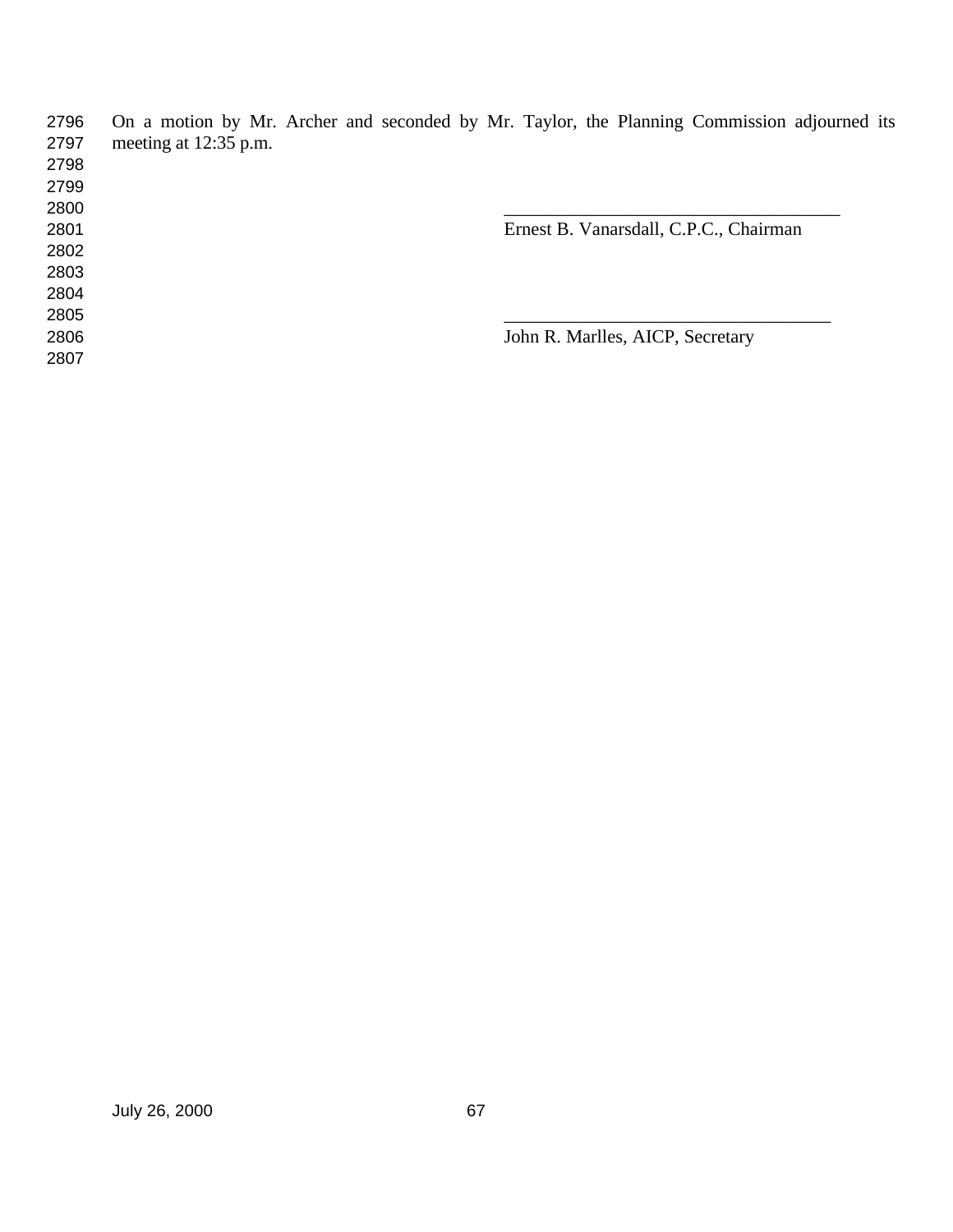On a motion by Mr. Archer and seconded by Mr. Taylor, the Planning Commission adjourned its meeting at 12:35 p.m.

\_\_\_\_\_\_\_\_\_\_\_\_\_\_\_\_\_\_\_\_\_\_\_\_\_\_\_\_\_\_\_\_\_\_\_\_

Ernest B. Vanarsdall, C.P.C., Chairman

\_\_\_\_\_\_\_\_\_\_\_\_\_\_\_\_\_\_\_\_\_\_\_\_\_\_\_\_\_\_\_\_\_\_\_\_

John R. Marlles, AICP, Secretary